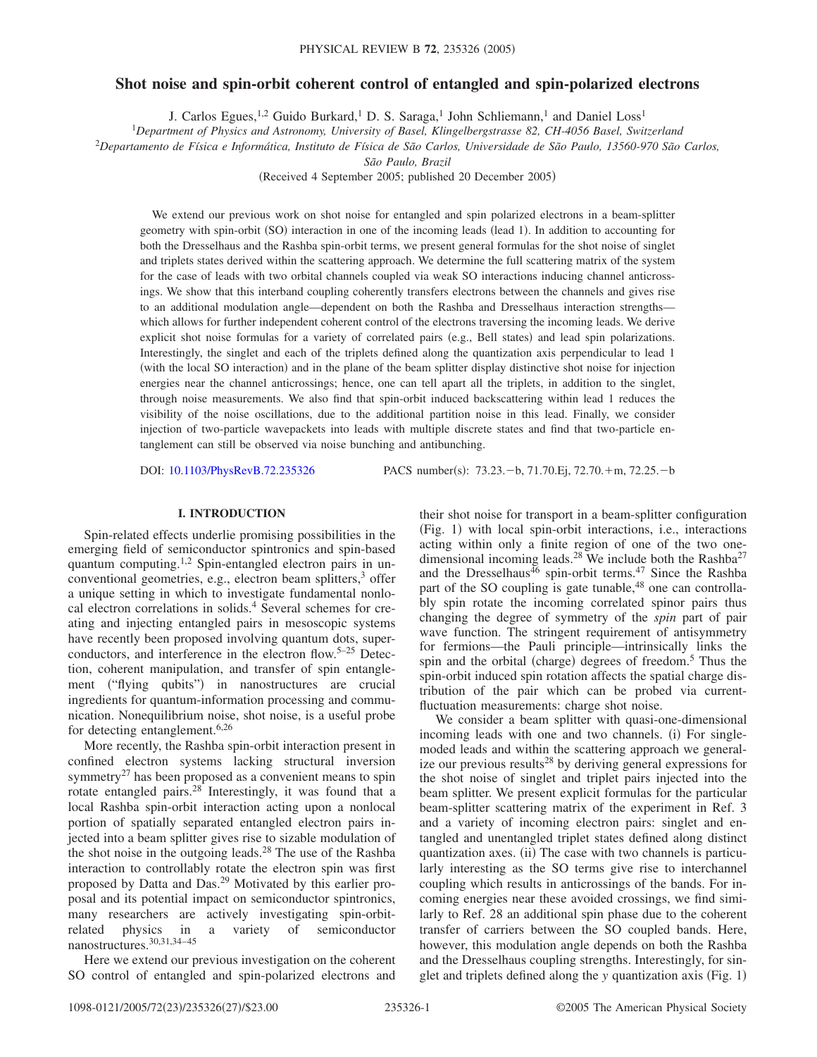# Shot noise and spin-orbit coherent control of entangled and spin-polarized electrons

J. Carlos Egues,[1,2] Guido Burkard,[1] D. S. Saraga,[1] John Schliemann,[1] and Daniel Loss[1]

[1]*Department of Physics and Astronomy, University of Basel, Klingelbergstrasse 82, CH-4056 Basel, Switzerland*

[2]*Departamento de Física e Informática, Instituto de Física de São Carlos, Universidade de São Paulo, 13560-970 São Carlos, São Paulo, Brazil*

(Received 4 September 2005; published 20 December 2005)

We extend our previous work on shot noise for entangled and spin polarized electrons in a beam-splitter geometry with spin-orbit (SO) interaction in one of the incoming leads (lead 1). In addition to accounting for both the Dresselhaus and the Rashba spin-orbit terms, we present general formulas for the shot noise of singlet and triplets states derived within the scattering approach. We determine the full scattering matrix of the system for the case of leads with two orbital channels coupled via weak SO interactions inducing channel anticrossings. We show that this interband coupling coherently transfers electrons between the channels and gives rise to an additional modulation angle—dependent on both the Rashba and Dresselhaus interaction strengths—which allows for further independent coherent control of the electrons traversing the incoming leads. We derive explicit shot noise formulas for a variety of correlated pairs (e.g., Bell states) and lead spin polarizations. Interestingly, the singlet and each of the triplets defined along the quantization axis perpendicular to lead 1 (with the local SO interaction) and in the plane of the beam splitter display distinctive shot noise for injection energies near the channel anticrossings; hence, one can tell apart all the triplets, in addition to the singlet, through noise measurements. We also find that spin-orbit induced backscattering within lead 1 reduces the visibility of the noise oscillations, due to the additional partition noise in this lead. Finally, we consider injection of two-particle wavepackets into leads with multiple discrete states and find that two-particle entanglement can still be observed via noise bunching and antibunching.

DOI: 10.1103/PhysRevB.72.235326 PACS number(s): 73.23.−b, 71.70.Ej, 72.70.+m, 72.25.−b

## I. INTRODUCTION

Spin-related effects underlie promising possibilities in the emerging field of semiconductor spintronics and spin-based quantum computing.[1,2] Spin-entangled electron pairs in unconventional geometries, e.g., electron beam splitters,[3] offer a unique setting in which to investigate fundamental nonlocal electron correlations in solids.[4] Several schemes for creating and injecting entangled pairs in mesoscopic systems have recently been proposed involving quantum dots, superconductors, and interference in the electron flow.[5–25] Detection, coherent manipulation, and transfer of spin entanglement ("flying qubits") in nanostructures are crucial ingredients for quantum-information processing and communication. Nonequilibrium noise, shot noise, is a useful probe for detecting entanglement.[6,26]

More recently, the Rashba spin-orbit interaction present in confined electron systems lacking structural inversion symmetry[27] has been proposed as a convenient means to spin rotate entangled pairs.[28] Interestingly, it was found that a local Rashba spin-orbit interaction acting upon a nonlocal portion of spatially separated entangled electron pairs injected into a beam splitter gives rise to sizable modulation of the shot noise in the outgoing leads.[28] The use of the Rashba interaction to controllably rotate the electron spin was first proposed by Datta and Das.[29] Motivated by this earlier proposal and its potential impact on semiconductor spintronics, many researchers are actively investigating spin-orbit-related physics in a variety of semiconductor nanostructures.[30,31,34–45]

Here we extend our previous investigation on the coherent SO control of entangled and spin-polarized electrons and their shot noise for transport in a beam-splitter configuration (Fig. 1) with local spin-orbit interactions, i.e., interactions acting within only a finite region of one of the two one-dimensional incoming leads.[28] We include both the Rashba[27] and the Dresselhaus[46] spin-orbit terms.[47] Since the Rashba part of the SO coupling is gate tunable,[48] one can controllably spin rotate the incoming correlated spinor pairs thus changing the degree of symmetry of the *spin* part of pair wave function. The stringent requirement of antisymmetry for fermions—the Pauli principle—intrinsically links the spin and the orbital (charge) degrees of freedom.[5] Thus the spin-orbit induced spin rotation affects the spatial charge distribution of the pair which can be probed via current-fluctuation measurements: charge shot noise.

We consider a beam splitter with quasi-one-dimensional incoming leads with one and two channels. (i) For single-moded leads and within the scattering approach we generalize our previous results[28] by deriving general expressions for the shot noise of singlet and triplet pairs injected into the beam splitter. We present explicit formulas for the particular beam-splitter scattering matrix of the experiment in Ref. 3 and a variety of incoming electron pairs: singlet and entangled and unentangled triplet states defined along distinct quantization axes. (ii) The case with two channels is particularly interesting as the SO terms give rise to interchannel coupling which results in anticrossings of the bands. For incoming energies near these avoided crossings, we find similarly to Ref. 28 an additional spin phase due to the coherent transfer of carriers between the SO coupled bands. Here, however, this modulation angle depends on both the Rashba and the Dresselhaus coupling strengths. Interestingly, for singlet and triplets defined along the $y$ quantization axis (Fig. 1)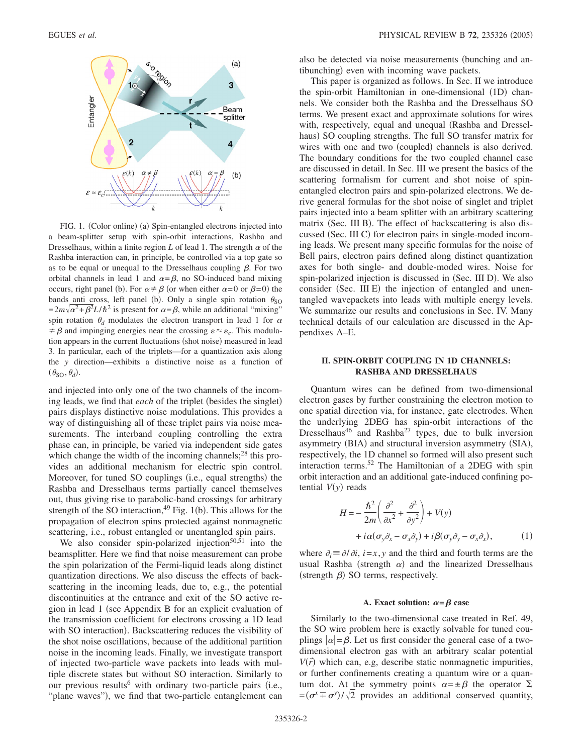FIG. 1. (Color online) (a) Spin-entangled electrons injected into a beam-splitter setup with spin-orbit interactions, Rashba and Dresselhaus, within a finite region $L$ of lead 1. The strength $\alpha$ of the Rashba interaction can, in principle, be controlled via a top gate so as to be equal or unequal to the Dresselhaus coupling $\beta$. For two orbital channels in lead 1 and $\alpha=\beta$, no SO-induced band mixing occurs, right panel (b). For $\alpha \neq \beta$ (or when either $\alpha=0$ or $\beta=0$) the bands anti cross, left panel (b). Only a single spin rotation $\theta_{\mathrm{SO}} = 2m\sqrt{\alpha^2+\beta^2}L/\hbar^2$ is present for $\alpha=\beta$, while an additional "mixing" spin rotation $\theta_d$ modulates the electron transport in lead 1 for $\alpha \neq \beta$ and impinging energies near the crossing $\varepsilon \approx \varepsilon_c$. This modulation appears in the current fluctuations (shot noise) measured in lead 3. In particular, each of the triplets—for a quantization axis along the $y$ direction—exhibits a distinctive noise as a function of $(\theta_{\mathrm{SO}}, \theta_d)$.

and injected into only one of the two channels of the incoming leads, we find that *each* of the triplet (besides the singlet) pairs displays distinctive noise modulations. This provides a way of distinguishing all of these triplet pairs via noise measurements. The interband coupling controlling the extra phase can, in principle, be varied via independent side gates which change the width of the incoming channels;[28] this provides an additional mechanism for electric spin control. Moreover, for tuned SO couplings (i.e., equal strengths) the Rashba and Dresselhaus terms partially cancel themselves out, thus giving rise to parabolic-band crossings for arbitrary strength of the SO interaction,[49] Fig. 1(b). This allows for the propagation of electron spins protected against nonmagnetic scattering, i.e., robust entangled or unentangled spin pairs.

We also consider spin-polarized injection[50,51] into the beamsplitter. Here we find that noise measurement can probe the spin polarization of the Fermi-liquid leads along distinct quantization directions. We also discuss the effects of backscattering in the incoming leads, due to, e.g., the potential discontinuities at the entrance and exit of the SO active region in lead 1 (see Appendix B for an explicit evaluation of the transmission coefficient for electrons crossing a 1D lead with SO interaction). Backscattering reduces the visibility of the shot noise oscillations, because of the additional partition noise in the incoming leads. Finally, we investigate transport of injected two-particle wave packets into leads with multiple discrete states but without SO interaction. Similarly to our previous results[6] with ordinary two-particle pairs (i.e., "plane waves"), we find that two-particle entanglement can also be detected via noise measurements (bunching and antibunching) even with incoming wave packets.

This paper is organized as follows. In Sec. II we introduce the spin-orbit Hamiltonian in one-dimensional (1D) channels. We consider both the Rashba and the Dresselhaus SO terms. We present exact and approximate solutions for wires with, respectively, equal and unequal (Rashba and Dresselhaus) SO coupling strengths. The full SO transfer matrix for wires with one and two (coupled) channels is also derived. The boundary conditions for the two coupled channel case are discussed in detail. In Sec. III we present the basics of the scattering formalism for current and shot noise of spin-entangled electron pairs and spin-polarized electrons. We derive general formulas for the shot noise of singlet and triplet pairs injected into a beam splitter with an arbitrary scattering matrix (Sec. III B). The effect of backscattering is also discussed (Sec. III C) for electron pairs in single-moded incoming leads. We present many specific formulas for the noise of Bell pairs, electron pairs defined along distinct quantization axes for both single- and double-moded wires. Noise for spin-polarized injection is discussed in (Sec. III D). We also consider (Sec. III E) the injection of entangled and unentangled wavepackets into leads with multiple energy levels. We summarize our results and conclusions in Sec. IV. Many technical details of our calculation are discussed in the Appendices A–E.

## II. SPIN-ORBIT COUPLING IN 1D CHANNELS: RASHBA AND DRESSELHAUS

Quantum wires can be defined from two-dimensional electron gases by further constraining the electron motion to one spatial direction via, for instance, gate electrodes. When the underlying 2DEG has spin-orbit interactions of the Dresselhaus[46] and Rashba[27] types, due to bulk inversion asymmetry (BIA) and structural inversion asymmetry (SIA), respectively, the 1D channel so formed will also present such interaction terms.[52] The Hamiltonian of a 2DEG with spin orbit interaction and an additional gate-induced confining potential $V(y)$ reads

$$
\begin{aligned}
H = & -\frac{\hbar^2}{2m}\left(\frac{\partial^2}{\partial x^2} + \frac{\partial^2}{\partial y^2}\right) + V(y) \\
& + i\alpha(\sigma_y \partial_x - \sigma_x \partial_y) + i\beta(\sigma_y \partial_y - \sigma_x \partial_x),
\end{aligned}
\tag{1}
$$

where $\partial_i \equiv \partial/\partial i$, $i=x,y$ and the third and fourth terms are the usual Rashba (strength $\alpha$) and the linearized Dresselhaus (strength $\beta$) SO terms, respectively.

### A. Exact solution: $\alpha=\beta$ case

Similarly to the two-dimensional case treated in Ref. 49, the SO wire problem here is exactly solvable for tuned couplings $|\alpha|=\beta$. Let us first consider the general case of a two-dimensional electron gas with an arbitrary scalar potential $V(\vec{r})$ which can, e.g, describe static nonmagnetic impurities, or further confinements creating a quantum wire or a quantum dot. At the symmetry points $\alpha=\pm\beta$ the operator $\Sigma = (\sigma^x \mp \sigma^y)/\sqrt{2}$ provides an additional conserved quantity,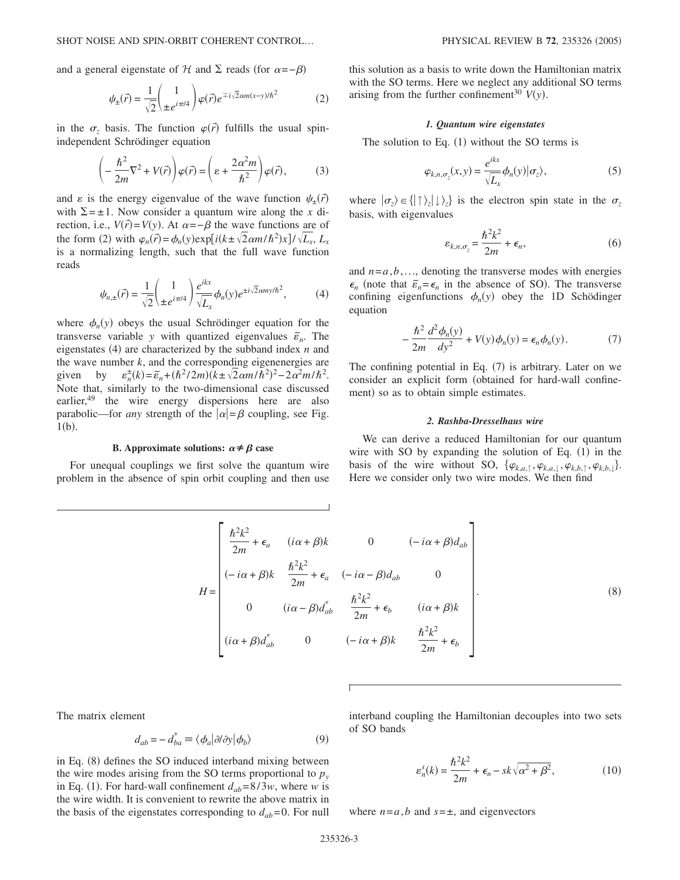and a general eigenstate of $\mathcal{H}$ and $\Sigma$ reads (for $\alpha=-\beta$)

$$\psi_{\pm}(\vec{r}) = \frac{1}{\sqrt{2}}\begin{pmatrix} 1 \\ \pm e^{i\pi/4} \end{pmatrix}\varphi(\vec{r})e^{\mp i\sqrt{2}\alpha m(x-y)/\hbar^2} \tag{2}$$

in the $\sigma_z$ basis. The function $\varphi(\vec{r})$ fulfills the usual spin-independent Schrödinger equation

$$\left(-\frac{\hbar^2}{2m}\nabla^2 + V(\vec{r})\right)\varphi(\vec{r}) = \left(\varepsilon + \frac{2\alpha^2 m}{\hbar^2}\right)\varphi(\vec{r}), \tag{3}$$

and $\varepsilon$ is the energy eigenvalue of the wave function $\psi_{\pm}(\vec{r})$ with $\Sigma=\pm 1$. Now consider a quantum wire along the $x$ direction, i.e., $V(\vec{r})=V(y)$. At $\alpha=-\beta$ the wave functions are of the form (2) with $\varphi_n(\vec{r})=\phi_n(y)\exp[i(k\pm\sqrt{2}\alpha m/\hbar^2)x]/\sqrt{L_x}$, $L_x$ is a normalizing length, such that the full wave function reads

$$\psi_{n,\pm}(\vec{r}) = \frac{1}{\sqrt{2}}\begin{pmatrix} 1 \\ \pm e^{i\pi/4} \end{pmatrix}\frac{e^{ikx}}{\sqrt{L_x}}\phi_n(y)e^{\pm i\sqrt{2}\alpha m y/\hbar^2}, \tag{4}$$

where $\phi_n(y)$ obeys the usual Schrödinger equation for the transverse variable $y$ with quantized eigenvalues $\tilde{\varepsilon}_n$. The eigenstates (4) are characterized by the subband index $n$ and the wave number $k$, and the corresponding eigenenergies are given by $\varepsilon_n^{\pm}(k)=\tilde{\varepsilon}_n+(\hbar^2/2m)(k\pm\sqrt{2}\alpha m/\hbar^2)^2-2\alpha^2 m/\hbar^2$. Note that, similarly to the two-dimensional case discussed earlier,[49] the wire energy dispersions here are also parabolic—for *any* strength of the $|\alpha|=\beta$ coupling, see Fig. 1(b).

### B. Approximate solutions: $\alpha\neq\beta$ case

For unequal couplings we first solve the quantum wire problem in the absence of spin orbit coupling and then use this solution as a basis to write down the Hamiltonian matrix with the SO terms. Here we neglect any additional SO terms arising from the further confinement[30] $V(y)$.

#### 1. Quantum wire eigenstates

The solution to Eq. (1) without the SO terms is

$$\varphi_{k,n,\sigma_z}(x,y) = \frac{e^{ikx}}{\sqrt{L_x}}\phi_n(y)|\sigma_z\rangle, \tag{5}$$

where $|\sigma_z\rangle \in \{|\uparrow\rangle_z|\downarrow\rangle_z\}$ is the electron spin state in the $\sigma_z$ basis, with eigenvalues

$$\varepsilon_{k,n,\sigma_z} = \frac{\hbar^2 k^2}{2m} + \epsilon_n, \tag{6}$$

and $n=a,b,\ldots$, denoting the transverse modes with energies $\epsilon_n$ (note that $\tilde{\varepsilon}_n=\epsilon_n$ in the absence of SO). The transverse confining eigenfunctions $\phi_n(y)$ obey the 1D Schödinger equation

$$-\frac{\hbar^2}{2m}\frac{d^2\phi_n(y)}{dy^2} + V(y)\phi_n(y) = \epsilon_n\phi_n(y). \tag{7}$$

The confining potential in Eq. (7) is arbitrary. Later on we consider an explicit form (obtained for hard-wall confinement) so as to obtain simple estimates.

#### 2. Rashba-Dresselhaus wire

We can derive a reduced Hamiltonian for our quantum wire with SO by expanding the solution of Eq. (1) in the basis of the wire without SO, $\{\varphi_{k,a,\uparrow},\varphi_{k,a,\downarrow},\varphi_{k,b,\uparrow},\varphi_{k,b,\downarrow}\}$. Here we consider only two wire modes. We then find

$$H = \begin{bmatrix} \dfrac{\hbar^2k^2}{2m}+\epsilon_a & (i\alpha+\beta)k & 0 & (-i\alpha+\beta)d_{ab} \\ (-i\alpha+\beta)k & \dfrac{\hbar^2k^2}{2m}+\epsilon_a & (-i\alpha-\beta)d_{ab} & 0 \\ 0 & (i\alpha-\beta)d_{ab}^* & \dfrac{\hbar^2k^2}{2m}+\epsilon_b & (i\alpha+\beta)k \\ (i\alpha+\beta)d_{ab}^* & 0 & (-i\alpha+\beta)k & \dfrac{\hbar^2k^2}{2m}+\epsilon_b \end{bmatrix}. \tag{8}$$

The matrix element

$$d_{ab} = -d_{ba}^* \equiv \langle\phi_a|\partial/\partial y|\phi_b\rangle \tag{9}$$

in Eq. (8) defines the SO induced interband mixing between the wire modes arising from the SO terms proportional to $p_y$ in Eq. (1). For hard-wall confinement $d_{ab}=8/3w$, where $w$ is the wire width. It is convenient to rewrite the above matrix in the basis of the eigenstates corresponding to $d_{ab}=0$. For null interband coupling the Hamiltonian decouples into two sets of SO bands

$$\varepsilon_n^s(k) = \frac{\hbar^2k^2}{2m} + \epsilon_n - sk\sqrt{\alpha^2+\beta^2}, \tag{10}$$

where $n=a,b$ and $s=\pm$, and eigenvectors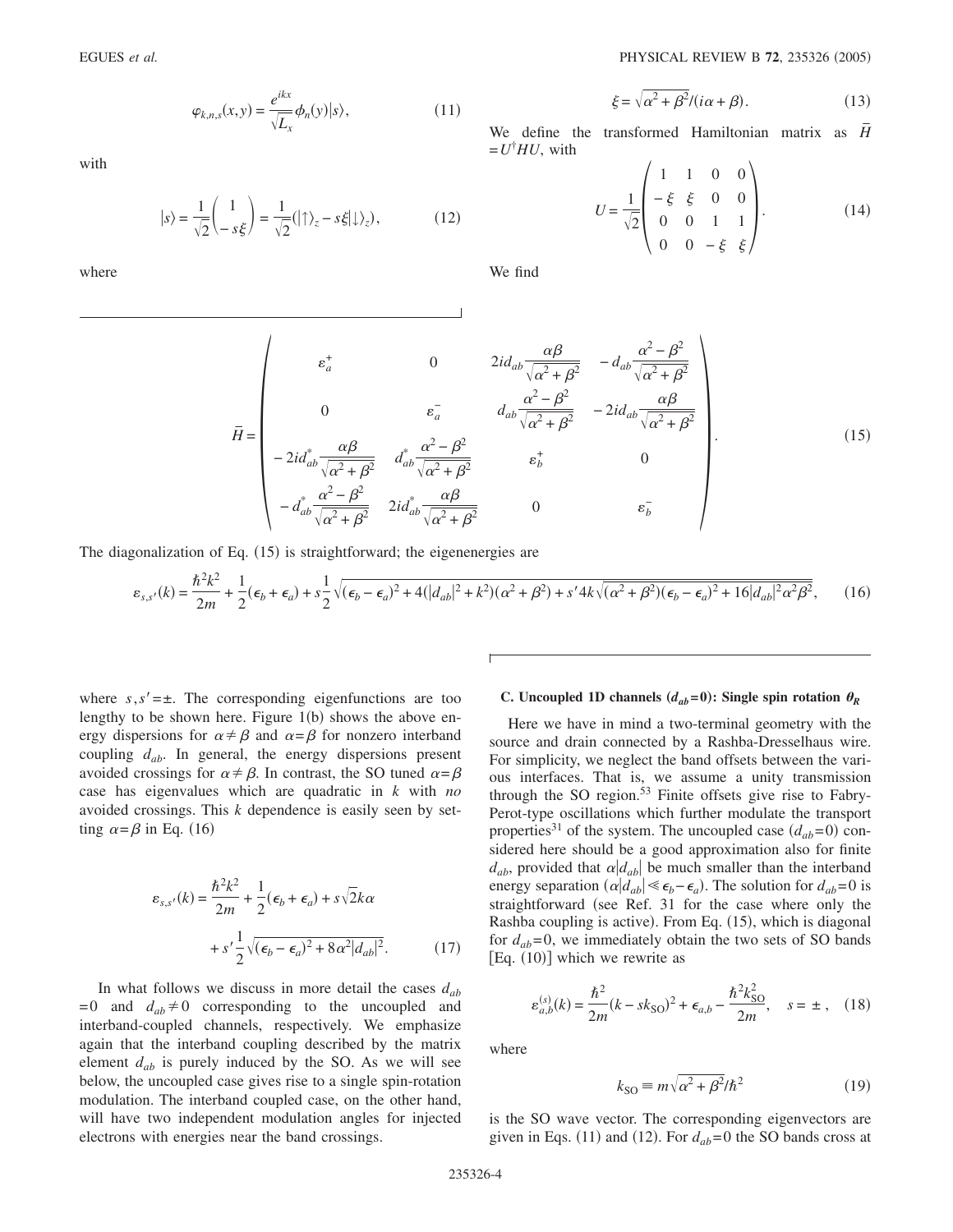$$\varphi_{k,n,s}(x,y) = \frac{e^{ikx}}{\sqrt{L_x}} \phi_n(y) |s\rangle, \tag{11}$$

with

$$|s\rangle = \frac{1}{\sqrt{2}} \begin{pmatrix} 1 \\ -s\xi \end{pmatrix} = \frac{1}{\sqrt{2}} (|\uparrow\rangle_z - s\xi |\downarrow\rangle_z), \tag{12}$$

where

$$\xi = \sqrt{\alpha^2 + \beta^2}/(i\alpha + \beta). \tag{13}$$

We define the transformed Hamiltonian matrix as $\bar{H} = U^\dagger H U$, with

$$U = \frac{1}{\sqrt{2}} \begin{pmatrix} 1 & 1 & 0 & 0 \\ -\xi & \xi & 0 & 0 \\ 0 & 0 & 1 & 1 \\ 0 & 0 & -\xi & \xi \end{pmatrix}. \tag{14}$$

We find

$$\bar{H} = \begin{pmatrix} \varepsilon_a^+ & 0 & 2id_{ab}\dfrac{\alpha\beta}{\sqrt{\alpha^2+\beta^2}} & -d_{ab}\dfrac{\alpha^2-\beta^2}{\sqrt{\alpha^2+\beta^2}} \\ 0 & \varepsilon_a^- & d_{ab}\dfrac{\alpha^2-\beta^2}{\sqrt{\alpha^2+\beta^2}} & -2id_{ab}\dfrac{\alpha\beta}{\sqrt{\alpha^2+\beta^2}} \\ -2id_{ab}^*\dfrac{\alpha\beta}{\sqrt{\alpha^2+\beta^2}} & d_{ab}^*\dfrac{\alpha^2-\beta^2}{\sqrt{\alpha^2+\beta^2}} & \varepsilon_b^+ & 0 \\ -d_{ab}^*\dfrac{\alpha^2-\beta^2}{\sqrt{\alpha^2+\beta^2}} & 2id_{ab}^*\dfrac{\alpha\beta}{\sqrt{\alpha^2+\beta^2}} & 0 & \varepsilon_b^- \end{pmatrix}. \tag{15}$$

The diagonalization of Eq. (15) is straightforward; the eigenenergies are

$$\varepsilon_{s,s'}(k) = \frac{\hbar^2 k^2}{2m} + \frac{1}{2}(\epsilon_b + \epsilon_a) + s\frac{1}{2}\sqrt{(\epsilon_b - \epsilon_a)^2 + 4(|d_{ab}|^2 + k^2)(\alpha^2+\beta^2) + s' 4k\sqrt{(\alpha^2+\beta^2)(\epsilon_b-\epsilon_a)^2 + 16|d_{ab}|^2\alpha^2\beta^2}}, \tag{16}$$

where $s, s' = \pm$. The corresponding eigenfunctions are too lengthy to be shown here. Figure 1(b) shows the above energy dispersions for $\alpha \neq \beta$ and $\alpha = \beta$ for nonzero interband coupling $d_{ab}$. In general, the energy dispersions present avoided crossings for $\alpha \neq \beta$. In contrast, the SO tuned $\alpha = \beta$ case has eigenvalues which are quadratic in $k$ with *no* avoided crossings. This $k$ dependence is easily seen by setting $\alpha = \beta$ in Eq. (16)

$$\varepsilon_{s,s'}(k) = \frac{\hbar^2 k^2}{2m} + \frac{1}{2}(\epsilon_b + \epsilon_a) + s\sqrt{2}k\alpha + s'\frac{1}{2}\sqrt{(\epsilon_b - \epsilon_a)^2 + 8\alpha^2|d_{ab}|^2}. \tag{17}$$

In what follows we discuss in more detail the cases $d_{ab} = 0$ and $d_{ab} \neq 0$ corresponding to the uncoupled and interband-coupled channels, respectively. We emphasize again that the interband coupling described by the matrix element $d_{ab}$ is purely induced by the SO. As we will see below, the uncoupled case gives rise to a single spin-rotation modulation. The interband coupled case, on the other hand, will have two independent modulation angles for injected electrons with energies near the band crossings.

### C. Uncoupled 1D channels ($d_{ab}=0$): Single spin rotation $\theta_R$

Here we have in mind a two-terminal geometry with the source and drain connected by a Rashba-Dresselhaus wire. For simplicity, we neglect the band offsets between the various interfaces. That is, we assume a unity transmission through the SO region.[53] Finite offsets give rise to Fabry-Perot-type oscillations which further modulate the transport properties[31] of the system. The uncoupled case ($d_{ab}=0$) considered here should be a good approximation also for finite $d_{ab}$, provided that $\alpha|d_{ab}|$ be much smaller than the interband energy separation ($\alpha|d_{ab}| \ll \epsilon_b - \epsilon_a$). The solution for $d_{ab}=0$ is straightforward (see Ref. 31 for the case where only the Rashba coupling is active). From Eq. (15), which is diagonal for $d_{ab}=0$, we immediately obtain the two sets of SO bands [Eq. (10)] which we rewrite as

$$\varepsilon_{a,b}^{(s)}(k) = \frac{\hbar^2}{2m}(k - sk_{\text{SO}})^2 + \epsilon_{a,b} - \frac{\hbar^2 k_{\text{SO}}^2}{2m}, \quad s = \pm, \tag{18}$$

where

$$k_{\text{SO}} \equiv m\sqrt{\alpha^2+\beta^2}/\hbar^2 \tag{19}$$

is the SO wave vector. The corresponding eigenvectors are given in Eqs. (11) and (12). For $d_{ab}=0$ the SO bands cross at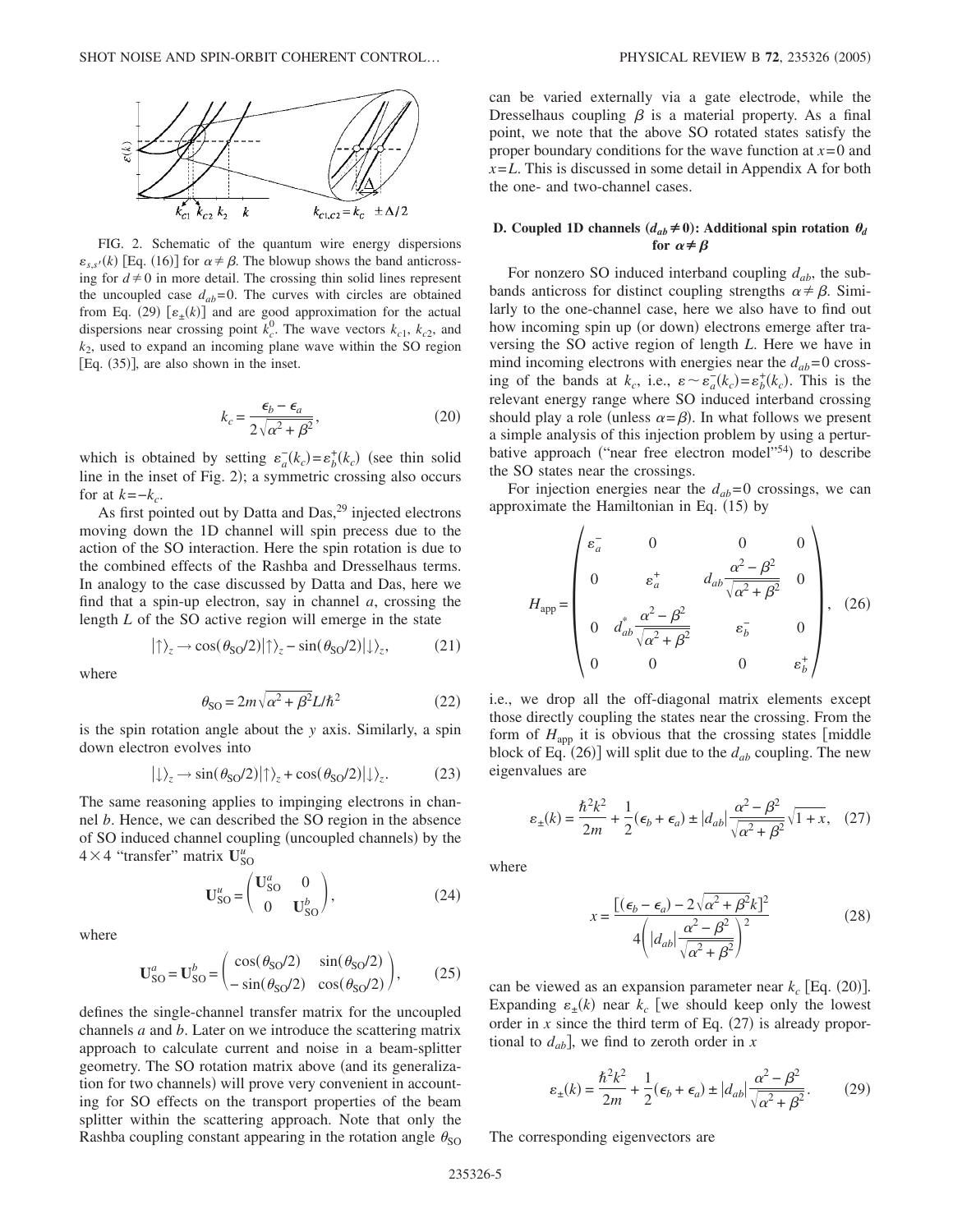FIG. 2. Schematic of the quantum wire energy dispersions $\varepsilon_{s,s'}(k)$ [Eq. (16)] for $\alpha \neq \beta$. The blowup shows the band anticrossing for $d \neq 0$ in more detail. The crossing thin solid lines represent the uncoupled case $d_{ab}=0$. The curves with circles are obtained from Eq. (29) [$\varepsilon_{\pm}(k)$] and are good approximation for the actual dispersions near crossing point $k_c^0$. The wave vectors $k_{c1}$, $k_{c2}$, and $k_2$, used to expand an incoming plane wave within the SO region [Eq. (35)], are also shown in the inset.

$$k_c = \frac{\epsilon_b - \epsilon_a}{2\sqrt{\alpha^2 + \beta^2}}, \tag{20}$$

which is obtained by setting $\varepsilon_a^-(k_c) = \varepsilon_b^+(k_c)$ (see thin solid line in the inset of Fig. 2); a symmetric crossing also occurs for at $k=-k_c$.

As first pointed out by Datta and Das,[29] injected electrons moving down the 1D channel will spin precess due to the action of the SO interaction. Here the spin rotation is due to the combined effects of the Rashba and Dresselhaus terms. In analogy to the case discussed by Datta and Das, here we find that a spin-up electron, say in channel $a$, crossing the length $L$ of the SO active region will emerge in the state

$$|\uparrow\rangle_z \rightarrow \cos(\theta_{\text{SO}}/2)|\uparrow\rangle_z - \sin(\theta_{\text{SO}}/2)|\downarrow\rangle_z, \tag{21}$$

where

$$\theta_{\text{SO}} = 2m\sqrt{\alpha^2 + \beta^2}L/\hbar^2 \tag{22}$$

is the spin rotation angle about the $y$ axis. Similarly, a spin down electron evolves into

$$|\downarrow\rangle_z \rightarrow \sin(\theta_{\text{SO}}/2)|\uparrow\rangle_z + \cos(\theta_{\text{SO}}/2)|\downarrow\rangle_z. \tag{23}$$

The same reasoning applies to impinging electrons in channel $b$. Hence, we can described the SO region in the absence of SO induced channel coupling (uncoupled channels) by the $4\times 4$ "transfer" matrix $\mathbf{U}_{\text{SO}}^u$

$$\mathbf{U}_{\text{SO}}^u = \begin{pmatrix} \mathbf{U}_{\text{SO}}^a & 0 \\ 0 & \mathbf{U}_{\text{SO}}^b \end{pmatrix}, \tag{24}$$

where

$$\mathbf{U}_{\text{SO}}^a = \mathbf{U}_{\text{SO}}^b = \begin{pmatrix} \cos(\theta_{\text{SO}}/2) & \sin(\theta_{\text{SO}}/2) \\ -\sin(\theta_{\text{SO}}/2) & \cos(\theta_{\text{SO}}/2) \end{pmatrix}, \tag{25}$$

defines the single-channel transfer matrix for the uncoupled channels $a$ and $b$. Later on we introduce the scattering matrix approach to calculate current and noise in a beam-splitter geometry. The SO rotation matrix above (and its generalization for two channels) will prove very convenient in accounting for SO effects on the transport properties of the beam splitter within the scattering approach. Note that only the Rashba coupling constant appearing in the rotation angle $\theta_{\text{SO}}$ can be varied externally via a gate electrode, while the Dresselhaus coupling $\beta$ is a material property. As a final point, we note that the above SO rotated states satisfy the proper boundary conditions for the wave function at $x=0$ and $x=L$. This is discussed in some detail in Appendix A for both the one- and two-channel cases.

### D. Coupled 1D channels ($d_{ab} \neq 0$): Additional spin rotation $\theta_d$ for $\alpha \neq \beta$

For nonzero SO induced interband coupling $d_{ab}$, the subbands anticross for distinct coupling strengths $\alpha \neq \beta$. Similarly to the one-channel case, here we also have to find out how incoming spin up (or down) electrons emerge after traversing the SO active region of length $L$. Here we have in mind incoming electrons with energies near the $d_{ab}=0$ crossing of the bands at $k_c$, i.e., $\varepsilon \sim \varepsilon_a^-(k_c) = \varepsilon_b^+(k_c)$. This is the relevant energy range where SO induced interband crossing should play a role (unless $\alpha=\beta$). In what follows we present a simple analysis of this injection problem by using a perturbative approach ("near free electron model"[54]) to describe the SO states near the crossings.

For injection energies near the $d_{ab}=0$ crossings, we can approximate the Hamiltonian in Eq. (15) by

$$H_{\text{app}} = \begin{pmatrix} \varepsilon_a^- & 0 & 0 & 0 \\ 0 & \varepsilon_a^+ & d_{ab}\dfrac{\alpha^2 - \beta^2}{\sqrt{\alpha^2 + \beta^2}} & 0 \\ 0 & d_{ab}^*\dfrac{\alpha^2 - \beta^2}{\sqrt{\alpha^2 + \beta^2}} & \varepsilon_b^- & 0 \\ 0 & 0 & 0 & \varepsilon_b^+ \end{pmatrix}, \tag{26}$$

i.e., we drop all the off-diagonal matrix elements except those directly coupling the states near the crossing. From the form of $H_{\text{app}}$ it is obvious that the crossing states [middle block of Eq. (26)] will split due to the $d_{ab}$ coupling. The new eigenvalues are

$$\varepsilon_{\pm}(k) = \frac{\hbar^2 k^2}{2m} + \frac{1}{2}(\epsilon_b + \epsilon_a) \pm |d_{ab}|\frac{\alpha^2 - \beta^2}{\sqrt{\alpha^2 + \beta^2}}\sqrt{1 + x}, \tag{27}$$

where

$$x = \frac{[(\epsilon_b - \epsilon_a) - 2\sqrt{\alpha^2 + \beta^2}k]^2}{4\left(|d_{ab}|\dfrac{\alpha^2 - \beta^2}{\sqrt{\alpha^2 + \beta^2}}\right)^2} \tag{28}$$

can be viewed as an expansion parameter near $k_c$ [Eq. (20)]. Expanding $\varepsilon_{\pm}(k)$ near $k_c$ [we should keep only the lowest order in $x$ since the third term of Eq. (27) is already proportional to $d_{ab}$], we find to zeroth order in $x$

$$\varepsilon_{\pm}(k) = \frac{\hbar^2 k^2}{2m} + \frac{1}{2}(\epsilon_b + \epsilon_a) \pm |d_{ab}|\frac{\alpha^2 - \beta^2}{\sqrt{\alpha^2 + \beta^2}}. \tag{29}$$

The corresponding eigenvectors are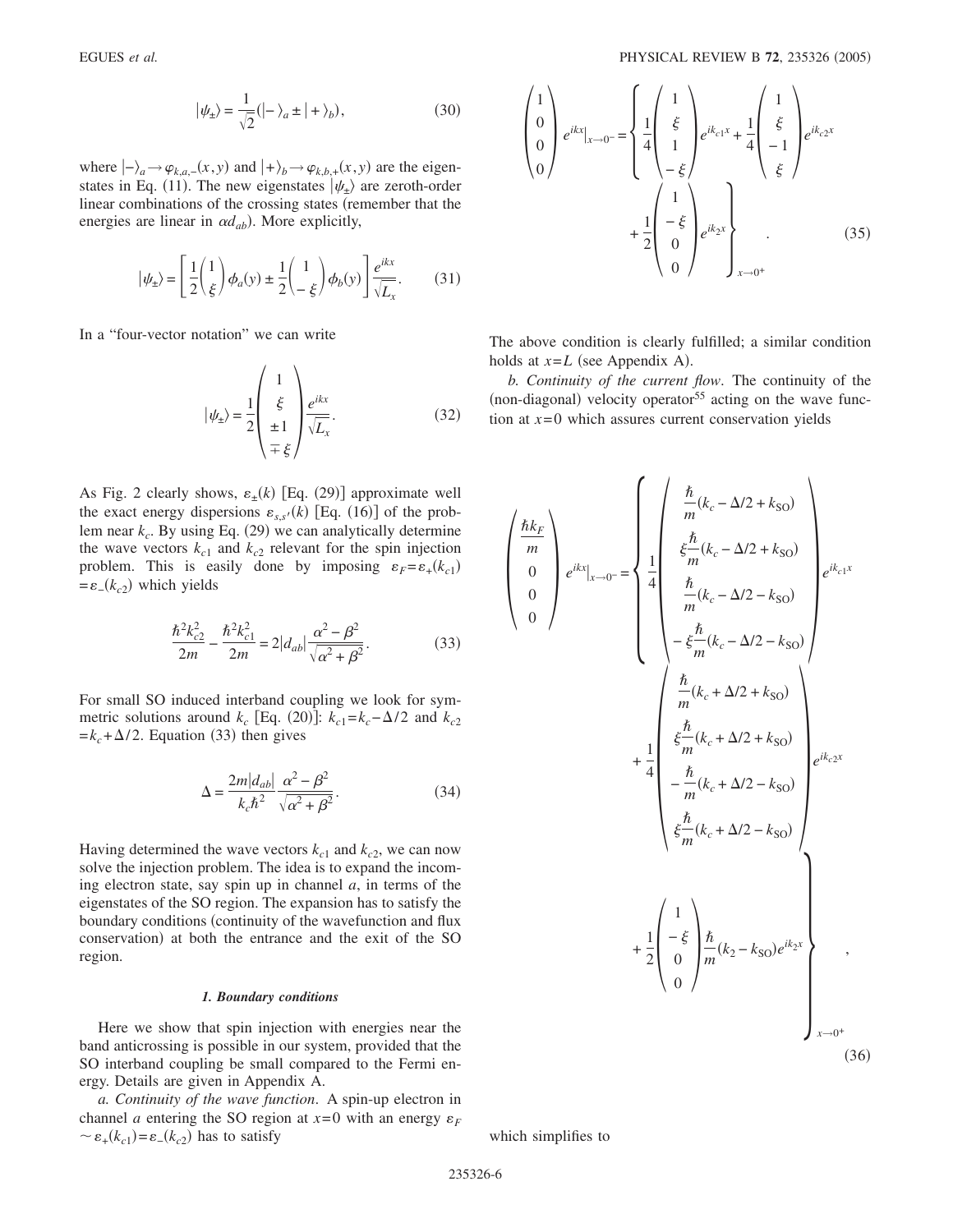$$|\psi_\pm\rangle = \frac{1}{\sqrt{2}}(|-\rangle_a \pm |+\rangle_b), \tag{30}$$

where $|-\rangle_a \to \varphi_{k,a,-}(x,y)$ and $|+\rangle_b \to \varphi_{k,b,+}(x,y)$ are the eigenstates in Eq. (11). The new eigenstates $|\psi_\pm\rangle$ are zeroth-order linear combinations of the crossing states (remember that the energies are linear in $\alpha d_{ab}$). More explicitly,

$$|\psi_\pm\rangle = \left[\frac{1}{2}\begin{pmatrix}1\\ \xi\end{pmatrix}\phi_a(y) \pm \frac{1}{2}\begin{pmatrix}1\\ -\xi\end{pmatrix}\phi_b(y)\right]\frac{e^{ikx}}{\sqrt{L_x}}. \tag{31}$$

In a "four-vector notation" we can write

$$|\psi_\pm\rangle = \frac{1}{2}\begin{pmatrix}1\\ \xi\\ \pm 1\\ \mp \xi\end{pmatrix}\frac{e^{ikx}}{\sqrt{L_x}}. \tag{32}$$

As Fig. 2 clearly shows, $\varepsilon_\pm(k)$ [Eq. (29)] approximate well the exact energy dispersions $\varepsilon_{s,s'}(k)$ [Eq. (16)] of the problem near $k_c$. By using Eq. (29) we can analytically determine the wave vectors $k_{c1}$ and $k_{c2}$ relevant for the spin injection problem. This is easily done by imposing $\varepsilon_F = \varepsilon_+(k_{c1}) = \varepsilon_-(k_{c2})$ which yields

$$\frac{\hbar^2 k_{c2}^2}{2m} - \frac{\hbar^2 k_{c1}^2}{2m} = 2|d_{ab}|\frac{\alpha^2 - \beta^2}{\sqrt{\alpha^2 + \beta^2}}. \tag{33}$$

For small SO induced interband coupling we look for symmetric solutions around $k_c$ [Eq. (20)]: $k_{c1} = k_c - \Delta/2$ and $k_{c2} = k_c + \Delta/2$. Equation (33) then gives

$$\Delta = \frac{2m|d_{ab}|}{k_c \hbar^2}\frac{\alpha^2 - \beta^2}{\sqrt{\alpha^2 + \beta^2}}. \tag{34}$$

Having determined the wave vectors $k_{c1}$ and $k_{c2}$, we can now solve the injection problem. The idea is to expand the incoming electron state, say spin up in channel $a$, in terms of the eigenstates of the SO region. The expansion has to satisfy the boundary conditions (continuity of the wavefunction and flux conservation) at both the entrance and the exit of the SO region.

### 1. Boundary conditions

Here we show that spin injection with energies near the band anticrossing is possible in our system, provided that the SO interband coupling be small compared to the Fermi energy. Details are given in Appendix A.

*a. Continuity of the wave function.* A spin-up electron in channel $a$ entering the SO region at $x=0$ with an energy $\varepsilon_F \sim \varepsilon_+(k_{c1}) = \varepsilon_-(k_{c2})$ has to satisfy

$$\begin{pmatrix}1\\0\\0\\0\end{pmatrix} e^{ikx}\Big|_{x\to 0^-} = \left\{\frac{1}{4}\begin{pmatrix}1\\ \xi\\ 1\\ -\xi\end{pmatrix}e^{ik_{c1}x} + \frac{1}{4}\begin{pmatrix}1\\ \xi\\ -1\\ \xi\end{pmatrix}e^{ik_{c2}x} + \frac{1}{2}\begin{pmatrix}1\\ -\xi\\ 0\\ 0\end{pmatrix}e^{ik_2 x}\right\}_{x\to 0^+}. \tag{35}$$

The above condition is clearly fulfilled; a similar condition holds at $x=L$ (see Appendix A).

*b. Continuity of the current flow.* The continuity of the (non-diagonal) velocity operator[55] acting on the wave function at $x=0$ which assures current conservation yields

$$\begin{pmatrix}\frac{\hbar k_F}{m}\\ 0\\ 0\\ 0\end{pmatrix} e^{ikx}\Big|_{x\to 0^-} = \left\{\frac{1}{4}\begin{pmatrix}\frac{\hbar}{m}(k_c - \Delta/2 + k_{\rm SO})\\ \xi\frac{\hbar}{m}(k_c - \Delta/2 + k_{\rm SO})\\ \frac{\hbar}{m}(k_c - \Delta/2 - k_{\rm SO})\\ -\xi\frac{\hbar}{m}(k_c - \Delta/2 - k_{\rm SO})\end{pmatrix}e^{ik_{c1}x} + \frac{1}{4}\begin{pmatrix}\frac{\hbar}{m}(k_c + \Delta/2 + k_{\rm SO})\\ \xi\frac{\hbar}{m}(k_c + \Delta/2 + k_{\rm SO})\\ -\frac{\hbar}{m}(k_c + \Delta/2 - k_{\rm SO})\\ \xi\frac{\hbar}{m}(k_c + \Delta/2 - k_{\rm SO})\end{pmatrix}e^{ik_{c2}x} + \frac{1}{2}\begin{pmatrix}1\\ -\xi\\ 0\\ 0\end{pmatrix}\frac{\hbar}{m}(k_2 - k_{\rm SO})e^{ik_2 x}\right\}_{x\to 0^+}, \tag{36}$$

which simplifies to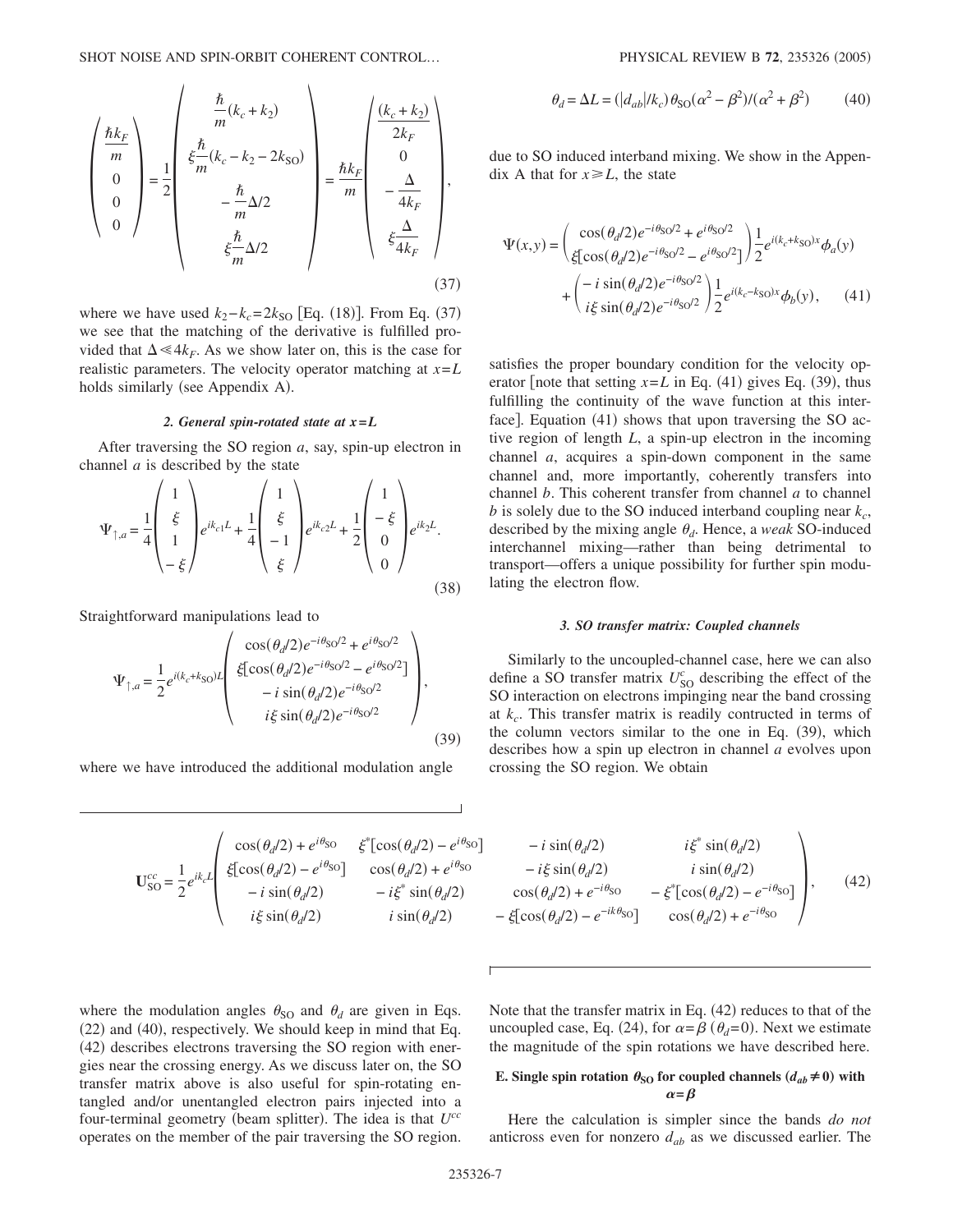$$\begin{pmatrix} \frac{\hbar k_F}{m} \\ 0 \\ 0 \\ 0 \end{pmatrix} = \frac{1}{2}\begin{pmatrix} \frac{\hbar}{m}(k_c + k_2) \\ \xi\frac{\hbar}{m}(k_c - k_2 - 2k_{\rm SO}) \\ -\frac{\hbar}{m}\Delta/2 \\ \xi\frac{\hbar}{m}\Delta/2 \end{pmatrix} = \frac{\hbar k_F}{m}\begin{pmatrix} \frac{(k_c + k_2)}{2k_F} \\ 0 \\ -\frac{\Delta}{4k_F} \\ \xi\frac{\Delta}{4k_F} \end{pmatrix}, \tag{37}$$

where we have used $k_2 - k_c = 2k_{\rm SO}$ [Eq. (18)]. From Eq. (37) we see that the matching of the derivative is fulfilled provided that $\Delta \ll 4k_F$. As we show later on, this is the case for realistic parameters. The velocity operator matching at $x=L$ holds similarly (see Appendix A).

### 2. General spin-rotated state at $x=L$

After traversing the SO region $a$, say, spin-up electron in channel $a$ is described by the state

$$\Psi_{\uparrow,a} = \frac{1}{4}\begin{pmatrix} 1 \\ \xi \\ 1 \\ -\xi \end{pmatrix} e^{ik_{c1}L} + \frac{1}{4}\begin{pmatrix} 1 \\ \xi \\ -1 \\ \xi \end{pmatrix} e^{ik_{c2}L} + \frac{1}{2}\begin{pmatrix} 1 \\ -\xi \\ 0 \\ 0 \end{pmatrix} e^{ik_2 L}. \tag{38}$$

Straightforward manipulations lead to

$$\Psi_{\uparrow,a} = \frac{1}{2}e^{i(k_c + k_{\rm SO})L}\begin{pmatrix} \cos(\theta_d/2)e^{-i\theta_{\rm SO}/2} + e^{i\theta_{\rm SO}/2} \\ \xi[\cos(\theta_d/2)e^{-i\theta_{\rm SO}/2} - e^{i\theta_{\rm SO}/2}] \\ -i\sin(\theta_d/2)e^{-i\theta_{\rm SO}/2} \\ i\xi\sin(\theta_d/2)e^{-i\theta_{\rm SO}/2} \end{pmatrix}, \tag{39}$$

where we have introduced the additional modulation angle

$$\theta_d = \Delta L = (|d_{ab}|/k_c)\,\theta_{\rm SO}(\alpha^2 - \beta^2)/(\alpha^2 + \beta^2) \tag{40}$$

due to SO induced interband mixing. We show in the Appendix A that for $x \geq L$, the state

$$\Psi(x,y) = \begin{pmatrix} \cos(\theta_d/2)e^{-i\theta_{\rm SO}/2} + e^{i\theta_{\rm SO}/2} \\ \xi[\cos(\theta_d/2)e^{-i\theta_{\rm SO}/2} - e^{i\theta_{\rm SO}/2}] \end{pmatrix}\frac{1}{2}e^{i(k_c + k_{\rm SO})x}\phi_a(y) + \begin{pmatrix} -i\sin(\theta_d/2)e^{-i\theta_{\rm SO}/2} \\ i\xi\sin(\theta_d/2)e^{-i\theta_{\rm SO}/2} \end{pmatrix}\frac{1}{2}e^{i(k_c - k_{\rm SO})x}\phi_b(y), \tag{41}$$

satisfies the proper boundary condition for the velocity operator [note that setting $x=L$ in Eq. (41) gives Eq. (39), thus fulfilling the continuity of the wave function at this interface]. Equation (41) shows that upon traversing the SO active region of length $L$, a spin-up electron in the incoming channel $a$, acquires a spin-down component in the same channel and, more importantly, coherently transfers into channel $b$. This coherent transfer from channel $a$ to channel $b$ is solely due to the SO induced interband coupling near $k_c$, described by the mixing angle $\theta_d$. Hence, a *weak* SO-induced interchannel mixing—rather than being detrimental to transport—offers a unique possibility for further spin modulating the electron flow.

### 3. SO transfer matrix: Coupled channels

Similarly to the uncoupled-channel case, here we can also define a SO transfer matrix $U^c_{\rm SO}$ describing the effect of the SO interaction on electrons impinging near the band crossing at $k_c$. This transfer matrix is readily contructed in terms of the column vectors similar to the one in Eq. (39), which describes how a spin up electron in channel $a$ evolves upon crossing the SO region. We obtain

$$\mathbf{U}^{cc}_{\rm SO} = \frac{1}{2}e^{ik_cL}\begin{pmatrix} \cos(\theta_d/2) + e^{i\theta_{\rm SO}} & \xi^*[\cos(\theta_d/2) - e^{i\theta_{\rm SO}}] & -i\sin(\theta_d/2) & i\xi^*\sin(\theta_d/2) \\ \xi[\cos(\theta_d/2) - e^{i\theta_{\rm SO}}] & \cos(\theta_d/2) + e^{i\theta_{\rm SO}} & -i\xi\sin(\theta_d/2) & i\sin(\theta_d/2) \\ -i\sin(\theta_d/2) & -i\xi^*\sin(\theta_d/2) & \cos(\theta_d/2) + e^{-i\theta_{\rm SO}} & -\xi^*[\cos(\theta_d/2) - e^{-i\theta_{\rm SO}}] \\ i\xi\sin(\theta_d/2) & i\sin(\theta_d/2) & -\xi[\cos(\theta_d/2) - e^{-ik\theta_{\rm SO}}] & \cos(\theta_d/2) + e^{-i\theta_{\rm SO}} \end{pmatrix}, \tag{42}$$

where the modulation angles $\theta_{\rm SO}$ and $\theta_d$ are given in Eqs. (22) and (40), respectively. We should keep in mind that Eq. (42) describes electrons traversing the SO region with energies near the crossing energy. As we discuss later on, the SO transfer matrix above is also useful for spin-rotating entangled and/or unentangled electron pairs injected into a four-terminal geometry (beam splitter). The idea is that $U^{cc}$ operates on the member of the pair traversing the SO region. Note that the transfer matrix in Eq. (42) reduces to that of the uncoupled case, Eq. (24), for $\alpha=\beta$ ($\theta_d=0$). Next we estimate the magnitude of the spin rotations we have described here.

## E. Single spin rotation $\theta_{\rm SO}$ for coupled channels ($d_{ab} \neq 0$) with $\alpha=\beta$

Here the calculation is simpler since the bands *do not* anticross even for nonzero $d_{ab}$ as we discussed earlier. The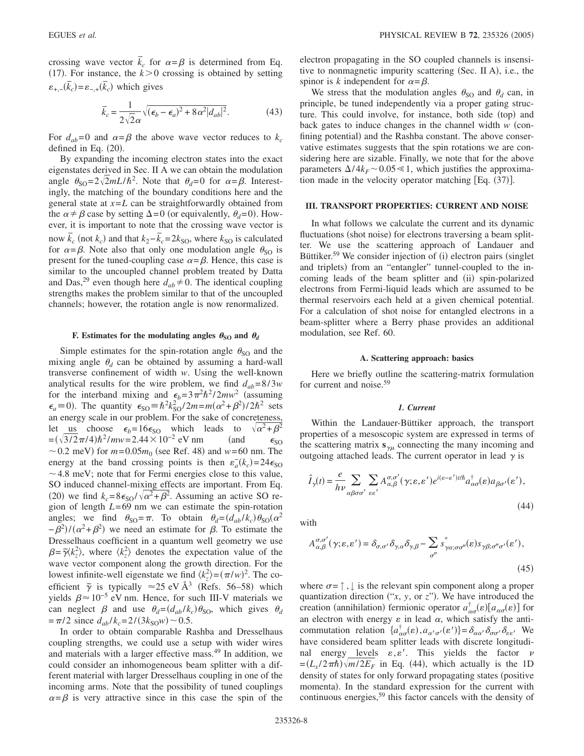crossing wave vector $\bar{k}_c$ for $\alpha=\beta$ is determined from Eq. (17). For instance, the $k>0$ crossing is obtained by setting $\varepsilon_{+,-}(\bar{k}_c)=\varepsilon_{-,+}(\bar{k}_c)$ which gives

$$\bar{k}_c = \frac{1}{2\sqrt{2}\alpha}\sqrt{(\epsilon_b-\epsilon_a)^2+8\alpha^2|d_{ab}|^2}. \tag{43}$$

For $d_{ab}=0$ and $\alpha=\beta$ the above wave vector reduces to $k_c$ defined in Eq. (20).

By expanding the incoming electron states into the exact eigenstates derived in Sec. II A we can obtain the modulation angle $\theta_{\text{SO}}=2\sqrt{2}mL/\hbar^2$. Note that $\theta_d=0$ for $\alpha=\beta$. Interestingly, the matching of the boundary conditions here and the general state at $x=L$ can be straightforwardly obtained from the $\alpha\neq\beta$ case by setting $\Delta=0$ (or equivalently, $\theta_d=0$). However, it is important to note that the crossing wave vector is now $\bar{k}_c$ (not $k_c$) and that $k_2-\bar{k}_c=2k_{\text{SO}}$, where $k_{\text{SO}}$ is calculated for $\alpha=\beta$. Note also that only one modulation angle $\theta_{\text{SO}}$ is present for the tuned-coupling case $\alpha=\beta$. Hence, this case is similar to the uncoupled channel problem treated by Datta and Das,[29] even though here $d_{ab}\neq 0$. The identical coupling strengths makes the problem similar to that of the uncoupled channels; however, the rotation angle is now renormalized.

### F. Estimates for the modulating angles $\theta_{\text{SO}}$ and $\theta_d$

Simple estimates for the spin-rotation angle $\theta_{\text{SO}}$ and the mixing angle $\theta_d$ can be obtained by assuming a hard-wall transverse confinement of width $w$. Using the well-known analytical results for the wire problem, we find $d_{ab}=8/3w$ for the interband mixing and $\epsilon_b=3\pi^2\hbar^2/2mw^2$ (assuming $\epsilon_a\equiv 0$). The quantity $\epsilon_{\text{SO}}\equiv\hbar^2k_{\text{SO}}^2/2m=m(\alpha^2+\beta^2)/2\hbar^2$ sets an energy scale in our problem. For the sake of concreteness, let us choose $\epsilon_b=16\epsilon_{\text{SO}}$ which leads to $\sqrt{\alpha^2+\beta^2}=(\sqrt{3/2}\pi/4)\hbar^2/mw=2.44\times10^{-2}$ eV nm (and $\epsilon_{\text{SO}}\sim 0.2$ meV) for $m=0.05m_0$ (see Ref. 48) and $w=60$ nm. The energy at the band crossing points is then $\varepsilon_a^-(k_c)=24\epsilon_{\text{SO}}\sim 4.8$ meV; note that for Fermi energies close to this value, SO induced channel-mixing effects are important. From Eq. (20) we find $k_c=8\epsilon_{\text{SO}}/\sqrt{\alpha^2+\beta^2}$. Assuming an active SO region of length $L=69$ nm we can estimate the spin-rotation angles; we find $\theta_{\text{SO}}=\pi$. To obtain $\theta_d=(d_{ab}/k_c)\theta_{\text{SO}}(\alpha^2-\beta^2)/(\alpha^2+\beta^2)$ we need an estimate for $\beta$. To estimate the Dresselhaus coefficient in a quantum well geometry we use $\beta=\tilde{\gamma}\langle k_z^2\rangle$, where $\langle k_z^2\rangle$ denotes the expectation value of the wave vector component along the growth direction. For the lowest infinite-well eigenstate we find $\langle k_z^2\rangle=(\pi/w)^2$. The coefficient $\tilde{\gamma}$ is typically $\approx 25$ eV Å$^3$ (Refs. 56–58) which yields $\beta\approx 10^{-5}$ eV nm. Hence, for such III-V materials we can neglect $\beta$ and use $\theta_d=(d_{ab}/k_c)\theta_{\text{SO}}$, which gives $\theta_d=\pi/2$ since $d_{ab}/k_c=2/(3k_{\text{SO}}w)\sim 0.5$.

In order to obtain comparable Rashba and Dresselhaus coupling strengths, we could use a setup with wider wires and materials with a larger effective mass.[49] In addition, we could consider an inhomogeneous beam splitter with a different material with larger Dresselhaus coupling in one of the incoming arms. Note that the possibility of tuned couplings $\alpha=\beta$ is very attractive since in this case the spin of the electron propagating in the SO coupled channels is insensitive to nonmagnetic impurity scattering (Sec. II A), i.e., the spinor is $k$ independent for $\alpha=\beta$.

We stress that the modulation angles $\theta_{\text{SO}}$ and $\theta_d$ can, in principle, be tuned independently via a proper gating structure. This could involve, for instance, both side (top) and back gates to induce changes in the channel width $w$ (confining potential) and the Rashba constant. The above conservative estimates suggests that the spin rotations we are considering here are sizable. Finally, we note that for the above parameters $\Delta/4k_F\sim 0.05\ll 1$, which justifies the approximation made in the velocity operator matching [Eq. (37)].

## III. TRANSPORT PROPERTIES: CURRENT AND NOISE

In what follows we calculate the current and its dynamic fluctuations (shot noise) for electrons traversing a beam splitter. We use the scattering approach of Landauer and Büttiker.[59] We consider injection of (i) electron pairs (singlet and triplets) from an "entangler" tunnel-coupled to the incoming leads of the beam splitter and (ii) spin-polarized electrons from Fermi-liquid leads which are assumed to be thermal reservoirs each held at a given chemical potential. For a calculation of shot noise for entangled electrons in a beam-splitter where a Berry phase provides an additional modulation, see Ref. 60.

### A. Scattering approach: basics

Here we briefly outline the scattering-matrix formulation for current and noise.[59]

#### *1. Current*

Within the Landauer-Büttiker approach, the transport properties of a mesoscopic system are expressed in terms of the scattering matrix $\mathbf{s}_{\gamma\mu}$ connecting the many incoming and outgoing attached leads. The current operator in lead $\gamma$ is

$$\hat{I}_\gamma(t)=\frac{e}{h\nu}\sum_{\alpha\beta\sigma\sigma'}\sum_{\varepsilon\varepsilon'}A_{\alpha,\beta}^{\sigma,\sigma'}(\gamma;\varepsilon,\varepsilon')e^{i(\varepsilon-\varepsilon')t/\hbar}a_{\alpha\sigma}^{\dagger}(\varepsilon)a_{\beta\sigma'}(\varepsilon'), \tag{44}$$

with

$$A_{\alpha,\beta}^{\sigma,\sigma'}(\gamma;\varepsilon,\varepsilon')=\delta_{\sigma,\sigma'}\delta_{\gamma,\alpha}\delta_{\gamma,\beta}-\sum_{\sigma''}s_{\gamma\alpha;\sigma\sigma''}^{*}(\varepsilon)s_{\gamma\beta;\sigma''\sigma'}(\varepsilon'), \tag{45}$$

where $\sigma=\uparrow,\downarrow$ is the relevant spin component along a proper quantization direction ("$x$, $y$, or $z$"). We have introduced the creation (annihilation) fermionic operator $a_{\alpha\sigma}^{\dagger}(\varepsilon)[a_{\alpha\sigma}(\varepsilon)]$ for an electron with energy $\varepsilon$ in lead $\alpha$, which satisfy the anticommutation relation $\{a_{\alpha\sigma}^{\dagger}(\varepsilon),a_{\alpha'\sigma'}(\varepsilon')\}=\delta_{\alpha\alpha'}\delta_{\sigma\sigma'}\delta_{\varepsilon\varepsilon'}$. We have considered beam splitter leads with discrete longitudinal energy levels $\varepsilon,\varepsilon'$. This yields the factor $\nu=(L_x/2\pi\hbar)\sqrt{m/2E_F}$ in Eq. (44), which actually is the 1D density of states for only forward propagating states (positive momenta). In the standard expression for the current with continuous energies,[59] this factor cancels with the density of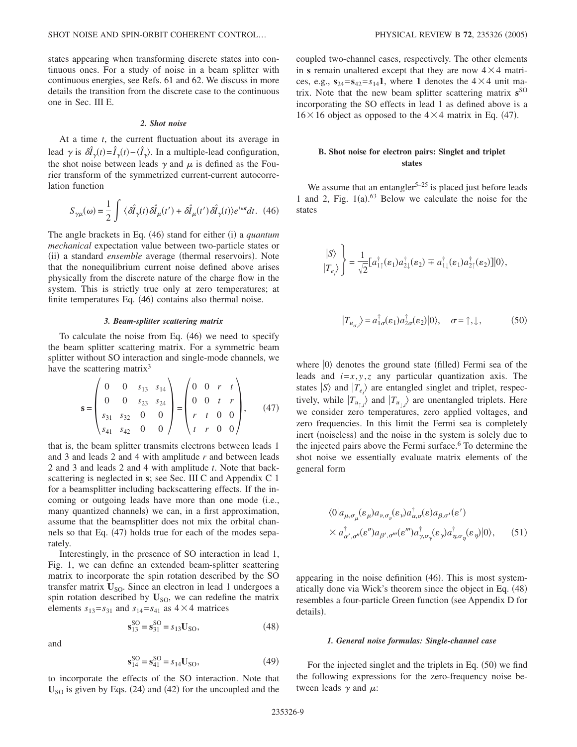states appearing when transforming discrete states into continuous ones. For a study of noise in a beam splitter with continuous energies, see Refs. 61 and 62. We discuss in more details the transition from the discrete case to the continuous one in Sec. III E.

#### 2. Shot noise

At a time $t$, the current fluctuation about its average in lead $\gamma$ is $\delta\hat{I}_\gamma(t)=\hat{I}_\gamma(t)-\langle\hat{I}_\gamma\rangle$. In a multiple-lead configuration, the shot noise between leads $\gamma$ and $\mu$ is defined as the Fourier transform of the symmetrized current-current autocorrelation function

$$S_{\gamma\mu}(\omega)=\frac{1}{2}\int\langle\delta\hat{I}_\gamma(t)\delta\hat{I}_\mu(t')+\delta\hat{I}_\mu(t')\delta\hat{I}_\gamma(t)\rangle e^{i\omega t}dt. \quad (46)$$

The angle brackets in Eq. (46) stand for either (i) a *quantum mechanical* expectation value between two-particle states or (ii) a standard *ensemble* average (thermal reservoirs). Note that the nonequilibrium current noise defined above arises physically from the discrete nature of the charge flow in the system. This is strictly true only at zero temperatures; at finite temperatures Eq. (46) contains also thermal noise.

#### 3. Beam-splitter scattering matrix

To calculate the noise from Eq. (46) we need to specify the beam splitter scattering matrix. For a symmetric beam splitter without SO interaction and single-mode channels, we have the scattering matrix[3]

$$\mathbf{s}=\begin{pmatrix}0 & 0 & s_{13} & s_{14}\\ 0 & 0 & s_{23} & s_{24}\\ s_{31} & s_{32} & 0 & 0\\ s_{41} & s_{42} & 0 & 0\end{pmatrix}=\begin{pmatrix}0 & 0 & r & t\\ 0 & 0 & t & r\\ r & t & 0 & 0\\ t & r & 0 & 0\end{pmatrix}, \quad (47)$$

that is, the beam splitter transmits electrons between leads 1 and 3 and leads 2 and 4 with amplitude $r$ and between leads 2 and 3 and leads 2 and 4 with amplitude $t$. Note that backscattering is neglected in $\mathbf{s}$; see Sec. III C and Appendix C 1 for a beamsplitter including backscattering effects. If the incoming or outgoing leads have more than one mode (i.e., many quantized channels) we can, in a first approximation, assume that the beamsplitter does not mix the orbital channels so that Eq. (47) holds true for each of the modes separately.

Interestingly, in the presence of SO interaction in lead 1, Fig. 1, we can define an extended beam-splitter scattering matrix to incorporate the spin rotation described by the SO transfer matrix $\mathbf{U}_{\rm SO}$. Since an electron in lead 1 undergoes a spin rotation described by $\mathbf{U}_{\rm SO}$, we can redefine the matrix elements $s_{13}=s_{31}$ and $s_{14}=s_{41}$ as $4\times4$ matrices

$$\mathbf{s}_{13}^{\rm SO}=\mathbf{s}_{31}^{\rm SO}=s_{13}\mathbf{U}_{\rm SO}, \quad (48)$$

and

$$\mathbf{s}_{14}^{\rm SO}=\mathbf{s}_{41}^{\rm SO}=s_{14}\mathbf{U}_{\rm SO}, \quad (49)$$

to incorporate the effects of the SO interaction. Note that $\mathbf{U}_{\rm SO}$ is given by Eqs. (24) and (42) for the uncoupled and the coupled two-channel cases, respectively. The other elements in $\mathbf{s}$ remain unaltered except that they are now $4\times4$ matrices, e.g., $\mathbf{s}_{24}=\mathbf{s}_{42}=s_{14}\mathbf{1}$, where $\mathbf{1}$ denotes the $4\times4$ unit matrix. Note that the new beam splitter scattering matrix $\mathbf{s}^{\rm SO}$ incorporating the SO effects in lead 1 as defined above is a $16\times16$ object as opposed to the $4\times4$ matrix in Eq. (47).

### B. Shot noise for electron pairs: Singlet and triplet states

We assume that an entangler[5–25] is placed just before leads 1 and 2, Fig. 1(a).[63] Below we calculate the noise for the states

$$\left.\begin{matrix}|S\rangle\\ |T_{e_i}\rangle\end{matrix}\right\}=\frac{1}{\sqrt{2}}[a_{1\uparrow}^\dagger(\varepsilon_1)a_{2\downarrow}^\dagger(\varepsilon_2)\mp a_{1\downarrow}^\dagger(\varepsilon_1)a_{2\uparrow}^\dagger(\varepsilon_2)]|0\rangle,$$

$$|T_{u_{\sigma,i}}\rangle=a_{1\sigma}^\dagger(\varepsilon_1)a_{2\sigma}^\dagger(\varepsilon_2)|0\rangle,\quad \sigma=\uparrow,\downarrow, \quad (50)$$

where $|0\rangle$ denotes the ground state (filled) Fermi sea of the leads and $i=x,y,z$ any particular quantization axis. The states $|S\rangle$ and $|T_{e_i}\rangle$ are entangled singlet and triplet, respectively, while $|T_{u_{\uparrow,i}}\rangle$ and $|T_{u_{\downarrow,i}}\rangle$ are unentangled triplets. Here we consider zero temperatures, zero applied voltages, and zero frequencies. In this limit the Fermi sea is completely inert (noiseless) and the noise in the system is solely due to the injected pairs above the Fermi surface.[6] To determine the shot noise we essentially evaluate matrix elements of the general form

$$\langle 0|a_{\mu,\sigma_\mu}(\varepsilon_\mu)a_{\nu,\sigma_\nu}(\varepsilon_\nu)a_{\alpha,\sigma}^\dagger(\varepsilon)a_{\beta,\sigma'}(\varepsilon')\\ \times a_{\alpha',\sigma''}^\dagger(\varepsilon'')a_{\beta',\sigma'''}(\varepsilon''')a_{\gamma,\sigma_\gamma}^\dagger(\varepsilon_\gamma)a_{\eta,\sigma_\eta}^\dagger(\varepsilon_\eta)|0\rangle, \quad (51)$$

appearing in the noise definition (46). This is most systematically done via Wick's theorem since the object in Eq. (48) resembles a four-particle Green function (see Appendix D for details).

#### 1. General noise formulas: Single-channel case

For the injected singlet and the triplets in Eq. (50) we find the following expressions for the zero-frequency noise between leads $\gamma$ and $\mu$: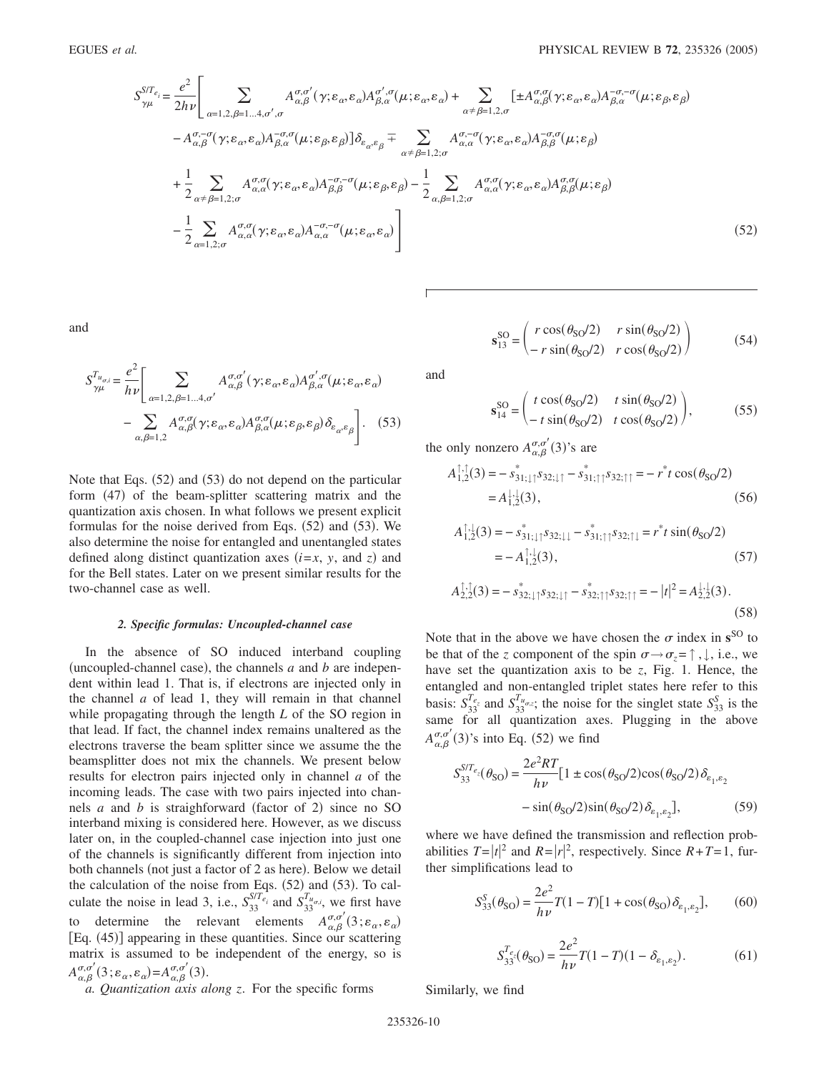$$
\begin{aligned}
S_{\gamma\mu}^{S/T_{e_i}} = \frac{e^2}{2h\nu}\Bigg[ & \sum_{\alpha=1,2,\beta=1\ldots4,\sigma',\sigma} A_{\alpha,\beta}^{\sigma,\sigma'}(\gamma;\varepsilon_\alpha,\varepsilon_\alpha)A_{\beta,\alpha}^{\sigma',\sigma}(\mu;\varepsilon_\alpha,\varepsilon_\alpha) + \sum_{\alpha\neq\beta=1,2,\sigma}[\pm A_{\alpha,\beta}^{\sigma,\sigma}(\gamma;\varepsilon_\alpha,\varepsilon_\alpha)A_{\beta,\alpha}^{-\sigma,-\sigma}(\mu;\varepsilon_\beta,\varepsilon_\beta) \\
& - A_{\alpha,\beta}^{\sigma,-\sigma}(\gamma;\varepsilon_\alpha,\varepsilon_\alpha)A_{\beta,\alpha}^{-\sigma,\sigma}(\mu;\varepsilon_\beta,\varepsilon_\beta)]\delta_{\varepsilon_\alpha,\varepsilon_\beta} \mp \sum_{\alpha\neq\beta=1,2;\sigma} A_{\alpha,\alpha}^{\sigma,-\sigma}(\gamma;\varepsilon_\alpha,\varepsilon_\alpha)A_{\beta,\beta}^{-\sigma,\sigma}(\mu;\varepsilon_\beta) \\
& + \frac{1}{2}\sum_{\alpha\neq\beta=1,2;\sigma} A_{\alpha,\alpha}^{\sigma,\sigma}(\gamma;\varepsilon_\alpha,\varepsilon_\alpha)A_{\beta,\beta}^{-\sigma,-\sigma}(\mu;\varepsilon_\beta,\varepsilon_\beta) - \frac{1}{2}\sum_{\alpha,\beta=1,2;\sigma} A_{\alpha,\alpha}^{\sigma,\sigma}(\gamma;\varepsilon_\alpha,\varepsilon_\alpha)A_{\beta,\beta}^{\sigma,\sigma}(\mu;\varepsilon_\beta) \\
& - \frac{1}{2}\sum_{\alpha=1,2;\sigma} A_{\alpha,\alpha}^{\sigma,\sigma}(\gamma;\varepsilon_\alpha,\varepsilon_\alpha)A_{\alpha,\alpha}^{-\sigma,-\sigma}(\mu;\varepsilon_\alpha,\varepsilon_\alpha)\Bigg]
\end{aligned}
\tag{52}
$$

and

$$
S_{\gamma\mu}^{T_{u_{\sigma,i}}} = \frac{e^2}{h\nu}\Bigg[\sum_{\alpha=1,2,\beta=1\ldots4,\sigma'} A_{\alpha,\beta}^{\sigma,\sigma'}(\gamma;\varepsilon_\alpha,\varepsilon_\alpha)A_{\beta,\alpha}^{\sigma',\sigma}(\mu;\varepsilon_\alpha,\varepsilon_\alpha) - \sum_{\alpha,\beta=1,2} A_{\alpha,\beta}^{\sigma,\sigma}(\gamma;\varepsilon_\alpha,\varepsilon_\alpha)A_{\beta,\alpha}^{\sigma,\sigma}(\mu;\varepsilon_\beta,\varepsilon_\beta)\delta_{\varepsilon_\alpha,\varepsilon_\beta}\Bigg]. \tag{53}
$$

Note that Eqs. (52) and (53) do not depend on the particular form (47) of the beam-splitter scattering matrix and the quantization axis chosen. In what follows we present explicit formulas for the noise derived from Eqs. (52) and (53). We also determine the noise for entangled and unentangled states defined along distinct quantization axes ($i=x$, $y$, and $z$) and for the Bell states. Later on we present similar results for the two-channel case as well.

#### *2. Specific formulas: Uncoupled-channel case*

In the absence of SO induced interband coupling (uncoupled-channel case), the channels $a$ and $b$ are independent within lead 1. That is, if electrons are injected only in the channel $a$ of lead 1, they will remain in that channel while propagating through the length $L$ of the SO region in that lead. If fact, the channel index remains unaltered as the electrons traverse the beam splitter since we assume the the beamsplitter does not mix the channels. We present below results for electron pairs injected only in channel $a$ of the incoming leads. The case with two pairs injected into channels $a$ and $b$ is straighforward (factor of 2) since no SO interband mixing is considered here. However, as we discuss later on, in the coupled-channel case injection into just one of the channels is significantly different from injection into both channels (not just a factor of 2 as here). Below we detail the calculation of the noise from Eqs. (52) and (53). To calculate the noise in lead 3, i.e., $S_{33}^{S/T_{e_i}}$ and $S_{33}^{T_{u_{\sigma,i}}}$, we first have to determine the relevant elements $A_{\alpha,\beta}^{\sigma,\sigma'}(3;\varepsilon_\alpha,\varepsilon_\alpha)$ [Eq. (45)] appearing in these quantities. Since our scattering matrix is assumed to be independent of the energy, so is $A_{\alpha,\beta}^{\sigma,\sigma'}(3;\varepsilon_\alpha,\varepsilon_\alpha)=A_{\alpha,\beta}^{\sigma,\sigma'}(3)$.

*a. Quantization axis along z.* For the specific forms

$$
\mathbf{s}_{13}^{\text{SO}} = \begin{pmatrix} r\cos(\theta_{\text{SO}}/2) & r\sin(\theta_{\text{SO}}/2) \\ -r\sin(\theta_{\text{SO}}/2) & r\cos(\theta_{\text{SO}}/2) \end{pmatrix} \tag{54}
$$

and

$$
\mathbf{s}_{14}^{\text{SO}} = \begin{pmatrix} t\cos(\theta_{\text{SO}}/2) & t\sin(\theta_{\text{SO}}/2) \\ -t\sin(\theta_{\text{SO}}/2) & t\cos(\theta_{\text{SO}}/2) \end{pmatrix}, \tag{55}
$$

the only nonzero $A_{\alpha,\beta}^{\sigma,\sigma'}(3)$'s are

$$
A_{1,2}^{\uparrow,\uparrow}(3) = -s_{31;\downarrow\uparrow}^{*}s_{32;\downarrow\uparrow} - s_{31;\uparrow\uparrow}^{*}s_{32;\uparrow\uparrow} = -r^{*}t\cos(\theta_{\text{SO}}/2) = A_{1,2}^{\downarrow,\downarrow}(3), \tag{56}
$$

$$
A_{1,2}^{\uparrow,\downarrow}(3) = -s_{31;\downarrow\uparrow}^{*}s_{32;\downarrow\downarrow} - s_{31;\uparrow\uparrow}^{*}s_{32;\uparrow\downarrow} = r^{*}t\sin(\theta_{\text{SO}}/2) = -A_{1,2}^{\uparrow,\downarrow}(3), \tag{57}
$$

$$
A_{2,2}^{\uparrow,\uparrow}(3) = -s_{32;\downarrow\uparrow}^{*}s_{32;\downarrow\uparrow} - s_{32;\uparrow\uparrow}^{*}s_{32;\uparrow\uparrow} = -|t|^2 = A_{2,2}^{\downarrow,\downarrow}(3). \tag{58}
$$

Note that in the above we have chosen the $\sigma$ index in $\mathbf{s}^{\text{SO}}$ to be that of the $z$ component of the spin $\sigma\to\sigma_z=\uparrow,\downarrow$, i.e., we have set the quantization axis to be $z$, Fig. 1. Hence, the entangled and non-entangled triplet states here refer to this basis: $S_{33}^{T_{e_z}}$ and $S_{33}^{T_{u_{\sigma,z}}}$; the noise for the singlet state $S_{33}^{S}$ is the same for all quantization axes. Plugging in the above $A_{\alpha,\beta}^{\sigma,\sigma'}(3)$'s into Eq. (52) we find

$$
S_{33}^{S/T_{e_z}}(\theta_{\text{SO}}) = \frac{2e^2RT}{h\nu}[1 \pm \cos(\theta_{\text{SO}}/2)\cos(\theta_{\text{SO}}/2)\delta_{\varepsilon_1,\varepsilon_2} - \sin(\theta_{\text{SO}}/2)\sin(\theta_{\text{SO}}/2)\delta_{\varepsilon_1,\varepsilon_2}], \tag{59}
$$

where we have defined the transmission and reflection probabilities $T=|t|^2$ and $R=|r|^2$, respectively. Since $R+T=1$, further simplifications lead to

$$
S_{33}^{S}(\theta_{\text{SO}}) = \frac{2e^2}{h\nu}T(1-T)[1+\cos(\theta_{\text{SO}})\delta_{\varepsilon_1,\varepsilon_2}], \tag{60}
$$

$$
S_{33}^{T_{e_z}}(\theta_{\text{SO}}) = \frac{2e^2}{h\nu}T(1-T)(1-\delta_{\varepsilon_1,\varepsilon_2}). \tag{61}
$$

Similarly, we find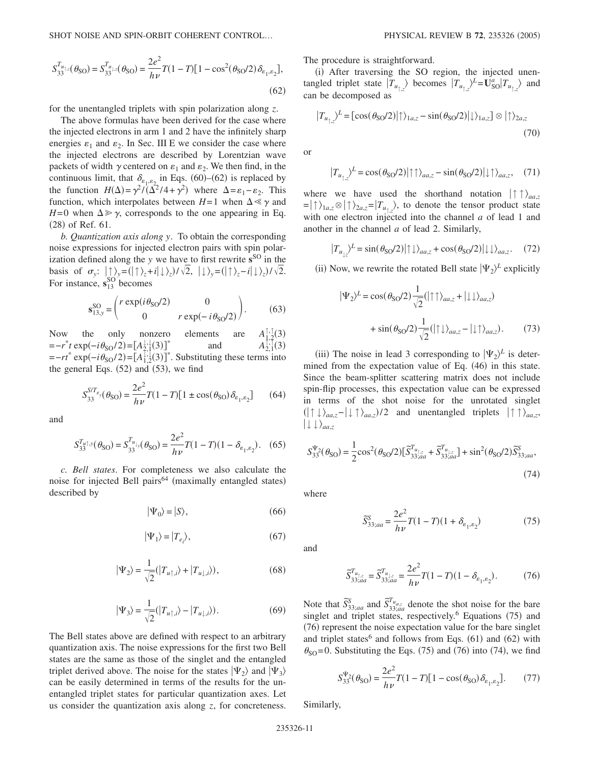$$S_{33}^{T_{u_{\uparrow,z}}}(\theta_{\rm SO}) = S_{33}^{T_{u_{\downarrow,z}}}(\theta_{\rm SO}) = \frac{2e^2}{h\nu}T(1-T)[1-\cos^2(\theta_{\rm SO}/2)\delta_{\varepsilon_1,\varepsilon_2}], \tag{62}$$

for the unentangled triplets with spin polarization along $z$.

The above formulas have been derived for the case where the injected electrons in arm 1 and 2 have the infinitely sharp energies $\varepsilon_1$ and $\varepsilon_2$. In Sec. III E we consider the case where the injected electrons are described by Lorentzian wave packets of width $\gamma$ centered on $\varepsilon_1$ and $\varepsilon_2$. We then find, in the continuous limit, that $\delta_{\varepsilon_1,\varepsilon_2}$ in Eqs. (60)–(62) is replaced by the function $H(\Delta)=\gamma^2/(\Delta^2/4+\gamma^2)$ where $\Delta=\varepsilon_1-\varepsilon_2$. This function, which interpolates between $H=1$ when $\Delta \ll \gamma$ and $H=0$ when $\Delta \gg \gamma$, corresponds to the one appearing in Eq. (28) of Ref. 61.

*b. Quantization axis along y*. To obtain the corresponding noise expressions for injected electron pairs with spin polarization defined along the $y$ we have to first rewrite $\mathbf{s}^{\rm SO}$ in the basis of $\sigma_y$: $|\uparrow\rangle_y=(|\uparrow\rangle_z+i|\downarrow\rangle_z)/\sqrt{2}$, $|\downarrow\rangle_y=(|\uparrow\rangle_z-i|\downarrow\rangle_z)/\sqrt{2}$. For instance, $\mathbf{s}_{13}^{\rm SO}$ becomes

$$\mathbf{s}_{13,y}^{\rm SO} = \begin{pmatrix} r\exp(i\theta_{\rm SO}/2) & 0 \\ 0 & r\exp(-i\theta_{\rm SO}/2) \end{pmatrix}. \tag{63}$$

Now the only nonzero elements are $A_{1,2}^{\uparrow,\uparrow}(3) = -r^* t\exp(-i\theta_{\rm SO}/2)=[A_{2,1}^{\downarrow,\downarrow}(3)]^*$ and $A_{2,1}^{\uparrow,\uparrow}(3) = -rt^*\exp(-i\theta_{\rm SO}/2)=[A_{1,2}^{\downarrow,\downarrow}(3)]^*$. Substituting these terms into the general Eqs. (52) and (53), we find

$$S_{33}^{S/T_{e_y}}(\theta_{\rm SO}) = \frac{2e^2}{h\nu}T(1-T)[1\pm\cos(\theta_{\rm SO})\delta_{\varepsilon_1,\varepsilon_2}] \tag{64}$$

and

$$S_{33}^{T_{u\uparrow,y}}(\theta_{\rm SO}) = S_{33}^{T_{u_{\downarrow,y}}}(\theta_{\rm SO}) = \frac{2e^2}{h\nu}T(1-T)(1-\delta_{\varepsilon_1,\varepsilon_2}). \tag{65}$$

*c. Bell states*. For completeness we also calculate the noise for injected Bell pairs[64] (maximally entangled states) described by

$$|\Psi_0\rangle = |S\rangle, \tag{66}$$

$$|\Psi_1\rangle = |T_{e_i}\rangle, \tag{67}$$

$$|\Psi_2\rangle = \frac{1}{\sqrt{2}}(|T_{u\uparrow,i}\rangle + |T_{u\downarrow,i}\rangle), \tag{68}$$

$$|\Psi_3\rangle = \frac{1}{\sqrt{2}}(|T_{u\uparrow,i}\rangle - |T_{u\downarrow,i}\rangle). \tag{69}$$

The Bell states above are defined with respect to an arbitrary quantization axis. The noise expressions for the first two Bell states are the same as those of the singlet and the entangled triplet derived above. The noise for the states $|\Psi_2\rangle$ and $|\Psi_3\rangle$ can be easily determined in terms of the results for the unentangled triplet states for particular quantization axes. Let us consider the quantization axis along $z$, for concreteness. The procedure is straightforward.

(i) After traversing the SO region, the injected unentangled triplet state $|T_{u_{\uparrow,z}}\rangle$ becomes $|T_{u_{\uparrow,z}}\rangle^L=\mathbf{U}_{\rm SO}^a|T_{u_{\uparrow,z}}\rangle$ and can be decomposed as

$$|T_{u_{\uparrow,z}}\rangle^L = [\cos(\theta_{\rm SO}/2)|\uparrow\rangle_{1a,z} - \sin(\theta_{\rm SO}/2)|\downarrow\rangle_{1a,z}]\otimes|\uparrow\rangle_{2a,z} \tag{70}$$

or

$$|T_{u_{\uparrow,z}}\rangle^L = \cos(\theta_{\rm SO}/2)|\uparrow\uparrow\rangle_{aa,z} - \sin(\theta_{\rm SO}/2)|\downarrow\uparrow\rangle_{aa,z}, \tag{71}$$

where we have used the shorthand notation $|\uparrow\uparrow\rangle_{aa,z} = |\uparrow\rangle_{1a,z}\otimes|\uparrow\rangle_{2a,z}=|T_{u_{\uparrow,z}}\rangle$, to denote the tensor product state with one electron injected into the channel $a$ of lead 1 and another in the channel $a$ of lead 2. Similarly,

$$|T_{u_{\downarrow z}}\rangle^L = \sin(\theta_{\rm SO}/2)|\uparrow\downarrow\rangle_{aa,z} + \cos(\theta_{\rm SO}/2)|\downarrow\downarrow\rangle_{aa,z}. \tag{72}$$

(ii) Now, we rewrite the rotated Bell state $|\Psi_2\rangle^L$ explicitly

$$|\Psi_2\rangle^L = \cos(\theta_{\rm SO}/2)\frac{1}{\sqrt{2}}(|\uparrow\uparrow\rangle_{aa,z}+|\downarrow\downarrow\rangle_{aa,z}) + \sin(\theta_{\rm SO}/2)\frac{1}{\sqrt{2}}(|\uparrow\downarrow\rangle_{aa,z}-|\downarrow\uparrow\rangle_{aa,z}). \tag{73}$$

(iii) The noise in lead 3 corresponding to $|\Psi_2\rangle^L$ is determined from the expectation value of Eq. (46) in this state. Since the beam-splitter scattering matrix does not include spin-flip processes, this expectation value can be expressed in terms of the shot noise for the unrotated singlet $(|\uparrow\downarrow\rangle_{aa,z}-|\downarrow\uparrow\rangle_{aa,z})/2$ and unentangled triplets $|\uparrow\uparrow\rangle_{aa,z}$, $|\downarrow\downarrow\rangle_{aa,z}$

$$S_{33}^{\Psi_2}(\theta_{\rm SO}) = \frac{1}{2}\cos^2(\theta_{\rm SO}/2)[\tilde{S}_{33;aa}^{T_{u_{\uparrow,z}}}+\tilde{S}_{33;aa}^{T_{u_{\downarrow,z}}}] + \sin^2(\theta_{\rm SO}/2)\tilde{S}_{33;aa}^{S}, \tag{74}$$

where

$$\tilde{S}_{33;aa}^{S} = \frac{2e^2}{h\nu}T(1-T)(1+\delta_{\varepsilon_1,\varepsilon_2}) \tag{75}$$

and

$$\tilde{S}_{33;aa}^{T_{u_{\uparrow,z}}} = \tilde{S}_{33;aa}^{T_{u_{\downarrow,z}}} = \frac{2e^2}{h\nu}T(1-T)(1-\delta_{\varepsilon_1,\varepsilon_2}). \tag{76}$$

Note that $\tilde{S}_{33;aa}^{S}$ and $\tilde{S}_{33;aa}^{T_{u_{\sigma,z}}}$ denote the shot noise for the bare singlet and triplet states, respectively.[6] Equations (75) and (76) represent the noise expectation value for the bare singlet and triplet states[6] and follows from Eqs. (61) and (62) with $\theta_{\rm SO}=0$. Substituting the Eqs. (75) and (76) into (74), we find

$$S_{33}^{\Psi_2}(\theta_{\rm SO}) = \frac{2e^2}{h\nu}T(1-T)[1-\cos(\theta_{\rm SO})\delta_{\varepsilon_1,\varepsilon_2}]. \tag{77}$$

Similarly,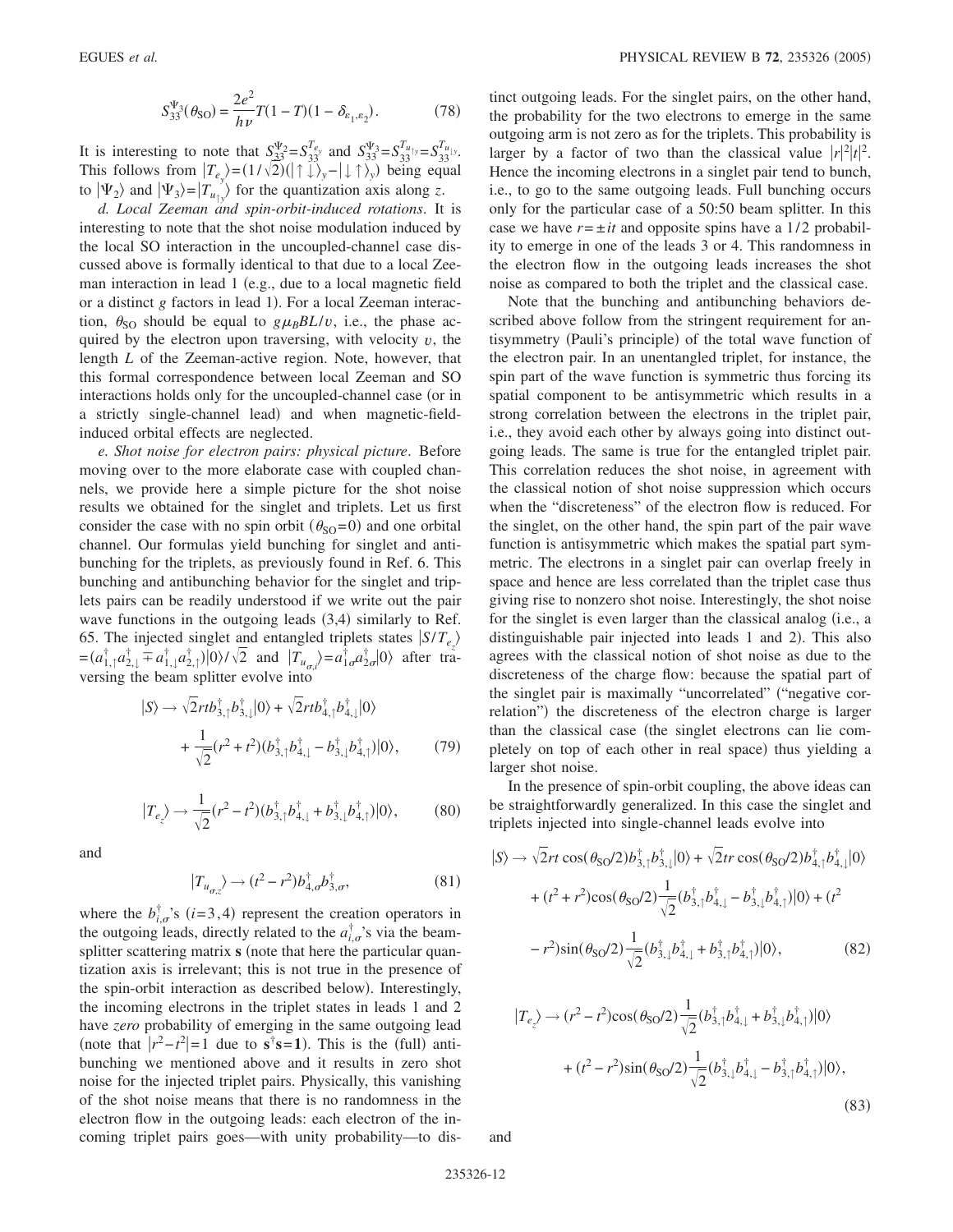$$S_{33}^{\Psi_3}(\theta_{\rm SO}) = \frac{2e^2}{h\nu} T(1-T)(1-\delta_{\varepsilon_1,\varepsilon_2}). \tag{78}$$

It is interesting to note that $S_{33}^{\Psi_2}=S_{33}^{T_{e_y}}$ and $S_{33}^{\Psi_3}=S_{33}^{T_{u_{\uparrow y}}}=S_{33}^{T_{u_{\downarrow y}}}$. This follows from $|T_{e_y}\rangle = (1/\sqrt{2})(|\uparrow\downarrow\rangle_y - |\downarrow\uparrow\rangle_y)$ being equal to $|\Psi_2\rangle$ and $|\Psi_3\rangle = |T_{u_{\uparrow y}}\rangle$ for the quantization axis along $z$.

*d. Local Zeeman and spin-orbit-induced rotations*. It is interesting to note that the shot noise modulation induced by the local SO interaction in the uncoupled-channel case discussed above is formally identical to that due to a local Zeeman interaction in lead 1 (e.g., due to a local magnetic field or a distinct $g$ factors in lead 1). For a local Zeeman interaction, $\theta_{\rm SO}$ should be equal to $g\mu_B BL/v$, i.e., the phase acquired by the electron upon traversing, with velocity $v$, the length $L$ of the Zeeman-active region. Note, however, that this formal correspondence between local Zeeman and SO interactions holds only for the uncoupled-channel case (or in a strictly single-channel lead) and when magnetic-field-induced orbital effects are neglected.

*e. Shot noise for electron pairs: physical picture*. Before moving over to the more elaborate case with coupled channels, we provide here a simple picture for the shot noise results we obtained for the singlet and triplets. Let us first consider the case with no spin orbit ($\theta_{\rm SO}=0$) and one orbital channel. Our formulas yield bunching for singlet and antibunching for the triplets, as previously found in Ref. 6. This bunching and antibunching behavior for the singlet and triplets pairs can be readily understood if we write out the pair wave functions in the outgoing leads (3,4) similarly to Ref. 65. The injected singlet and entangled triplets states $|S/T_{e_z}\rangle = (a_{1,\uparrow}^\dagger a_{2,\downarrow}^\dagger \mp a_{1,\downarrow}^\dagger a_{2,\uparrow}^\dagger)|0\rangle/\sqrt{2}$ and $|T_{u_{\sigma,i}}\rangle = a_{1\sigma}^\dagger a_{2\sigma}^\dagger|0\rangle$ after traversing the beam splitter evolve into

$$|S\rangle \rightarrow \sqrt{2}rt b_{3,\uparrow}^\dagger b_{3,\downarrow}^\dagger|0\rangle + \sqrt{2}rt b_{4,\uparrow}^\dagger b_{4,\downarrow}^\dagger|0\rangle + \frac{1}{\sqrt{2}}(r^2+t^2)(b_{3,\uparrow}^\dagger b_{4,\downarrow}^\dagger - b_{3,\downarrow}^\dagger b_{4,\uparrow}^\dagger)|0\rangle, \tag{79}$$

$$|T_{e_z}\rangle \rightarrow \frac{1}{\sqrt{2}}(r^2-t^2)(b_{3,\uparrow}^\dagger b_{4,\downarrow}^\dagger + b_{3,\downarrow}^\dagger b_{4,\uparrow}^\dagger)|0\rangle, \tag{80}$$

and

$$|T_{u_{\sigma,z}}\rangle \rightarrow (t^2-r^2) b_{4,\sigma}^\dagger b_{3,\sigma}^\dagger, \tag{81}$$

where the $b_{i,\sigma}^\dagger$'s ($i=3,4$) represent the creation operators in the outgoing leads, directly related to the $a_{i,\sigma}^\dagger$'s via the beam-splitter scattering matrix $\mathbf{s}$ (note that here the particular quantization axis is irrelevant; this is not true in the presence of the spin-orbit interaction as described below). Interestingly, the incoming electrons in the triplet states in leads 1 and 2 have *zero* probability of emerging in the same outgoing lead (note that $|r^2-t^2|=1$ due to $\mathbf{s}^\dagger\mathbf{s}=\mathbf{1}$). This is the (full) antibunching we mentioned above and it results in zero shot noise for the injected triplet pairs. Physically, this vanishing of the shot noise means that there is no randomness in the electron flow in the outgoing leads: each electron of the incoming triplet pairs goes—with unity probability—to distinct outgoing leads. For the singlet pairs, on the other hand, the probability for the two electrons to emerge in the same outgoing arm is not zero as for the triplets. This probability is larger by a factor of two than the classical value $|r|^2|t|^2$. Hence the incoming electrons in a singlet pair tend to bunch, i.e., to go to the same outgoing leads. Full bunching occurs only for the particular case of a 50:50 beam splitter. In this case we have $r=\pm it$ and opposite spins have a 1/2 probability to emerge in one of the leads 3 or 4. This randomness in the electron flow in the outgoing leads increases the shot noise as compared to both the triplet and the classical case.

Note that the bunching and antibunching behaviors described above follow from the stringent requirement for antisymmetry (Pauli's principle) of the total wave function of the electron pair. In an unentangled triplet, for instance, the spin part of the wave function is symmetric thus forcing its spatial component to be antisymmetric which results in a strong correlation between the electrons in the triplet pair, i.e., they avoid each other by always going into distinct outgoing leads. The same is true for the entangled triplet pair. This correlation reduces the shot noise, in agreement with the classical notion of shot noise suppression which occurs when the "discreteness" of the electron flow is reduced. For the singlet, on the other hand, the spin part of the pair wave function is antisymmetric which makes the spatial part symmetric. The electrons in a singlet pair can overlap freely in space and hence are less correlated than the triplet case thus giving rise to nonzero shot noise. Interestingly, the shot noise for the singlet is even larger than the classical analog (i.e., a distinguishable pair injected into leads 1 and 2). This also agrees with the classical notion of shot noise as due to the discreteness of the charge flow: because the spatial part of the singlet pair is maximally "uncorrelated" ("negative correlation") the discreteness of the electron charge is larger than the classical case (the singlet electrons can lie completely on top of each other in real space) thus yielding a larger shot noise.

In the presence of spin-orbit coupling, the above ideas can be straightforwardly generalized. In this case the singlet and triplets injected into single-channel leads evolve into

$$\begin{aligned}|S\rangle \rightarrow\ & \sqrt{2}rt\cos(\theta_{\rm SO}/2) b_{3,\uparrow}^\dagger b_{3,\downarrow}^\dagger|0\rangle + \sqrt{2}tr\cos(\theta_{\rm SO}/2) b_{4,\uparrow}^\dagger b_{4,\downarrow}^\dagger|0\rangle \\ & + (t^2+r^2)\cos(\theta_{\rm SO}/2)\frac{1}{\sqrt{2}}(b_{3,\uparrow}^\dagger b_{4,\downarrow}^\dagger - b_{3,\downarrow}^\dagger b_{4,\uparrow}^\dagger)|0\rangle + (t^2 \\ & - r^2)\sin(\theta_{\rm SO}/2)\frac{1}{\sqrt{2}}(b_{3,\downarrow}^\dagger b_{4,\downarrow}^\dagger + b_{3,\uparrow}^\dagger b_{4,\uparrow}^\dagger)|0\rangle,\end{aligned} \tag{82}$$

$$\begin{aligned}|T_{e_z}\rangle \rightarrow\ & (r^2-t^2)\cos(\theta_{\rm SO}/2)\frac{1}{\sqrt{2}}(b_{3,\uparrow}^\dagger b_{4,\downarrow}^\dagger + b_{3,\downarrow}^\dagger b_{4,\uparrow}^\dagger)|0\rangle \\ & + (t^2-r^2)\sin(\theta_{\rm SO}/2)\frac{1}{\sqrt{2}}(b_{3,\downarrow}^\dagger b_{4,\downarrow}^\dagger - b_{3,\uparrow}^\dagger b_{4,\uparrow}^\dagger)|0\rangle,\end{aligned} \tag{83}$$

and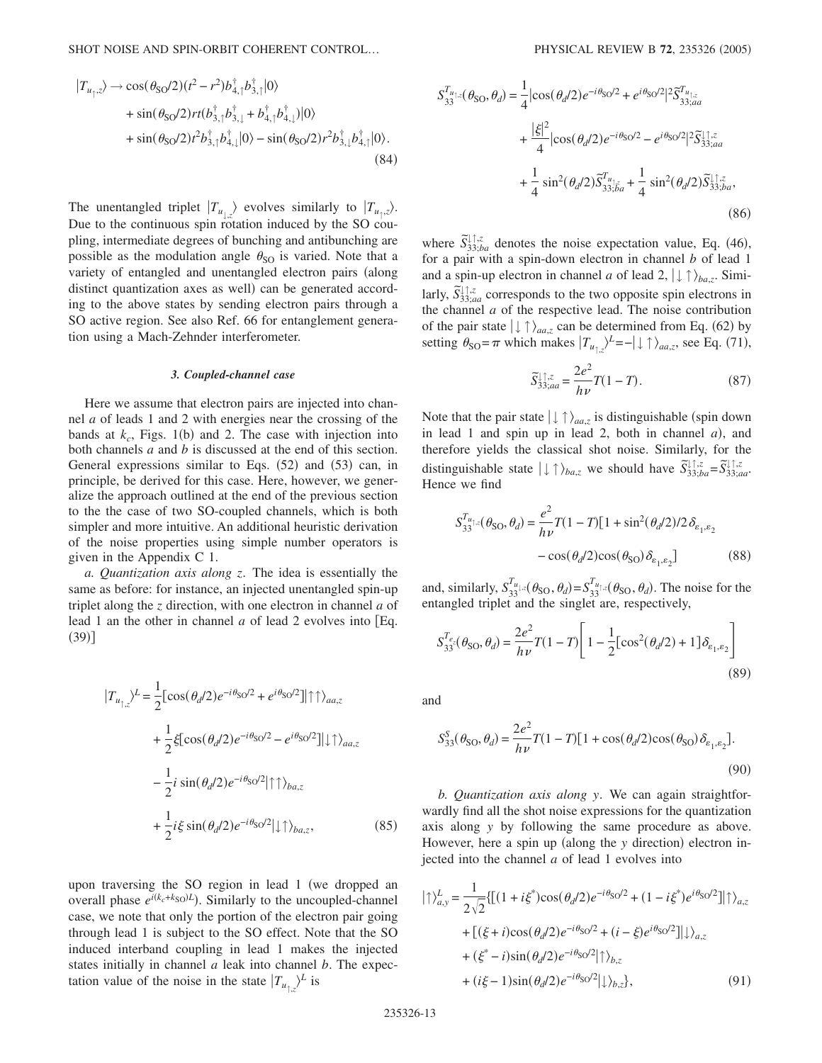$$
\begin{aligned}
|T_{u_{\uparrow,z}}\rangle \to\ & \cos(\theta_{\rm SO}/2)(t^2 - r^2) b^\dagger_{4,\uparrow} b^\dagger_{3,\uparrow}|0\rangle \\
& + \sin(\theta_{\rm SO}/2) rt (b^\dagger_{3,\uparrow} b^\dagger_{3,\downarrow} + b^\dagger_{4,\uparrow} b^\dagger_{4,\downarrow})|0\rangle \\
& + \sin(\theta_{\rm SO}/2) t^2 b^\dagger_{3,\uparrow} b^\dagger_{4,\downarrow}|0\rangle - \sin(\theta_{\rm SO}/2) r^2 b^\dagger_{3,\downarrow} b^\dagger_{4,\uparrow}|0\rangle.
\end{aligned}
\tag{84}
$$

The unentangled triplet $|T_{u_{\downarrow,z}}\rangle$ evolves similarly to $|T_{u_{\uparrow,z}}\rangle$. Due to the continuous spin rotation induced by the SO coupling, intermediate degrees of bunching and antibunching are possible as the modulation angle $\theta_{\rm SO}$ is varied. Note that a variety of entangled and unentangled electron pairs (along distinct quantization axes as well) can be generated according to the above states by sending electron pairs through a SO active region. See also Ref. 66 for entanglement generation using a Mach-Zehnder interferometer.

### 3. Coupled-channel case

Here we assume that electron pairs are injected into channel $a$ of leads 1 and 2 with energies near the crossing of the bands at $k_c$, Figs. 1(b) and 2. The case with injection into both channels $a$ and $b$ is discussed at the end of this section. General expressions similar to Eqs. (52) and (53) can, in principle, be derived for this case. Here, however, we generalize the approach outlined at the end of the previous section to the the case of two SO-coupled channels, which is both simpler and more intuitive. An additional heuristic derivation of the noise properties using simple number operators is given in the Appendix C 1.

*a. Quantization axis along z.* The idea is essentially the same as before: for instance, an injected unentangled spin-up triplet along the $z$ direction, with one electron in channel $a$ of lead 1 an the other in channel $a$ of lead 2 evolves into [Eq. (39)]

$$
\begin{aligned}
|T_{u_{\uparrow,z}}\rangle^L =\ & \frac{1}{2}[\cos(\theta_d/2)e^{-i\theta_{\rm SO}/2} + e^{i\theta_{\rm SO}/2}]|\uparrow\uparrow\rangle_{aa,z} \\
& + \frac{1}{2}\xi[\cos(\theta_d/2)e^{-i\theta_{\rm SO}/2} - e^{i\theta_{\rm SO}/2}]|\downarrow\uparrow\rangle_{aa,z} \\
& - \frac{1}{2} i \sin(\theta_d/2) e^{-i\theta_{\rm SO}/2}|\uparrow\uparrow\rangle_{ba,z} \\
& + \frac{1}{2} i\xi \sin(\theta_d/2) e^{-i\theta_{\rm SO}/2}|\downarrow\uparrow\rangle_{ba,z},
\end{aligned}
\tag{85}
$$

upon traversing the SO region in lead 1 (we dropped an overall phase $e^{i(k_c+k_{\rm SO})L}$). Similarly to the uncoupled-channel case, we note that only the portion of the electron pair going through lead 1 is subject to the SO effect. Note that the SO induced interband coupling in lead 1 makes the injected states initially in channel $a$ leak into channel $b$. The expectation value of the noise in the state $|T_{u_{\uparrow,z}}\rangle^L$ is

$$
\begin{aligned}
S_{33}^{T_{u_{\uparrow,z}}}(\theta_{\rm SO},\theta_d) =\ & \frac{1}{4}|\cos(\theta_d/2)e^{-i\theta_{\rm SO}/2} + e^{i\theta_{\rm SO}/2}|^2 \tilde{S}_{33;aa}^{T_{u_{\uparrow,z}}} \\
& + \frac{|\xi|^2}{4}|\cos(\theta_d/2)e^{-i\theta_{\rm SO}/2} - e^{i\theta_{\rm SO}/2}|^2 \tilde{S}_{33;aa}^{\downarrow\uparrow,z} \\
& + \frac{1}{4}\sin^2(\theta_d/2)\tilde{S}_{33;ba}^{T_{u_{\uparrow,z}}} + \frac{1}{4}\sin^2(\theta_d/2)\tilde{S}_{33;ba}^{\downarrow\uparrow,z},
\end{aligned}
\tag{86}
$$

where $\tilde{S}_{33;ba}^{\downarrow\uparrow,z}$ denotes the noise expectation value, Eq. (46), for a pair with a spin-down electron in channel $b$ of lead 1 and a spin-up electron in channel $a$ of lead 2, $|\downarrow\uparrow\rangle_{ba,z}$. Similarly, $\tilde{S}_{33;aa}^{\downarrow\uparrow,z}$ corresponds to the two opposite spin electrons in the channel $a$ of the respective lead. The noise contribution of the pair state $|\downarrow\uparrow\rangle_{aa,z}$ can be determined from Eq. (62) by setting $\theta_{\rm SO}=\pi$ which makes $|T_{u_{\uparrow,z}}\rangle^L = -|\downarrow\uparrow\rangle_{aa,z}$, see Eq. (71),

$$
\tilde{S}_{33;aa}^{\downarrow\uparrow,z} = \frac{2e^2}{h\nu}T(1-T).
\tag{87}
$$

Note that the pair state $|\downarrow\uparrow\rangle_{aa,z}$ is distinguishable (spin down in lead 1 and spin up in lead 2, both in channel $a$), and therefore yields the classical shot noise. Similarly, for the distinguishable state $|\downarrow\uparrow\rangle_{ba,z}$ we should have $\tilde{S}_{33;ba}^{\downarrow\uparrow,z} = \tilde{S}_{33;aa}^{\downarrow\uparrow,z}$. Hence we find

$$
\begin{aligned}
S_{33}^{T_{u_{\uparrow,z}}}(\theta_{\rm SO},\theta_d) = \frac{e^2}{h\nu}T(1-T)[& 1 + \sin^2(\theta_d/2)/2\,\delta_{\varepsilon_1,\varepsilon_2} \\
& - \cos(\theta_d/2)\cos(\theta_{\rm SO})\delta_{\varepsilon_1,\varepsilon_2}]
\end{aligned}
\tag{88}
$$

and, similarly, $S_{33}^{T_{u_{\downarrow,z}}}(\theta_{\rm SO},\theta_d) = S_{33}^{T_{u_{\uparrow,z}}}(\theta_{\rm SO},\theta_d)$. The noise for the entangled triplet and the singlet are, respectively,

$$
S_{33}^{T_{e_z}}(\theta_{\rm SO},\theta_d) = \frac{2e^2}{h\nu}T(1-T)\left[1 - \frac{1}{2}[\cos^2(\theta_d/2)+1]\delta_{\varepsilon_1,\varepsilon_2}\right]
\tag{89}
$$

and

$$
S_{33}^{S}(\theta_{\rm SO},\theta_d) = \frac{2e^2}{h\nu}T(1-T)[1 + \cos(\theta_d/2)\cos(\theta_{\rm SO})\delta_{\varepsilon_1,\varepsilon_2}].
\tag{90}
$$

*b. Quantization axis along y.* We can again straightforwardly find all the shot noise expressions for the quantization axis along $y$ by following the same procedure as above. However, here a spin up (along the $y$ direction) electron injected into the channel $a$ of lead 1 evolves into

$$
\begin{aligned}
|\uparrow\rangle_{a,y}^L = \frac{1}{2\sqrt{2}}\{& [(1+i\xi^*)\cos(\theta_d/2)e^{-i\theta_{\rm SO}/2} + (1-i\xi^*)e^{i\theta_{\rm SO}/2}]|\uparrow\rangle_{a,z} \\
& + [(\xi+i)\cos(\theta_d/2)e^{-i\theta_{\rm SO}/2} + (i-\xi)e^{i\theta_{\rm SO}/2}]|\downarrow\rangle_{a,z} \\
& + (\xi^*-i)\sin(\theta_d/2)e^{-i\theta_{\rm SO}/2}|\uparrow\rangle_{b,z} \\
& + (i\xi-1)\sin(\theta_d/2)e^{-i\theta_{\rm SO}/2}|\downarrow\rangle_{b,z}\},
\end{aligned}
\tag{91}
$$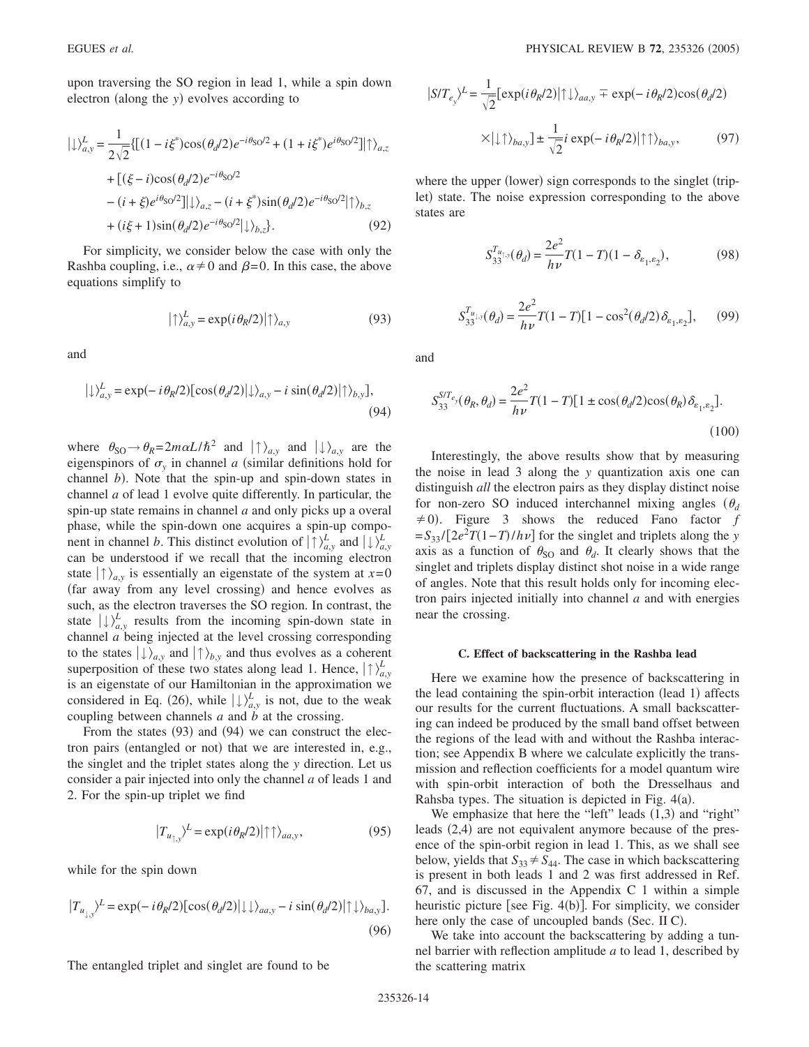upon traversing the SO region in lead 1, while a spin down electron (along the $y$) evolves according to

$$|\downarrow\rangle_{a,y}^{L} = \frac{1}{2\sqrt{2}}\{[(1-i\xi^{*})\cos(\theta_d/2)e^{-i\theta_{SO}/2} + (1+i\xi^{*})e^{i\theta_{SO}/2}]|\uparrow\rangle_{a,z} + [(\xi - i)\cos(\theta_d/2)e^{-i\theta_{SO}/2} - (i+\xi)e^{i\theta_{SO}/2}]|\downarrow\rangle_{a,z} - (i+\xi^{*})\sin(\theta_d/2)e^{-i\theta_{SO}/2}|\uparrow\rangle_{b,z} + (i\xi+1)\sin(\theta_d/2)e^{-i\theta_{SO}/2}|\downarrow\rangle_{b,z}\}. \tag{92}$$

For simplicity, we consider below the case with only the Rashba coupling, i.e., $\alpha \neq 0$ and $\beta = 0$. In this case, the above equations simplify to

$$|\uparrow\rangle_{a,y}^{L} = \exp(i\theta_R/2)|\uparrow\rangle_{a,y} \tag{93}$$

and

$$|\downarrow\rangle_{a,y}^{L} = \exp(-i\theta_R/2)[\cos(\theta_d/2)|\downarrow\rangle_{a,y} - i\sin(\theta_d/2)|\uparrow\rangle_{b,y}], \tag{94}$$

where $\theta_{SO} \rightarrow \theta_R = 2m\alpha L/\hbar^2$ and $|\uparrow\rangle_{a,y}$ and $|\downarrow\rangle_{a,y}$ are the eigenspinors of $\sigma_y$ in channel $a$ (similar definitions hold for channel $b$). Note that the spin-up and spin-down states in channel $a$ of lead 1 evolve quite differently. In particular, the spin-up state remains in channel $a$ and only picks up a overal phase, while the spin-down one acquires a spin-up component in channel $b$. This distinct evolution of $|\uparrow\rangle_{a,y}^{L}$ and $|\downarrow\rangle_{a,y}^{L}$ can be understood if we recall that the incoming electron state $|\uparrow\rangle_{a,y}$ is essentially an eigenstate of the system at $x=0$ (far away from any level crossing) and hence evolves as such, as the electron traverses the SO region. In contrast, the state $|\downarrow\rangle_{a,y}^{L}$ results from the incoming spin-down state in channel $a$ being injected at the level crossing corresponding to the states $|\downarrow\rangle_{a,y}$ and $|\uparrow\rangle_{b,y}$ and thus evolves as a coherent superposition of these two states along lead 1. Hence, $|\uparrow\rangle_{a,y}^{L}$ is an eigenstate of our Hamiltonian in the approximation we considered in Eq. (26), while $|\downarrow\rangle_{a,y}^{L}$ is not, due to the weak coupling between channels $a$ and $b$ at the crossing.

From the states (93) and (94) we can construct the electron pairs (entangled or not) that we are interested in, e.g., the singlet and the triplet states along the $y$ direction. Let us consider a pair injected into only the channel $a$ of leads 1 and 2. For the spin-up triplet we find

$$|T_{u_{\uparrow,y}}\rangle^{L} = \exp(i\theta_R/2)|\uparrow\uparrow\rangle_{aa,y}, \tag{95}$$

while for the spin down

$$|T_{u_{\downarrow,y}}\rangle^{L} = \exp(-i\theta_R/2)[\cos(\theta_d/2)|\downarrow\downarrow\rangle_{aa,y} - i\sin(\theta_d/2)|\uparrow\downarrow\rangle_{ba,y}]. \tag{96}$$

The entangled triplet and singlet are found to be

$$|S/T_{e_y}\rangle^{L} = \frac{1}{\sqrt{2}}[\exp(i\theta_R/2)|\uparrow\downarrow\rangle_{aa,y} \mp \exp(-i\theta_R/2)\cos(\theta_d/2) \times|\downarrow\uparrow\rangle_{ba,y}] \pm \frac{1}{\sqrt{2}}i\exp(-i\theta_R/2)|\uparrow\uparrow\rangle_{ba,y}, \tag{97}$$

where the upper (lower) sign corresponds to the singlet (triplet) state. The noise expression corresponding to the above states are

$$S_{33}^{T_{u_{\uparrow,y}}}(\theta_d) = \frac{2e^2}{h\nu}T(1-T)(1-\delta_{\varepsilon_1,\varepsilon_2}), \tag{98}$$

$$S_{33}^{T_{u_{\downarrow,y}}}(\theta_d) = \frac{2e^2}{h\nu}T(1-T)[1-\cos^2(\theta_d/2)\delta_{\varepsilon_1,\varepsilon_2}], \tag{99}$$

and

$$S_{33}^{S/T_{e_y}}(\theta_R,\theta_d) = \frac{2e^2}{h\nu}T(1-T)[1 \pm \cos(\theta_d/2)\cos(\theta_R)\delta_{\varepsilon_1,\varepsilon_2}]. \tag{100}$$

Interestingly, the above results show that by measuring the noise in lead 3 along the $y$ quantization axis one can distinguish *all* the electron pairs as they display distinct noise for non-zero SO induced interchannel mixing angles ($\theta_d \neq 0$). Figure 3 shows the reduced Fano factor $f = S_{33}/[2e^2T(1-T)/h\nu]$ for the singlet and triplets along the $y$ axis as a function of $\theta_{SO}$ and $\theta_d$. It clearly shows that the singlet and triplets display distinct shot noise in a wide range of angles. Note that this result holds only for incoming electron pairs injected initially into channel $a$ and with energies near the crossing.

### C. Effect of backscattering in the Rashba lead

Here we examine how the presence of backscattering in the lead containing the spin-orbit interaction (lead 1) affects our results for the current fluctuations. A small backscattering can indeed be produced by the small band offset between the regions of the lead with and without the Rashba interaction; see Appendix B where we calculate explicitly the transmission and reflection coefficients for a model quantum wire with spin-orbit interaction of both the Dresselhaus and Rahsba types. The situation is depicted in Fig. 4(a).

We emphasize that here the "left" leads (1,3) and "right" leads (2,4) are not equivalent anymore because of the presence of the spin-orbit region in lead 1. This, as we shall see below, yields that $S_{33} \neq S_{44}$. The case in which backscattering is present in both leads 1 and 2 was first addressed in Ref. 67, and is discussed in the Appendix C 1 within a simple heuristic picture [see Fig. 4(b)]. For simplicity, we consider here only the case of uncoupled bands (Sec. II C).

We take into account the backscattering by adding a tunnel barrier with reflection amplitude $a$ to lead 1, described by the scattering matrix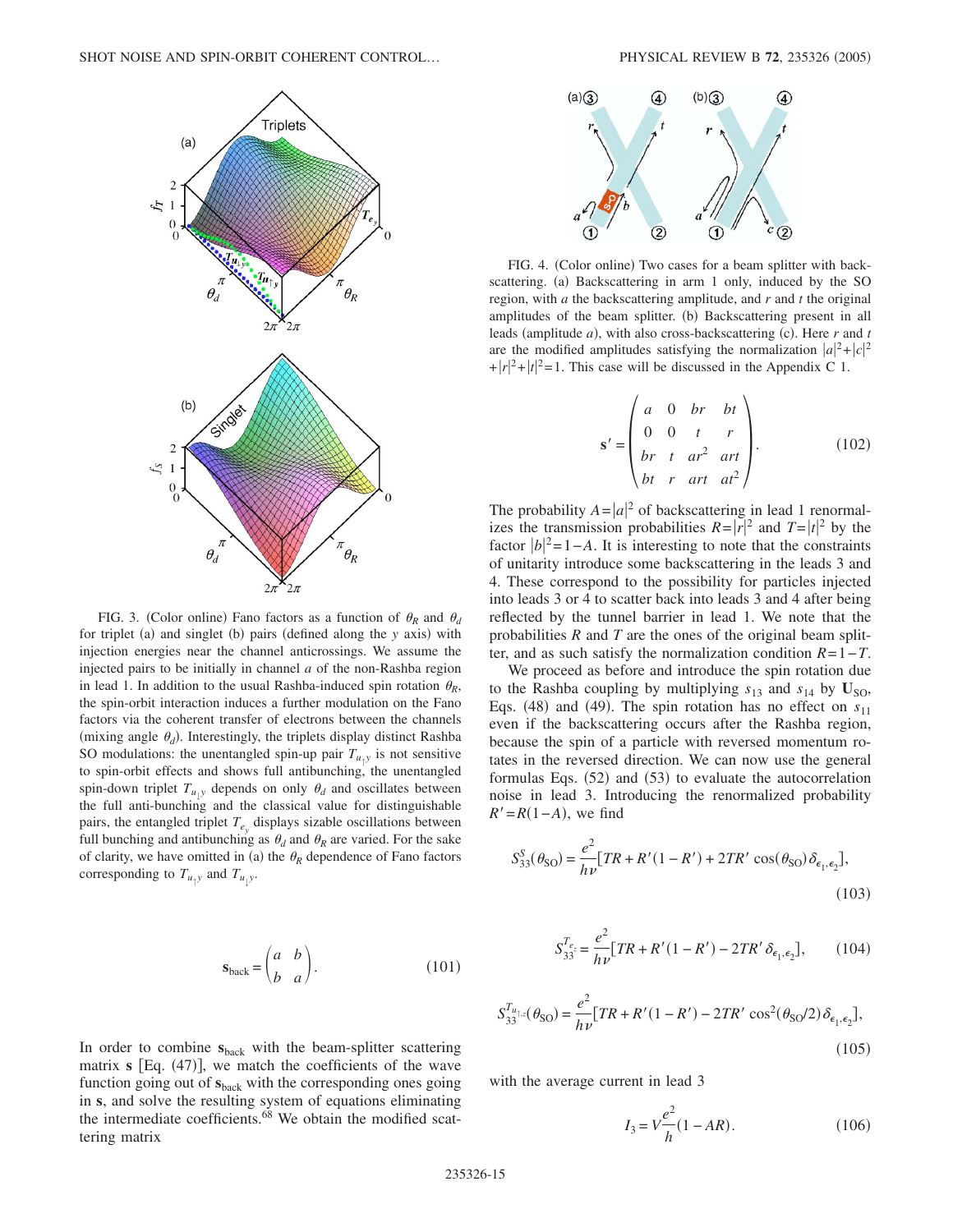FIG. 3. (Color online) Fano factors as a function of $\theta_R$ and $\theta_d$ for triplet (a) and singlet (b) pairs (defined along the $y$ axis) with injection energies near the channel anticrossings. We assume the injected pairs to be initially in channel $a$ of the non-Rashba region in lead 1. In addition to the usual Rashba-induced spin rotation $\theta_R$, the spin-orbit interaction induces a further modulation on the Fano factors via the coherent transfer of electrons between the channels (mixing angle $\theta_d$). Interestingly, the triplets display distinct Rashba SO modulations: the unentangled spin-up pair $T_{u_\uparrow y}$ is not sensitive to spin-orbit effects and shows full antibunching, the unentangled spin-down triplet $T_{u_\downarrow y}$ depends on only $\theta_d$ and oscillates between the full anti-bunching and the classical value for distinguishable pairs, the entangled triplet $T_{e_y}$ displays sizable oscillations between full bunching and antibunching as $\theta_d$ and $\theta_R$ are varied. For the sake of clarity, we have omitted in (a) the $\theta_R$ dependence of Fano factors corresponding to $T_{u_\uparrow y}$ and $T_{u_\downarrow y}$.

$$\mathbf{s}_{\text{back}} = \begin{pmatrix} a & b \\ b & a \end{pmatrix}. \tag{101}$$

In order to combine $\mathbf{s}_{\text{back}}$ with the beam-splitter scattering matrix $\mathbf{s}$ [Eq. (47)], we match the coefficients of the wave function going out of $\mathbf{s}_{\text{back}}$ with the corresponding ones going in $\mathbf{s}$, and solve the resulting system of equations eliminating the intermediate coefficients.[68] We obtain the modified scattering matrix

FIG. 4. (Color online) Two cases for a beam splitter with backscattering. (a) Backscattering in arm 1 only, induced by the SO region, with $a$ the backscattering amplitude, and $r$ and $t$ the original amplitudes of the beam splitter. (b) Backscattering present in all leads (amplitude $a$), with also cross-backscattering (c). Here $r$ and $t$ are the modified amplitudes satisfying the normalization $|a|^2+|c|^2+|r|^2+|t|^2=1$. This case will be discussed in the Appendix C 1.

$$\mathbf{s}' = \begin{pmatrix} a & 0 & br & bt \\ 0 & 0 & t & r \\ br & t & ar^2 & art \\ bt & r & art & at^2 \end{pmatrix}. \tag{102}$$

The probability $A=|a|^2$ of backscattering in lead 1 renormalizes the transmission probabilities $R=|r|^2$ and $T=|t|^2$ by the factor $|b|^2=1-A$. It is interesting to note that the constraints of unitarity introduce some backscattering in the leads 3 and 4. These correspond to the possibility for particles injected into leads 3 or 4 to scatter back into leads 3 and 4 after being reflected by the tunnel barrier in lead 1. We note that the probabilities $R$ and $T$ are the ones of the original beam splitter, and as such satisfy the normalization condition $R=1-T$.

We proceed as before and introduce the spin rotation due to the Rashba coupling by multiplying $s_{13}$ and $s_{14}$ by $\mathbf{U}_{\text{SO}}$, Eqs. (48) and (49). The spin rotation has no effect on $s_{11}$ even if the backscattering occurs after the Rashba region, because the spin of a particle with reversed momentum rotates in the reversed direction. We can now use the general formulas Eqs. (52) and (53) to evaluate the autocorrelation noise in lead 3. Introducing the renormalized probability $R'=R(1-A)$, we find

$$S_{33}^{S}(\theta_{\text{SO}}) = \frac{e^2}{h\nu}[TR + R'(1-R') + 2TR'\cos(\theta_{\text{SO}})\delta_{\epsilon_1,\epsilon_2}], \tag{103}$$

$$S_{33}^{T_{e_z}} = \frac{e^2}{h\nu}[TR + R'(1-R') - 2TR'\delta_{\epsilon_1,\epsilon_2}], \tag{104}$$

$$S_{33}^{T_{u_{\uparrow,z}}}(\theta_{\text{SO}}) = \frac{e^2}{h\nu}[TR + R'(1-R') - 2TR'\cos^2(\theta_{\text{SO}}/2)\delta_{\epsilon_1,\epsilon_2}], \tag{105}$$

with the average current in lead 3

$$I_3 = V\frac{e^2}{h}(1-AR). \tag{106}$$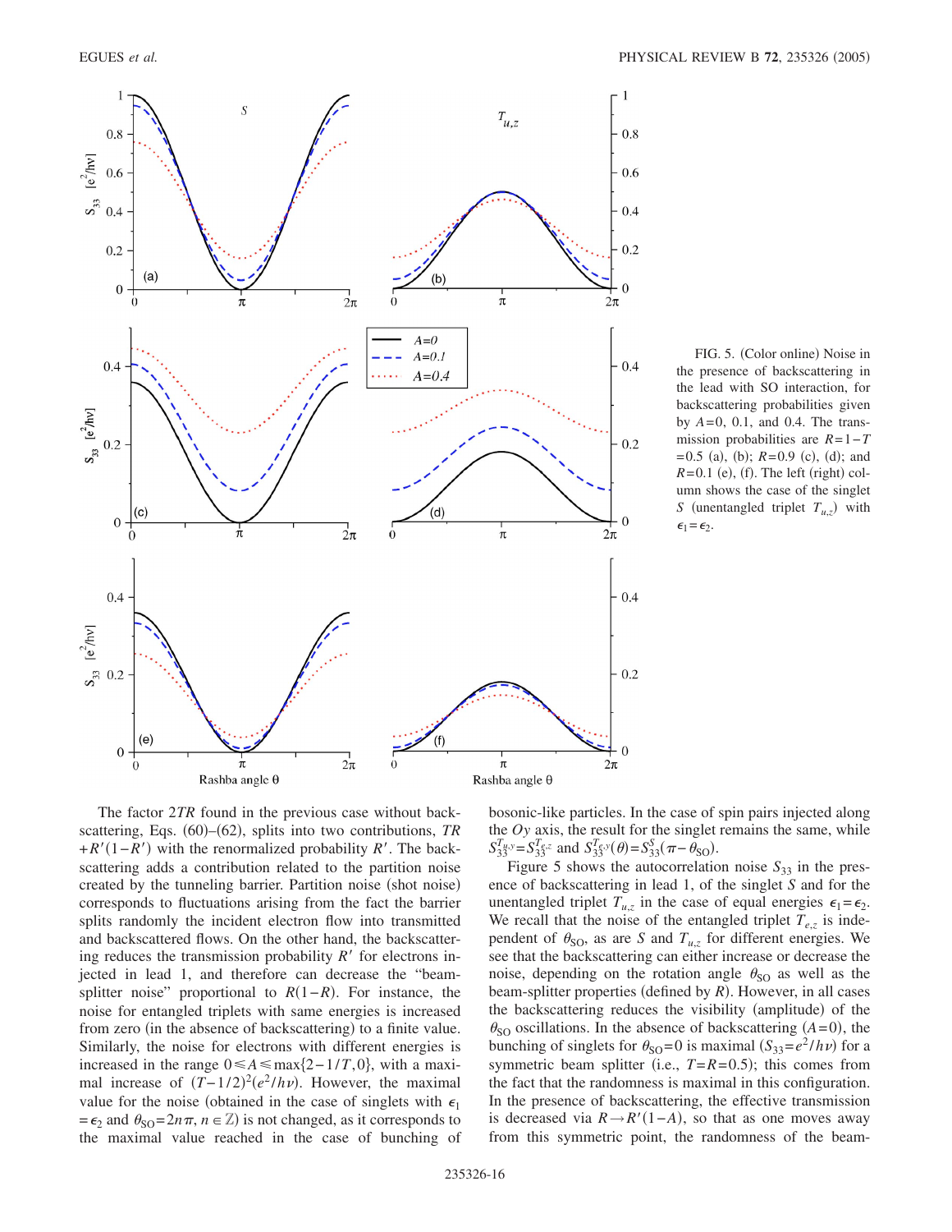FIG. 5. (Color online) Noise in the presence of backscattering in the lead with SO interaction, for backscattering probabilities given by $A=0$, 0.1, and 0.4. The transmission probabilities are $R=1-T=0.5$ (a), (b); $R=0.9$ (c), (d); and $R=0.1$ (e), (f). The left (right) column shows the case of the singlet $S$ (unentangled triplet $T_{u,z}$) with $\epsilon_1=\epsilon_2$.

The factor $2TR$ found in the previous case without backscattering, Eqs. (60)–(62), splits into two contributions, $TR+R'(1-R')$ with the renormalized probability $R'$. The backscattering adds a contribution related to the partition noise created by the tunneling barrier. Partition noise (shot noise) corresponds to fluctuations arising from the fact the barrier splits randomly the incident electron flow into transmitted and backscattered flows. On the other hand, the backscattering reduces the transmission probability $R'$ for electrons injected in lead 1, and therefore can decrease the "beam-splitter noise" proportional to $R(1-R)$. For instance, the noise for entangled triplets with same energies is increased from zero (in the absence of backscattering) to a finite value. Similarly, the noise for electrons with different energies is increased in the range $0 \leq A \leq \max\{2-1/T,0\}$, with a maximal increase of $(T-1/2)^2(e^2/h\nu)$. However, the maximal value for the noise (obtained in the case of singlets with $\epsilon_1=\epsilon_2$ and $\theta_{\text{SO}}=2n\pi$, $n\in\mathbb{Z}$) is not changed, as it corresponds to the maximal value reached in the case of bunching of bosonic-like particles. In the case of spin pairs injected along the $Oy$ axis, the result for the singlet remains the same, while $S_{33}^{T_{u,y}}=S_{33}^{T_{e,z}}$ and $S_{33}^{T_{e,y}}(\theta)=S_{33}^{S}(\pi-\theta_{\text{SO}})$.

Figure 5 shows the autocorrelation noise $S_{33}$ in the presence of backscattering in lead 1, of the singlet $S$ and for the unentangled triplet $T_{u,z}$ in the case of equal energies $\epsilon_1=\epsilon_2$. We recall that the noise of the entangled triplet $T_{e,z}$ is independent of $\theta_{\text{SO}}$, as are $S$ and $T_{u,z}$ for different energies. We see that the backscattering can either increase or decrease the noise, depending on the rotation angle $\theta_{\text{SO}}$ as well as the beam-splitter properties (defined by $R$). However, in all cases the backscattering reduces the visibility (amplitude) of the $\theta_{\text{SO}}$ oscillations. In the absence of backscattering ($A=0$), the bunching of singlets for $\theta_{\text{SO}}=0$ is maximal ($S_{33}=e^2/h\nu$) for a symmetric beam splitter (i.e., $T=R=0.5$); this comes from the fact that the randomness is maximal in this configuration. In the presence of backscattering, the effective transmission is decreased via $R\rightarrow R'(1-A)$, so that as one moves away from this symmetric point, the randomness of the beam-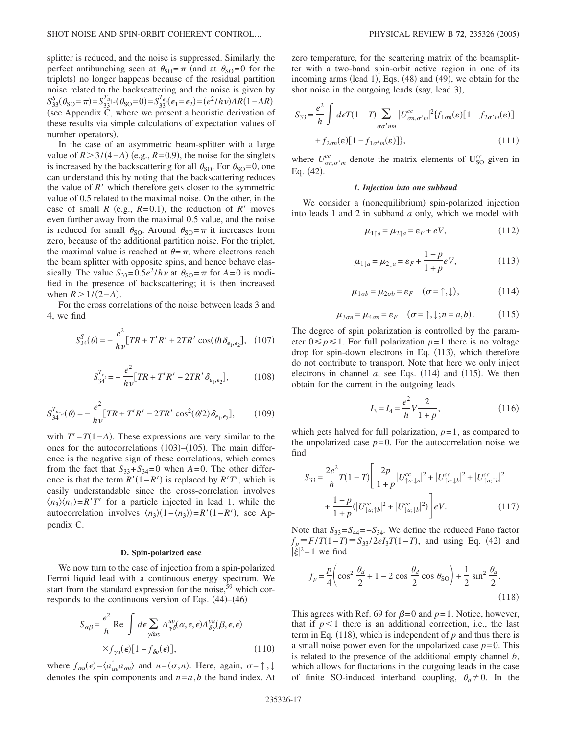splitter is reduced, and the noise is suppressed. Similarly, the perfect antibunching seen at $\theta_{SO}=\pi$ (and at $\theta_{SO}=0$ for the triplets) no longer happens because of the residual partition noise related to the backscattering and the noise is given by $S_{33}^{S}(\theta_{SO}=\pi)=S_{33}^{T_{u_{\uparrow z}}}(\theta_{SO}=0)=S_{33}^{T_{e_z}}(\epsilon_1=\epsilon_2)=(e^2/h\nu)AR(1-AR)$ (see Appendix C, where we present a heuristic derivation of these results via simple calculations of expectation values of number operators).

In the case of an asymmetric beam-splitter with a large value of $R>3/(4-A)$ (e.g., $R=0.9$), the noise for the singlets is increased by the backscattering for all $\theta_{SO}$. For $\theta_{SO}=0$, one can understand this by noting that the backscattering reduces the value of $R'$ which therefore gets closer to the symmetric value of 0.5 related to the maximal noise. On the other, in the case of small $R$ (e.g., $R=0.1$), the reduction of $R'$ moves even further away from the maximal 0.5 value, and the noise is reduced for small $\theta_{SO}$. Around $\theta_{SO}=\pi$ it increases from zero, because of the additional partition noise. For the triplet, the maximal value is reached at $\theta=\pi$, where electrons reach the beam splitter with opposite spins, and hence behave classically. The value $S_{33}=0.5e^2/h\nu$ at $\theta_{SO}=\pi$ for $A=0$ is modified in the presence of backscattering; it is then increased when $R>1/(2-A)$.

For the cross correlations of the noise between leads 3 and 4, we find

$$S_{34}^{S}(\theta)=-\frac{e^2}{h\nu}[TR+T'R'+2TR'\cos(\theta)\delta_{\epsilon_1,\epsilon_2}], \quad (107)$$

$$S_{34}^{T_{e_z}}=-\frac{e^2}{h\nu}[TR+T'R'-2TR'\delta_{\epsilon_1,\epsilon_2}], \quad (108)$$

$$S_{34}^{T_{u_{\uparrow z}}}(\theta)=-\frac{e^2}{h\nu}[TR+T'R'-2TR'\cos^2(\theta/2)\delta_{\epsilon_1,\epsilon_2}], \quad (109)$$

with $T'=T(1-A)$. These expressions are very similar to the ones for the autocorrelations (103)–(105). The main difference is the negative sign of these correlations, which comes from the fact that $S_{33}+S_{34}=0$ when $A=0$. The other difference is that the term $R'(1-R')$ is replaced by $R'T'$, which is easily understandable since the cross-correlation involves $\langle n_3\rangle\langle n_4\rangle=R'T'$ for a particle injected in lead 1, while the autocorrelation involves $\langle n_3\rangle(1-\langle n_3\rangle)=R'(1-R')$, see Appendix C.

### D. Spin-polarized case

We now turn to the case of injection from a spin-polarized Fermi liquid lead with a continuous energy spectrum. We start from the standard expression for the noise,[59] which corresponds to the continuous version of Eqs. (44)–(46)

$$S_{\alpha\beta}=\frac{e^2}{h}\,\mathrm{Re}\int d\epsilon\sum_{\gamma\delta uv}A_{\gamma\delta}^{uv}(\alpha,\epsilon,\epsilon)A_{\delta\gamma}^{vu}(\beta,\epsilon,\epsilon)\times f_{\gamma u}(\epsilon)[1-f_{\delta v}(\epsilon)], \quad (110)$$

where $f_{\alpha u}(\epsilon)=\langle a_{\alpha u}^{\dagger}a_{\alpha u}\rangle$ and $u=(\sigma,n)$. Here, again, $\sigma=\uparrow,\downarrow$ denotes the spin components and $n=a,b$ the band index. At zero temperature, for the scattering matrix of the beamsplitter with a two-band spin-orbit active region in one of its incoming arms (lead 1), Eqs. (48) and (49), we obtain for the shot noise in the outgoing leads (say, lead 3),

$$S_{33}=\frac{e^2}{h}\int d\epsilon T(1-T)\sum_{\sigma\sigma' nm}|U_{\sigma n,\sigma' m}^{cc}|^2\{f_{1\sigma n}(\varepsilon)[1-f_{2\sigma' m}(\varepsilon)]+f_{2\sigma n}(\varepsilon)[1-f_{1\sigma' m}(\varepsilon)]\}, \quad (111)$$

where $U_{\sigma n,\sigma' m}^{cc}$ denote the matrix elements of $\mathbf{U}_{SO}^{cc}$ given in Eq. (42).

#### 1. Injection into one subband

We consider a (nonequilibrium) spin-polarized injection into leads 1 and 2 in subband $a$ only, which we model with

$$\mu_{1\uparrow a}=\mu_{2\uparrow a}=\varepsilon_F+eV, \quad (112)$$

$$\mu_{1\downarrow a}=\mu_{2\downarrow a}=\varepsilon_F+\frac{1-p}{1+p}eV, \quad (113)$$

$$\mu_{1\sigma b}=\mu_{2\sigma b}=\varepsilon_F \quad (\sigma=\uparrow,\downarrow), \quad (114)$$

$$\mu_{3\sigma n}=\mu_{4\sigma n}=\varepsilon_F \quad (\sigma=\uparrow,\downarrow;n=a,b). \quad (115)$$

The degree of spin polarization is controlled by the parameter $0\leqslant p\leqslant 1$. For full polarization $p=1$ there is no voltage drop for spin-down electrons in Eq. (113), which therefore do not contribute to transport. Note that here we only inject electrons in channel $a$, see Eqs. (114) and (115). We then obtain for the current in the outgoing leads

$$I_3=I_4=\frac{e^2}{h}V\frac{2}{1+p}, \quad (116)$$

which gets halved for full polarization, $p=1$, as compared to the unpolarized case $p=0$. For the autocorrelation noise we find

$$S_{33}=\frac{2e^2}{h}T(1-T)\left[\frac{2p}{1+p}|U_{\uparrow a;\downarrow a}^{cc}|^2+|U_{\uparrow a;\downarrow b}^{cc}|^2+|U_{\uparrow a;\uparrow b}^{cc}|^2+\frac{1-p}{1+p}(|U_{\downarrow a;\uparrow b}^{cc}|^2+|U_{\downarrow a;\downarrow b}^{cc}|^2)\right]eV. \quad (117)$$

Note that $S_{33}=S_{44}=-S_{34}$. We define the reduced Fano factor $f_p\equiv F/T(1-T)\equiv S_{33}/2eI_3T(1-T)$, and using Eq. (42) and $|\xi|^2=1$ we find

$$f_p=\frac{p}{4}\left(\cos^2\frac{\theta_d}{2}+1-2\cos\frac{\theta_d}{2}\cos\theta_{SO}\right)+\frac{1}{2}\sin^2\frac{\theta_d}{2}. \quad (118)$$

This agrees with Ref. 69 for $\beta=0$ and $p=1$. Notice, however, that if $p<1$ there is an additional correction, i.e., the last term in Eq. (118), which is independent of $p$ and thus there is a small noise power even for the unpolarized case $p=0$. This is related to the presence of the additional empty channel $b$, which allows for fluctations in the outgoing leads in the case of finite SO-induced interband coupling, $\theta_d\neq 0$. In the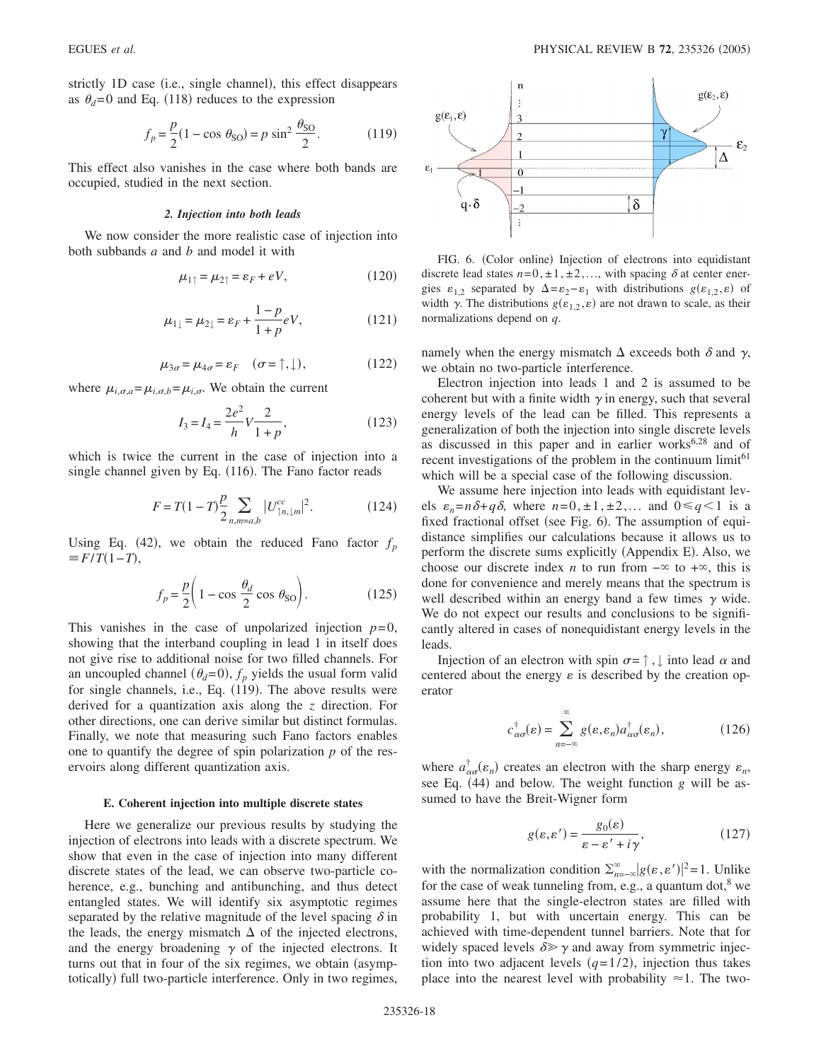strictly 1D case (i.e., single channel), this effect disappears as $\theta_d=0$ and Eq. (118) reduces to the expression

$$f_p = \frac{p}{2}(1-\cos\theta_{\rm SO}) = p\sin^2\frac{\theta_{\rm SO}}{2}. \tag{119}$$

This effect also vanishes in the case where both bands are occupied, studied in the next section.

#### 2. Injection into both leads

We now consider the more realistic case of injection into both subbands $a$ and $b$ and model it with

$$\mu_{1\uparrow} = \mu_{2\uparrow} = \varepsilon_F + eV, \tag{120}$$

$$\mu_{1\downarrow} = \mu_{2\downarrow} = \varepsilon_F + \frac{1-p}{1+p}eV, \tag{121}$$

$$\mu_{3\sigma} = \mu_{4\sigma} = \varepsilon_F \quad (\sigma=\uparrow,\downarrow), \tag{122}$$

where $\mu_{i,\sigma,a}=\mu_{i,\sigma,b}=\mu_{i,\sigma}$. We obtain the current

$$I_3 = I_4 = \frac{2e^2}{h}V\frac{2}{1+p}, \tag{123}$$

which is twice the current in the case of injection into a single channel given by Eq. (116). The Fano factor reads

$$F = T(1-T)\frac{p}{2}\sum_{n,m=a,b}|U^{cc}_{\uparrow n,\downarrow m}|^2. \tag{124}$$

Using Eq. (42), we obtain the reduced Fano factor $f_p \equiv F/T(1-T)$,

$$f_p = \frac{p}{2}\left(1-\cos\frac{\theta_d}{2}\cos\theta_{\rm SO}\right). \tag{125}$$

This vanishes in the case of unpolarized injection $p=0$, showing that the interband coupling in lead 1 in itself does not give rise to additional noise for two filled channels. For an uncoupled channel ($\theta_d=0$), $f_p$ yields the usual form valid for single channels, i.e., Eq. (119). The above results were derived for a quantization axis along the $z$ direction. For other directions, one can derive similar but distinct formulas. Finally, we note that measuring such Fano factors enables one to quantify the degree of spin polarization $p$ of the reservoirs along different quantization axis.

### E. Coherent injection into multiple discrete states

Here we generalize our previous results by studying the injection of electrons into leads with a discrete spectrum. We show that even in the case of injection into many different discrete states of the lead, we can observe two-particle coherence, e.g., bunching and antibunching, and thus detect entangled states. We will identify six asymptotic regimes separated by the relative magnitude of the level spacing $\delta$ in the leads, the energy mismatch $\Delta$ of the injected electrons, and the energy broadening $\gamma$ of the injected electrons. It turns out that in four of the six regimes, we obtain (asymptotically) full two-particle interference. Only in two regimes, namely when the energy mismatch $\Delta$ exceeds both $\delta$ and $\gamma$, we obtain no two-particle interference.

FIG. 6. (Color online) Injection of electrons into equidistant discrete lead states $n=0,\pm1,\pm2,\ldots$, with spacing $\delta$ at center energies $\varepsilon_{1,2}$ separated by $\Delta=\varepsilon_2-\varepsilon_1$ with distributions $g(\varepsilon_{1,2},\varepsilon)$ of width $\gamma$. The distributions $g(\varepsilon_{1,2},\varepsilon)$ are not drawn to scale, as their normalizations depend on $q$.

Electron injection into leads 1 and 2 is assumed to be coherent but with a finite width $\gamma$ in energy, such that several energy levels of the lead can be filled. This represents a generalization of both the injection into single discrete levels as discussed in this paper and in earlier works[6,28] and of recent investigations of the problem in the continuum limit[61] which will be a special case of the following discussion.

We assume here injection into leads with equidistant levels $\varepsilon_n = n\delta + q\delta$, where $n=0,\pm1,\pm2,\ldots$ and $0\leqslant q<1$ is a fixed fractional offset (see Fig. 6). The assumption of equidistance simplifies our calculations because it allows us to perform the discrete sums explicitly (Appendix E). Also, we choose our discrete index $n$ to run from $-\infty$ to $+\infty$, this is done for convenience and merely means that the spectrum is well described within an energy band a few times $\gamma$ wide. We do not expect our results and conclusions to be significantly altered in cases of nonequidistant energy levels in the leads.

Injection of an electron with spin $\sigma=\uparrow,\downarrow$ into lead $\alpha$ and centered about the energy $\varepsilon$ is described by the creation operator

$$c^{\dagger}_{\alpha\sigma}(\varepsilon) = \sum_{n=-\infty}^{\infty} g(\varepsilon,\varepsilon_n)a^{\dagger}_{\alpha\sigma}(\varepsilon_n), \tag{126}$$

where $a^{\dagger}_{\alpha\sigma}(\varepsilon_n)$ creates an electron with the sharp energy $\varepsilon_n$, see Eq. (44) and below. The weight function $g$ will be assumed to have the Breit-Wigner form

$$g(\varepsilon,\varepsilon') = \frac{g_0(\varepsilon)}{\varepsilon-\varepsilon'+i\gamma}, \tag{127}$$

with the normalization condition $\sum_{n=-\infty}^{\infty}|g(\varepsilon,\varepsilon')|^2=1$. Unlike for the case of weak tunneling from, e.g., a quantum dot,[8] we assume here that the single-electron states are filled with probability 1, but with uncertain energy. This can be achieved with time-dependent tunnel barriers. Note that for widely spaced levels $\delta\gg\gamma$ and away from symmetric injection into two adjacent levels ($q=1/2$), injection thus takes place into the nearest level with probability $\approx 1$. The two-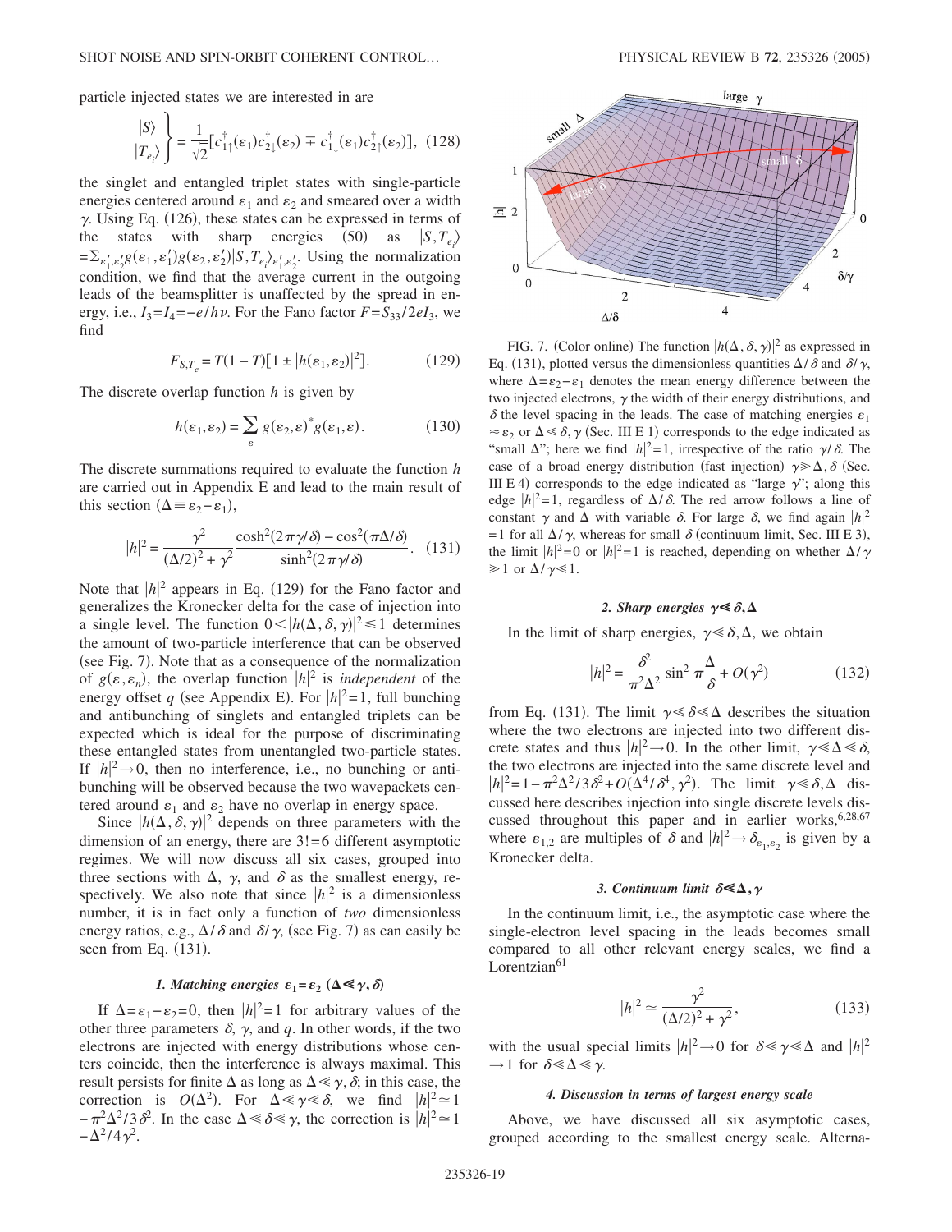particle injected states we are interested in are

$$\left.\begin{array}{l}|S\rangle\\|T_{e_i}\rangle\end{array}\right\} = \frac{1}{\sqrt{2}}[c_{1\uparrow}^{\dagger}(\varepsilon_1)c_{2\downarrow}^{\dagger}(\varepsilon_2) \mp c_{1\downarrow}^{\dagger}(\varepsilon_1)c_{2\uparrow}^{\dagger}(\varepsilon_2)], \quad (128)$$

the singlet and entangled triplet states with single-particle energies centered around $\varepsilon_1$ and $\varepsilon_2$ and smeared over a width $\gamma$. Using Eq. (126), these states can be expressed in terms of the states with sharp energies (50) as $|S,T_{e_i}\rangle = \sum_{\varepsilon_1',\varepsilon_2'} g(\varepsilon_1,\varepsilon_1')g(\varepsilon_2,\varepsilon_2')|S,T_{e_i}\rangle_{\varepsilon_1',\varepsilon_2'}$. Using the normalization condition, we find that the average current in the outgoing leads of the beamsplitter is unaffected by the spread in energy, i.e., $I_3 = I_4 = -e/h\nu$. For the Fano factor $F = S_{33}/2eI_3$, we find

$$F_{S,T_e} = T(1-T)[1 \pm |h(\varepsilon_1,\varepsilon_2)|^2]. \quad (129)$$

The discrete overlap function $h$ is given by

$$h(\varepsilon_1,\varepsilon_2) = \sum_{\varepsilon} g(\varepsilon_2,\varepsilon)^* g(\varepsilon_1,\varepsilon). \quad (130)$$

The discrete summations required to evaluate the function $h$ are carried out in Appendix E and lead to the main result of this section ($\Delta \equiv \varepsilon_2 - \varepsilon_1$),

$$|h|^2 = \frac{\gamma^2}{(\Delta/2)^2 + \gamma^2} \frac{\cosh^2(2\pi\gamma/\delta) - \cos^2(\pi\Delta/\delta)}{\sinh^2(2\pi\gamma/\delta)}. \quad (131)$$

Note that $|h|^2$ appears in Eq. (129) for the Fano factor and generalizes the Kronecker delta for the case of injection into a single level. The function $0 < |h(\Delta,\delta,\gamma)|^2 \leq 1$ determines the amount of two-particle interference that can be observed (see Fig. 7). Note that as a consequence of the normalization of $g(\varepsilon,\varepsilon_n)$, the overlap function $|h|^2$ is *independent* of the energy offset $q$ (see Appendix E). For $|h|^2 = 1$, full bunching and antibunching of singlets and entangled triplets can be expected which is ideal for the purpose of discriminating these entangled states from unentangled two-particle states. If $|h|^2 \to 0$, then no interference, i.e., no bunching or antibunching will be observed because the two wavepackets centered around $\varepsilon_1$ and $\varepsilon_2$ have no overlap in energy space.

Since $|h(\Delta,\delta,\gamma)|^2$ depends on three parameters with the dimension of an energy, there are $3! = 6$ different asymptotic regimes. We will now discuss all six cases, grouped into three sections with $\Delta$, $\gamma$, and $\delta$ as the smallest energy, respectively. We also note that since $|h|^2$ is a dimensionless number, it is in fact only a function of *two* dimensionless energy ratios, e.g., $\Delta/\delta$ and $\delta/\gamma$, (see Fig. 7) as can easily be seen from Eq. (131).

#### 1. Matching energies $\varepsilon_1 = \varepsilon_2$ ($\Delta \ll \gamma, \delta$)

If $\Delta = \varepsilon_1 - \varepsilon_2 = 0$, then $|h|^2 = 1$ for arbitrary values of the other three parameters $\delta$, $\gamma$, and $q$. In other words, if the two electrons are injected with energy distributions whose centers coincide, then the interference is always maximal. This result persists for finite $\Delta$ as long as $\Delta \ll \gamma, \delta$; in this case, the correction is $O(\Delta^2)$. For $\Delta \ll \gamma \ll \delta$, we find $|h|^2 \simeq 1 - \pi^2\Delta^2/3\delta^2$. In the case $\Delta \ll \delta \ll \gamma$, the correction is $|h|^2 \simeq 1 - \Delta^2/4\gamma^2$.

FIG. 7. (Color online) The function $|h(\Delta,\delta,\gamma)|^2$ as expressed in Eq. (131), plotted versus the dimensionless quantities $\Delta/\delta$ and $\delta/\gamma$, where $\Delta = \varepsilon_2 - \varepsilon_1$ denotes the mean energy difference between the two injected electrons, $\gamma$ the width of their energy distributions, and $\delta$ the level spacing in the leads. The case of matching energies $\varepsilon_1 \approx \varepsilon_2$ or $\Delta \ll \delta, \gamma$ (Sec. III E 1) corresponds to the edge indicated as "small $\Delta$"; here we find $|h|^2 = 1$, irrespective of the ratio $\gamma/\delta$. The case of a broad energy distribution (fast injection) $\gamma \gg \Delta, \delta$ (Sec. III E 4) corresponds to the edge indicated as "large $\gamma$"; along this edge $|h|^2 = 1$, regardless of $\Delta/\delta$. The red arrow follows a line of constant $\gamma$ and $\Delta$ with variable $\delta$. For large $\delta$, we find again $|h|^2 = 1$ for all $\Delta/\gamma$, whereas for small $\delta$ (continuum limit, Sec. III E 3), the limit $|h|^2 = 0$ or $|h|^2 = 1$ is reached, depending on whether $\Delta/\gamma \gg 1$ or $\Delta/\gamma \ll 1$.

#### 2. Sharp energies $\gamma \ll \delta, \Delta$

In the limit of sharp energies, $\gamma \ll \delta, \Delta$, we obtain

$$|h|^2 = \frac{\delta^2}{\pi^2\Delta^2}\sin^2\pi\frac{\Delta}{\delta} + O(\gamma^2) \quad (132)$$

from Eq. (131). The limit $\gamma \ll \delta \ll \Delta$ describes the situation where the two electrons are injected into two different discrete states and thus $|h|^2 \to 0$. In the other limit, $\gamma \ll \Delta \ll \delta$, the two electrons are injected into the same discrete level and $|h|^2 = 1 - \pi^2\Delta^2/3\delta^2 + O(\Delta^4/\delta^4, \gamma^2)$. The limit $\gamma \ll \delta, \Delta$ discussed here describes injection into single discrete levels discussed throughout this paper and in earlier works,[6,28,67] where $\varepsilon_{1,2}$ are multiples of $\delta$ and $|h|^2 \to \delta_{\varepsilon_1,\varepsilon_2}$ is given by a Kronecker delta.

#### 3. Continuum limit $\delta \ll \Delta, \gamma$

In the continuum limit, i.e., the asymptotic case where the single-electron level spacing in the leads becomes small compared to all other relevant energy scales, we find a Lorentzian[61]

$$|h|^2 \simeq \frac{\gamma^2}{(\Delta/2)^2 + \gamma^2}, \quad (133)$$

with the usual special limits $|h|^2 \to 0$ for $\delta \ll \gamma \ll \Delta$ and $|h|^2 \to 1$ for $\delta \ll \Delta \ll \gamma$.

#### 4. Discussion in terms of largest energy scale

Above, we have discussed all six asymptotic cases, grouped according to the smallest energy scale. Alterna-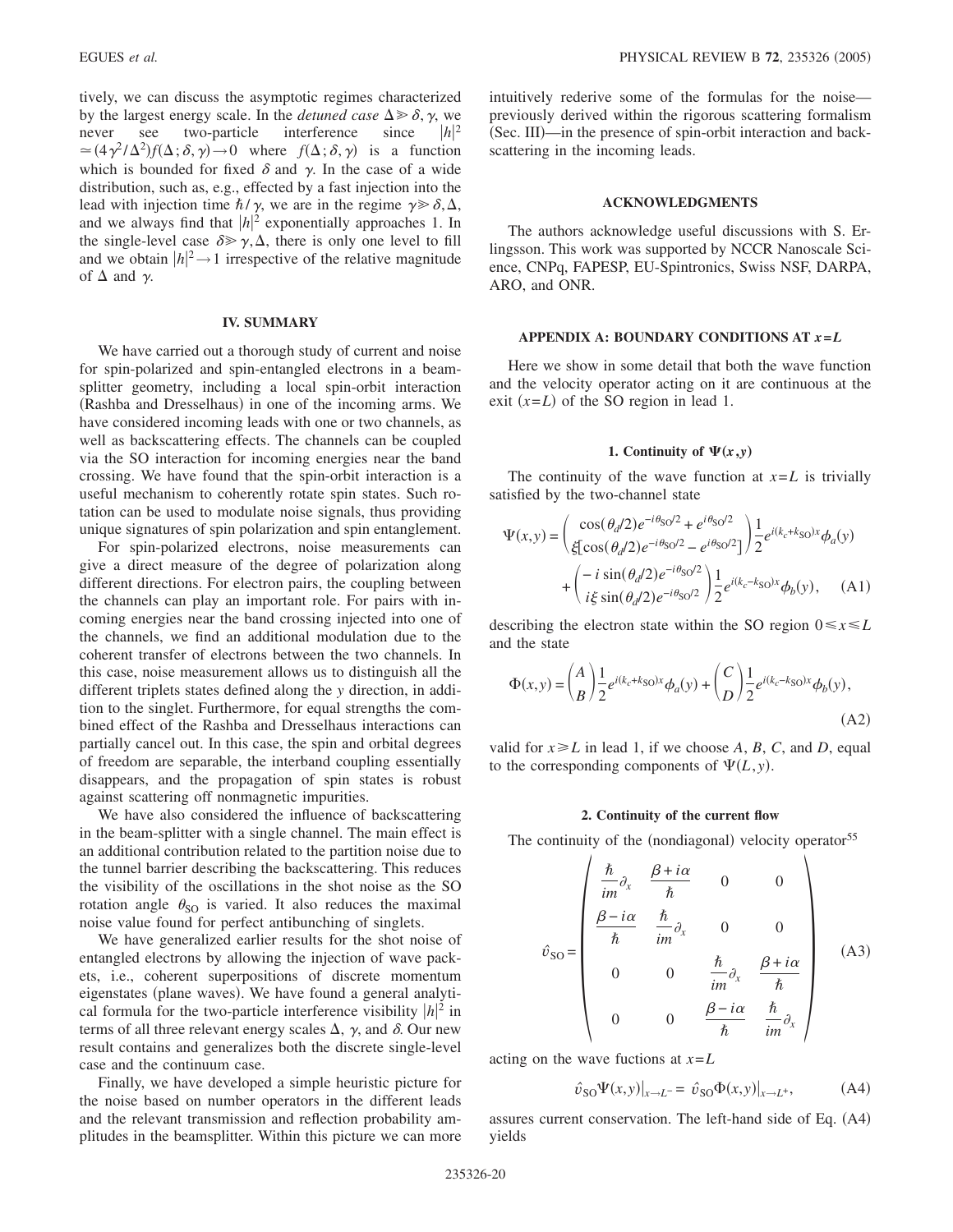tively, we can discuss the asymptotic regimes characterized by the largest energy scale. In the *detuned case* $\Delta \gg \delta, \gamma$, we never see two-particle interference since $|h|^2 \simeq (4\gamma^2/\Delta^2) f(\Delta;\delta,\gamma) \to 0$ where $f(\Delta;\delta,\gamma)$ is a function which is bounded for fixed $\delta$ and $\gamma$. In the case of a wide distribution, such as, e.g., effected by a fast injection into the lead with injection time $\hbar/\gamma$, we are in the regime $\gamma \gg \delta, \Delta$, and we always find that $|h|^2$ exponentially approaches 1. In the single-level case $\delta \gg \gamma, \Delta$, there is only one level to fill and we obtain $|h|^2 \to 1$ irrespective of the relative magnitude of $\Delta$ and $\gamma$.

## IV. SUMMARY

We have carried out a thorough study of current and noise for spin-polarized and spin-entangled electrons in a beam-splitter geometry, including a local spin-orbit interaction (Rashba and Dresselhaus) in one of the incoming arms. We have considered incoming leads with one or two channels, as well as backscattering effects. The channels can be coupled via the SO interaction for incoming energies near the band crossing. We have found that the spin-orbit interaction is a useful mechanism to coherently rotate spin states. Such rotation can be used to modulate noise signals, thus providing unique signatures of spin polarization and spin entanglement.

For spin-polarized electrons, noise measurements can give a direct measure of the degree of polarization along different directions. For electron pairs, the coupling between the channels can play an important role. For pairs with incoming energies near the band crossing injected into one of the channels, we find an additional modulation due to the coherent transfer of electrons between the two channels. In this case, noise measurement allows us to distinguish all the different triplets states defined along the $y$ direction, in addition to the singlet. Furthermore, for equal strengths the combined effect of the Rashba and Dresselhaus interactions can partially cancel out. In this case, the spin and orbital degrees of freedom are separable, the interband coupling essentially disappears, and the propagation of spin states is robust against scattering off nonmagnetic impurities.

We have also considered the influence of backscattering in the beam-splitter with a single channel. The main effect is an additional contribution related to the partition noise due to the tunnel barrier describing the backscattering. This reduces the visibility of the oscillations in the shot noise as the SO rotation angle $\theta_{SO}$ is varied. It also reduces the maximal noise value found for perfect antibunching of singlets.

We have generalized earlier results for the shot noise of entangled electrons by allowing the injection of wave packets, i.e., coherent superpositions of discrete momentum eigenstates (plane waves). We have found a general analytical formula for the two-particle interference visibility $|h|^2$ in terms of all three relevant energy scales $\Delta$, $\gamma$, and $\delta$. Our new result contains and generalizes both the discrete single-level case and the continuum case.

Finally, we have developed a simple heuristic picture for the noise based on number operators in the different leads and the relevant transmission and reflection probability amplitudes in the beamsplitter. Within this picture we can more intuitively rederive some of the formulas for the noise—previously derived within the rigorous scattering formalism (Sec. III)—in the presence of spin-orbit interaction and backscattering in the incoming leads.

## ACKNOWLEDGMENTS

The authors acknowledge useful discussions with S. Erlingsson. This work was supported by NCCR Nanoscale Science, CNPq, FAPESP, EU-Spintronics, Swiss NSF, DARPA, ARO, and ONR.

## APPENDIX A: BOUNDARY CONDITIONS AT $x=L$

Here we show in some detail that both the wave function and the velocity operator acting on it are continuous at the exit $(x=L)$ of the SO region in lead 1.

### 1. Continuity of $\Psi(x,y)$

The continuity of the wave function at $x=L$ is trivially satisfied by the two-channel state

$$\Psi(x,y) = \begin{pmatrix} \cos(\theta_d/2)e^{-i\theta_{SO}/2} + e^{i\theta_{SO}/2} \\ \xi[\cos(\theta_d/2)e^{-i\theta_{SO}/2} - e^{i\theta_{SO}/2}] \end{pmatrix} \frac{1}{2} e^{i(k_c+k_{SO})x}\phi_a(y) + \begin{pmatrix} -i\sin(\theta_d/2)e^{-i\theta_{SO}/2} \\ i\xi\sin(\theta_d/2)e^{-i\theta_{SO}/2} \end{pmatrix} \frac{1}{2} e^{i(k_c-k_{SO})x}\phi_b(y), \quad \text{(A1)}$$

describing the electron state within the SO region $0 \leq x \leq L$ and the state

$$\Phi(x,y) = \begin{pmatrix} A \\ B \end{pmatrix} \frac{1}{2} e^{i(k_c+k_{SO})x}\phi_a(y) + \begin{pmatrix} C \\ D \end{pmatrix} \frac{1}{2} e^{i(k_c-k_{SO})x}\phi_b(y), \quad \text{(A2)}$$

valid for $x \geq L$ in lead 1, if we choose $A$, $B$, $C$, and $D$, equal to the corresponding components of $\Psi(L,y)$.

### 2. Continuity of the current flow

The continuity of the (nondiagonal) velocity operator[55]

$$\hat{v}_{SO} = \begin{pmatrix} \frac{\hbar}{im}\partial_x & \frac{\beta+i\alpha}{\hbar} & 0 & 0 \\ \frac{\beta-i\alpha}{\hbar} & \frac{\hbar}{im}\partial_x & 0 & 0 \\ 0 & 0 & \frac{\hbar}{im}\partial_x & \frac{\beta+i\alpha}{\hbar} \\ 0 & 0 & \frac{\beta-i\alpha}{\hbar} & \frac{\hbar}{im}\partial_x \end{pmatrix} \quad \text{(A3)}$$

acting on the wave fuctions at $x=L$

$$\hat{v}_{SO}\Psi(x,y)|_{x\to L^-} = \hat{v}_{SO}\Phi(x,y)|_{x\to L^+}, \quad \text{(A4)}$$

assures current conservation. The left-hand side of Eq. (A4) yields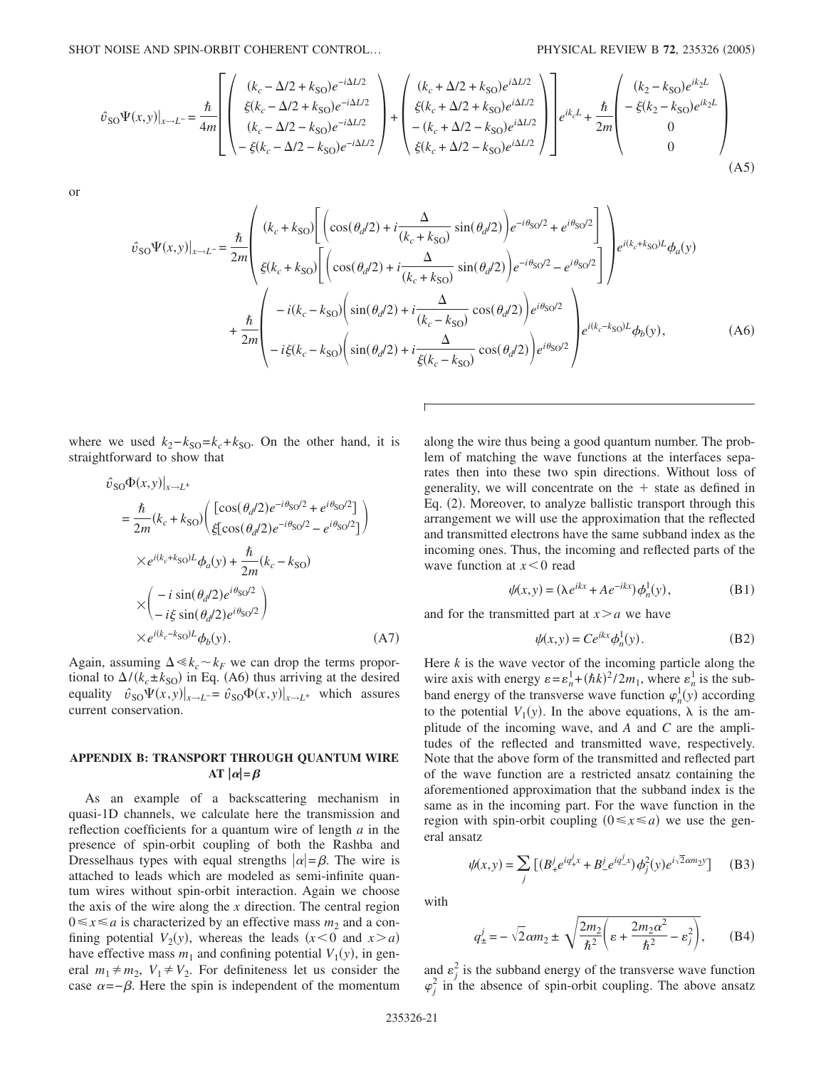$$\hat{v}_{\mathrm{SO}}\Psi(x,y)|_{x\to L^-}=\frac{\hbar}{4m}\left[\begin{pmatrix}(k_c-\Delta/2+k_{\mathrm{SO}})e^{-i\Delta L/2}\\ \xi(k_c-\Delta/2+k_{\mathrm{SO}})e^{-i\Delta L/2}\\ (k_c-\Delta/2-k_{\mathrm{SO}})e^{-i\Delta L/2}\\ -\xi(k_c-\Delta/2-k_{\mathrm{SO}})e^{-i\Delta L/2}\end{pmatrix}+\begin{pmatrix}(k_c+\Delta/2+k_{\mathrm{SO}})e^{i\Delta L/2}\\ \xi(k_c+\Delta/2+k_{\mathrm{SO}})e^{i\Delta L/2}\\ -(k_c+\Delta/2-k_{\mathrm{SO}})e^{i\Delta L/2}\\ \xi(k_c+\Delta/2-k_{\mathrm{SO}})e^{i\Delta L/2}\end{pmatrix}\right]e^{ik_cL}+\frac{\hbar}{2m}\begin{pmatrix}(k_2-k_{\mathrm{SO}})e^{ik_2L}\\ -\xi(k_2-k_{\mathrm{SO}})e^{ik_2L}\\ 0\\ 0\end{pmatrix} \tag{A5}$$

or

$$\hat{v}_{\mathrm{SO}}\Psi(x,y)|_{x\to L^-}=\frac{\hbar}{2m}\begin{pmatrix}(k_c+k_{\mathrm{SO}})\left[\left(\cos(\theta_d/2)+i\dfrac{\Delta}{(k_c+k_{\mathrm{SO}})}\sin(\theta_d/2)\right)e^{-i\theta_{\mathrm{SO}}/2}+e^{i\theta_{\mathrm{SO}}/2}\right]\\ \xi(k_c+k_{\mathrm{SO}})\left[\left(\cos(\theta_d/2)+i\dfrac{\Delta}{(k_c+k_{\mathrm{SO}})}\sin(\theta_d/2)\right)e^{-i\theta_{\mathrm{SO}}/2}-e^{i\theta_{\mathrm{SO}}/2}\right]\end{pmatrix}e^{i(k_c+k_{\mathrm{SO}})L}\phi_a(y)$$
$$+\frac{\hbar}{2m}\begin{pmatrix}-i(k_c-k_{\mathrm{SO}})\left(\sin(\theta_d/2)+i\dfrac{\Delta}{(k_c-k_{\mathrm{SO}})}\cos(\theta_d/2)\right)e^{i\theta_{\mathrm{SO}}/2}\\ -i\xi(k_c-k_{\mathrm{SO}})\left(\sin(\theta_d/2)+i\dfrac{\Delta}{\xi(k_c-k_{\mathrm{SO}})}\cos(\theta_d/2)\right)e^{i\theta_{\mathrm{SO}}/2}\end{pmatrix}e^{i(k_c-k_{\mathrm{SO}})L}\phi_b(y), \tag{A6}$$

where we used $k_2-k_{\mathrm{SO}}=k_c+k_{\mathrm{SO}}$. On the other hand, it is straightforward to show that

$$\begin{aligned}\hat{v}_{\mathrm{SO}}\Phi(x,y)|_{x\to L^+}&=\frac{\hbar}{2m}(k_c+k_{\mathrm{SO}})\begin{pmatrix}[\cos(\theta_d/2)e^{-i\theta_{\mathrm{SO}}/2}+e^{i\theta_{\mathrm{SO}}/2}]\\ \xi[\cos(\theta_d/2)e^{-i\theta_{\mathrm{SO}}/2}-e^{i\theta_{\mathrm{SO}}/2}]\end{pmatrix}\\ &\quad\times e^{i(k_c+k_{\mathrm{SO}})L}\phi_a(y)+\frac{\hbar}{2m}(k_c-k_{\mathrm{SO}})\\ &\quad\times\begin{pmatrix}-i\sin(\theta_d/2)e^{i\theta_{\mathrm{SO}}/2}\\ -i\xi\sin(\theta_d/2)e^{i\theta_{\mathrm{SO}}/2}\end{pmatrix}\\ &\quad\times e^{i(k_c-k_{\mathrm{SO}})L}\phi_b(y).\end{aligned} \tag{A7}$$

Again, assuming $\Delta \ll k_c \sim k_F$ we can drop the terms proportional to $\Delta/(k_c \pm k_{\mathrm{SO}})$ in Eq. (A6) thus arriving at the desired equality $\hat{v}_{\mathrm{SO}}\Psi(x,y)|_{x\to L^-}=\hat{v}_{\mathrm{SO}}\Phi(x,y)|_{x\to L^+}$ which assures current conservation.

## APPENDIX B: TRANSPORT THROUGH QUANTUM WIRE AT $|\alpha|=\beta$

As an example of a backscattering mechanism in quasi-1D channels, we calculate here the transmission and reflection coefficients for a quantum wire of length $a$ in the presence of spin-orbit coupling of both the Rashba and Dresselhaus types with equal strengths $|\alpha|=\beta$. The wire is attached to leads which are modeled as semi-infinite quantum wires without spin-orbit interaction. Again we choose the axis of the wire along the $x$ direction. The central region $0\leqslant x\leqslant a$ is characterized by an effective mass $m_2$ and a confining potential $V_2(y)$, whereas the leads ($x<0$ and $x>a$) have effective mass $m_1$ and confining potential $V_1(y)$, in general $m_1\neq m_2$, $V_1\neq V_2$. For definiteness let us consider the case $\alpha=-\beta$. Here the spin is independent of the momentum along the wire thus being a good quantum number. The problem of matching the wave functions at the interfaces separates then into these two spin directions. Without loss of generality, we will concentrate on the + state as defined in Eq. (2). Moreover, to analyze ballistic transport through this arrangement we will use the approximation that the reflected and transmitted electrons have the same subband index as the incoming ones. Thus, the incoming and reflected parts of the wave function at $x<0$ read

$$\psi(x,y)=(\lambda e^{ikx}+Ae^{-ikx})\phi_n^1(y), \tag{B1}$$

and for the transmitted part at $x>a$ we have

$$\psi(x,y)=Ce^{ikx}\phi_n^1(y). \tag{B2}$$

Here $k$ is the wave vector of the incoming particle along the wire axis with energy $\varepsilon=\varepsilon_n^1+(\hbar k)^2/2m_1$, where $\varepsilon_n^1$ is the subband energy of the transverse wave function $\varphi_n^1(y)$ according to the potential $V_1(y)$. In the above equations, $\lambda$ is the amplitude of the incoming wave, and $A$ and $C$ are the amplitudes of the reflected and transmitted wave, respectively. Note that the above form of the transmitted and reflected part of the wave function are a restricted ansatz containing the aforementioned approximation that the subband index is the same as in the incoming part. For the wave function in the region with spin-orbit coupling ($0\leqslant x\leqslant a$) we use the general ansatz

$$\psi(x,y)=\sum_j\left[(B_+^je^{iq_+^jx}+B_-^je^{iq_-^jx})\phi_j^2(y)e^{i\sqrt{2}\alpha m_2y}\right] \tag{B3}$$

with

$$q_\pm^j=-\sqrt{2}\alpha m_2\pm\sqrt{\frac{2m_2}{\hbar^2}\left(\varepsilon+\frac{2m_2\alpha^2}{\hbar^2}-\varepsilon_j^2\right)}, \tag{B4}$$

and $\varepsilon_j^2$ is the subband energy of the transverse wave function $\varphi_j^2$ in the absence of spin-orbit coupling. The above ansatz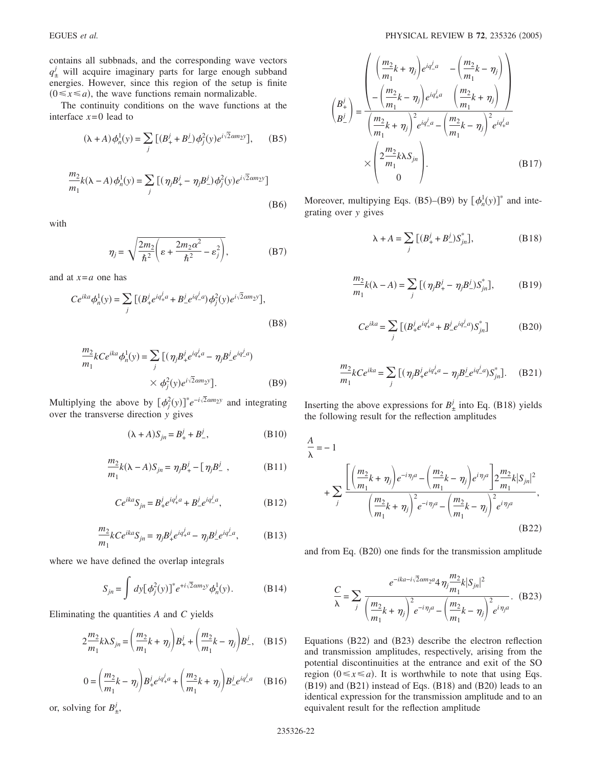contains all subbnads, and the corresponding wave vectors $q_{\pm}^{j}$ will acquire imaginary parts for large enough subband energies. However, since this region of the setup is finite $(0 \leqslant x \leqslant a)$, the wave functions remain normalizable.

The continuity conditions on the wave functions at the interface $x=0$ lead to

$$(\lambda + A)\phi_n^1(y) = \sum_j \left[(B_+^j + B_-^j)\phi_j^2(y)e^{i\sqrt{2}\alpha m_2 y}\right], \quad \text{(B5)}$$

$$\frac{m_2}{m_1}k(\lambda - A)\phi_n^1(y) = \sum_j \left[(\eta_j B_+^j - \eta_j B_-^j)\phi_j^2(y)e^{i\sqrt{2}\alpha m_2 y}\right] \quad \text{(B6)}$$

with

$$\eta_j = \sqrt{\frac{2m_2}{\hbar^2}\left(\varepsilon + \frac{2m_2\alpha^2}{\hbar^2} - \varepsilon_j^2\right)}, \quad \text{(B7)}$$

and at $x=a$ one has

$$Ce^{ika}\phi_n^1(y) = \sum_j \left[(B_+^j e^{iq_+^j a} + B_-^j e^{iq_-^j a})\phi_j^2(y)e^{i\sqrt{2}\alpha m_2 y}\right], \quad \text{(B8)}$$

$$\frac{m_2}{m_1}kCe^{ika}\phi_n^1(y) = \sum_j \left[(\eta_j B_+^j e^{iq_+^j a} - \eta_j B_-^j e^{iq_-^j a}) \times \phi_j^2(y)e^{i\sqrt{2}\alpha m_2 y}\right]. \quad \text{(B9)}$$

Multiplying the above by $[\phi_j^2(y)]^* e^{-i\sqrt{2}\alpha m_2 y}$ and integrating over the transverse direction $y$ gives

$$(\lambda + A)S_{jn} = B_+^j + B_-^j, \quad \text{(B10)}$$

$$\frac{m_2}{m_1}k(\lambda - A)S_{jn} = \eta_j B_+^j - [\eta_j B_-^j , \quad \text{(B11)}$$

$$Ce^{ika}S_{jn} = B_+^j e^{iq_+^j a} + B_-^j e^{iq_-^j a}, \quad \text{(B12)}$$

$$\frac{m_2}{m_1}kCe^{ika}S_{jn} = \eta_j B_+^j e^{iq_+^j a} - \eta_j B_-^j e^{iq_-^j a}, \quad \text{(B13)}$$

where we have defined the overlap integrals

$$S_{jn} = \int dy [\phi_j^2(y)]^* e^{+i\sqrt{2}\alpha m_2 y}\phi_n^1(y). \quad \text{(B14)}$$

Eliminating the quantities $A$ and $C$ yields

$$2\frac{m_2}{m_1}k\lambda S_{jn} = \left(\frac{m_2}{m_1}k + \eta_j\right)B_+^j + \left(\frac{m_2}{m_1}k - \eta_j\right)B_-^j, \quad \text{(B15)}$$

$$0 = \left(\frac{m_2}{m_1}k - \eta_j\right)B_+^j e^{iq_+^j a} + \left(\frac{m_2}{m_1}k + \eta_j\right)B_-^j e^{iq_-^j a} \quad \text{(B16)}$$

or, solving for $B_{\pm}^j$,

$$\begin{pmatrix} B_+^j \\ B_-^j \end{pmatrix} = \frac{\begin{pmatrix} \left(\frac{m_2}{m_1}k + \eta_j\right)e^{iq_-^j a} & -\left(\frac{m_2}{m_1}k - \eta_j\right) \\ -\left(\frac{m_2}{m_1}k - \eta_j\right)e^{iq_+^j a} & \left(\frac{m_2}{m_1}k + \eta_j\right) \end{pmatrix}}{\left(\frac{m_2}{m_1}k + \eta_j\right)^2 e^{iq_-^j a} - \left(\frac{m_2}{m_1}k - \eta_j\right)^2 e^{iq_+^j a}} \times \begin{pmatrix} 2\frac{m_2}{m_1}k\lambda S_{jn} \\ 0 \end{pmatrix}. \quad \text{(B17)}$$

Moreover, multipying Eqs. (B5)–(B9) by $[\phi_n^1(y)]^*$ and integrating over $y$ gives

$$\lambda + A = \sum_j \left[(B_+^j + B_-^j)S_{jn}^*\right], \quad \text{(B18)}$$

$$\frac{m_2}{m_1}k(\lambda - A) = \sum_j \left[(\eta_j B_+^j - \eta_j B_-^j)S_{jn}^*\right], \quad \text{(B19)}$$

$$Ce^{ika} = \sum_j \left[(B_+^j e^{iq_+^j a} + B_-^j e^{iq_-^j a})S_{jn}^*\right] \quad \text{(B20)}$$

$$\frac{m_2}{m_1}kCe^{ika} = \sum_j \left[(\eta_j B_+^j e^{iq_+^j a} - \eta_j B_-^j e^{iq_-^j a})S_{jn}^*\right]. \quad \text{(B21)}$$

Inserting the above expressions for $B_{\pm}^j$ into Eq. (B18) yields the following result for the reflection amplitudes

$$\frac{A}{\lambda} = -1 + \sum_j \frac{\left[\left(\frac{m_2}{m_1}k + \eta_j\right)e^{-i\eta_j a} - \left(\frac{m_2}{m_1}k - \eta_j\right)e^{i\eta_j a}\right]2\frac{m_2}{m_1}k|S_{jn}|^2}{\left(\frac{m_2}{m_1}k + \eta_j\right)^2 e^{-i\eta_j a} - \left(\frac{m_2}{m_1}k - \eta_j\right)^2 e^{i\eta_j a}}, \quad \text{(B22)}$$

and from Eq. (B20) one finds for the transmission amplitude

$$\frac{C}{\lambda} = \sum_j \frac{e^{-ika - i\sqrt{2}\alpha m_2 a}4\eta_j \frac{m_2}{m_1}k|S_{jn}|^2}{\left(\frac{m_2}{m_1}k + \eta_j\right)^2 e^{-i\eta_j a} - \left(\frac{m_2}{m_1}k - \eta_j\right)^2 e^{i\eta_j a}}. \quad \text{(B23)}$$

Equations (B22) and (B23) describe the electron reflection and transmission amplitudes, respectively, arising from the potential discontinuities at the entrance and exit of the SO region $(0 \leqslant x \leqslant a)$. It is worthwhile to note that using Eqs. (B19) and (B21) instead of Eqs. (B18) and (B20) leads to an identical expression for the transmission amplitude and to an equivalent result for the reflection amplitude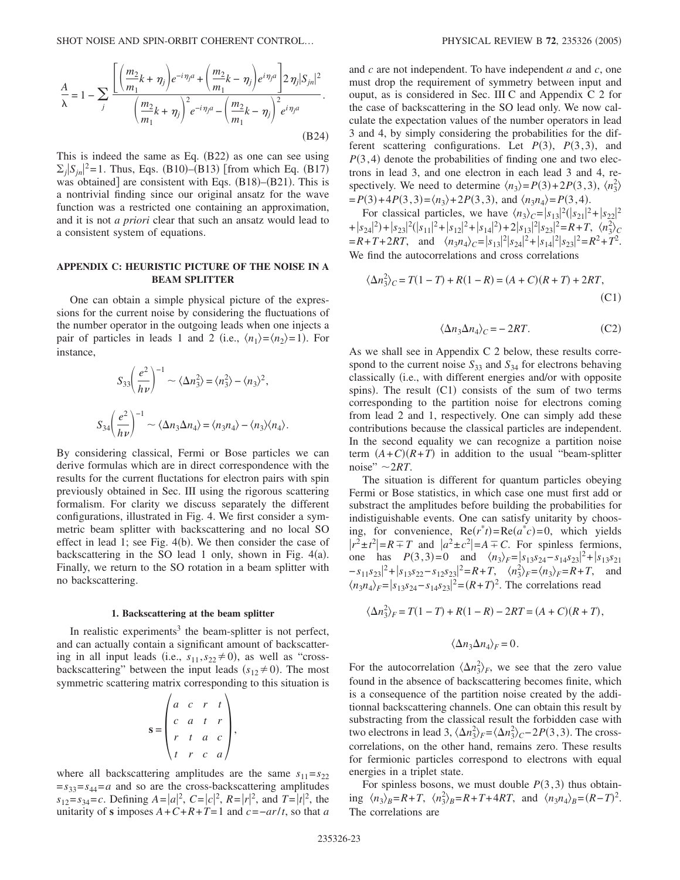$$\frac{A}{\lambda} = 1 - \sum_j \frac{\left[\left(\frac{m_2}{m_1}k + \eta_j\right)e^{-i\eta_j a} + \left(\frac{m_2}{m_1}k - \eta_j\right)e^{i\eta_j a}\right]2\eta_j |S_{jn}|^2}{\left(\frac{m_2}{m_1}k + \eta_j\right)^2 e^{-i\eta_j a} - \left(\frac{m_2}{m_1}k - \eta_j\right)^2 e^{i\eta_j a}}. \tag{B24}$$

This is indeed the same as Eq. (B22) as one can see using $\sum_j |S_{jn}|^2 = 1$. Thus, Eqs. (B10)–(B13) [from which Eq. (B17) was obtained] are consistent with Eqs. (B18)–(B21). This is a nontrivial finding since our original ansatz for the wave function was a restricted one containing an approximation, and it is not *a priori* clear that such an ansatz would lead to a consistent system of equations.

## APPENDIX C: HEURISTIC PICTURE OF THE NOISE IN A BEAM SPLITTER

One can obtain a simple physical picture of the expressions for the current noise by considering the fluctuations of the number operator in the outgoing leads when one injects a pair of particles in leads 1 and 2 (i.e., $\langle n_1 \rangle = \langle n_2 \rangle = 1$). For instance,

$$S_{33}\left(\frac{e^2}{h\nu}\right)^{-1} \sim \langle \Delta n_3^2 \rangle = \langle n_3^2 \rangle - \langle n_3 \rangle^2,$$

$$S_{34}\left(\frac{e^2}{h\nu}\right)^{-1} \sim \langle \Delta n_3 \Delta n_4 \rangle = \langle n_3 n_4 \rangle - \langle n_3 \rangle \langle n_4 \rangle.$$

By considering classical, Fermi or Bose particles we can derive formulas which are in direct correspondence with the results for the current fluctations for electron pairs with spin previously obtained in Sec. III using the rigorous scattering formalism. For clarity we discuss separately the different configurations, illustrated in Fig. 4. We first consider a symmetric beam splitter with backscattering and no local SO effect in lead 1; see Fig. 4(b). We then consider the case of backscattering in the SO lead 1 only, shown in Fig. 4(a). Finally, we return to the SO rotation in a beam splitter with no backscattering.

### 1. Backscattering at the beam splitter

In realistic experiments[3] the beam-splitter is not perfect, and can actually contain a significant amount of backscattering in all input leads (i.e., $s_{11}, s_{22} \neq 0$), as well as "cross-backscattering" between the input leads ($s_{12} \neq 0$). The most symmetric scattering matrix corresponding to this situation is

$$\mathbf{s} = \begin{pmatrix} a & c & r & t \\ c & a & t & r \\ r & t & a & c \\ t & r & c & a \end{pmatrix},$$

where all backscattering amplitudes are the same $s_{11} = s_{22} = s_{33} = s_{44} = a$ and so are the cross-backscattering amplitudes $s_{12} = s_{34} = c$. Defining $A = |a|^2$, $C = |c|^2$, $R = |r|^2$, and $T = |t|^2$, the unitarity of $\mathbf{s}$ imposes $A + C + R + T = 1$ and $c = -ar/t$, so that $a$ and $c$ are not independent. To have independent $a$ and $c$, one must drop the requirement of symmetry between input and ouput, as is considered in Sec. III C and Appendix C 2 for the case of backscattering in the SO lead only. We now calculate the expectation values of the number operators in lead 3 and 4, by simply considering the probabilities for the different scattering configurations. Let $P(3)$, $P(3,3)$, and $P(3,4)$ denote the probabilities of finding one and two electrons in lead 3, and one electron in each lead 3 and 4, respectively. We need to determine $\langle n_3 \rangle = P(3) + 2P(3,3)$, $\langle n_3^2 \rangle = P(3) + 4P(3,3) = \langle n_3 \rangle + 2P(3,3)$, and $\langle n_3 n_4 \rangle = P(3,4)$.

For classical particles, we have $\langle n_3 \rangle_C = |s_{13}|^2(|s_{21}|^2 + |s_{22}|^2 + |s_{24}|^2) + |s_{23}|^2(|s_{11}|^2 + |s_{12}|^2 + |s_{14}|^2) + 2|s_{13}|^2|s_{23}|^2 = R + T$, $\langle n_3^2 \rangle_C = R + T + 2RT$, and $\langle n_3 n_4 \rangle_C = |s_{13}|^2|s_{24}|^2 + |s_{14}|^2|s_{23}|^2 = R^2 + T^2$. We find the autocorrelations and cross correlations

$$\langle \Delta n_3^2 \rangle_C = T(1-T) + R(1-R) = (A+C)(R+T) + 2RT, \tag{C1}$$

$$\langle \Delta n_3 \Delta n_4 \rangle_C = -2RT. \tag{C2}$$

As we shall see in Appendix C 2 below, these results correspond to the current noise $S_{33}$ and $S_{34}$ for electrons behaving classically (i.e., with different energies and/or with opposite spins). The result (C1) consists of the sum of two terms corresponding to the partition noise for electrons coming from lead 2 and 1, respectively. One can simply add these contributions because the classical particles are independent. In the second equality we can recognize a partition noise term $(A+C)(R+T)$ in addition to the usual "beam-splitter noise" $\sim 2RT$.

The situation is different for quantum particles obeying Fermi or Bose statistics, in which case one must first add or substract the amplitudes before building the probabilities for indistiguishable events. One can satisfy unitarity by choosing, for convenience, $\mathrm{Re}(r^* t) = \mathrm{Re}(a^* c) = 0$, which yields $|r^2 \pm t^2| = R \mp T$ and $|a^2 \pm c^2| = A \mp C$. For spinless fermions, one has $P(3,3) = 0$ and $\langle n_3 \rangle_F = |s_{13}s_{24} - s_{14}s_{23}|^2 + |s_{13}s_{21} - s_{11}s_{23}|^2 + |s_{13}s_{22} - s_{12}s_{23}|^2 = R + T$, $\langle n_3^2 \rangle_F = \langle n_3 \rangle_F = R + T$, and $\langle n_3 n_4 \rangle_F = |s_{13}s_{24} - s_{14}s_{23}|^2 = (R+T)^2$. The correlations read

$$\langle \Delta n_3^2 \rangle_F = T(1-T) + R(1-R) - 2RT = (A+C)(R+T),$$

$$\langle \Delta n_3 \Delta n_4 \rangle_F = 0.$$

For the autocorrelation $\langle \Delta n_3^2 \rangle_F$, we see that the zero value found in the absence of backscattering becomes finite, which is a consequence of the partition noise created by the additionnal backscattering channels. One can obtain this result by substracting from the classical result the forbidden case with two electrons in lead 3, $\langle \Delta n_3^2 \rangle_F = \langle \Delta n_3^2 \rangle_C - 2P(3,3)$. The cross-correlations, on the other hand, remains zero. These results for fermionic particles correspond to electrons with equal energies in a triplet state.

For spinless bosons, we must double $P(3,3)$ thus obtaining $\langle n_3 \rangle_B = R + T$, $\langle n_3^2 \rangle_B = R + T + 4RT$, and $\langle n_3 n_4 \rangle_B = (R-T)^2$. The correlations are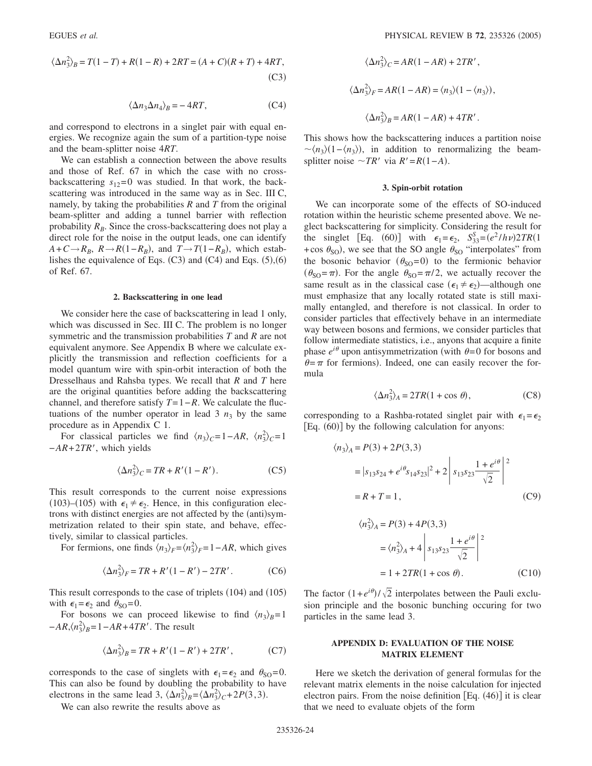$$\langle \Delta n_3^2 \rangle_B = T(1-T) + R(1-R) + 2RT = (A+C)(R+T) + 4RT, \tag{C3}$$

$$\langle \Delta n_3 \Delta n_4 \rangle_B = -4RT, \tag{C4}$$

and correspond to electrons in a singlet pair with equal energies. We recognize again the sum of a partition-type noise and the beam-splitter noise $4RT$.

We can establish a connection between the above results and those of Ref. 67 in which the case with no cross-backscattering $s_{12}=0$ was studied. In that work, the backscattering was introduced in the same way as in Sec. III C, namely, by taking the probabilities $R$ and $T$ from the original beam-splitter and adding a tunnel barrier with reflection probability $R_B$. Since the cross-backscattering does not play a direct role for the noise in the output leads, one can identify $A+C \rightarrow R_B$, $R \rightarrow R(1-R_B)$, and $T \rightarrow T(1-R_B)$, which establishes the equivalence of Eqs. (C3) and (C4) and Eqs. (5),(6) of Ref. 67.

#### 2. Backscattering in one lead

We consider here the case of backscattering in lead 1 only, which was discussed in Sec. III C. The problem is no longer symmetric and the transmission probabilities $T$ and $R$ are not equivalent anymore. See Appendix B where we calculate explicitly the transmission and reflection coefficients for a model quantum wire with spin-orbit interaction of both the Dresselhaus and Rahsba types. We recall that $R$ and $T$ here are the original quantities before adding the backscattering channel, and therefore satisfy $T=1-R$. We calculate the fluctuations of the number operator in lead 3 $n_3$ by the same procedure as in Appendix C 1.

For classical particles we find $\langle n_3 \rangle_C = 1-AR$, $\langle n_3^2 \rangle_C = 1 - AR + 2TR'$, which yields

$$\langle \Delta n_3^2 \rangle_C = TR + R'(1-R'). \tag{C5}$$

This result corresponds to the current noise expressions (103)–(105) with $\epsilon_1 \neq \epsilon_2$. Hence, in this configuration electrons with distinct energies are not affected by the (anti)symmetrization related to their spin state, and behave, effectively, similar to classical particles.

For fermions, one finds $\langle n_3 \rangle_F = \langle n_3^2 \rangle_F = 1-AR$, which gives

$$\langle \Delta n_3^2 \rangle_F = TR + R'(1-R') - 2TR'. \tag{C6}$$

This result corresponds to the case of triplets (104) and (105) with $\epsilon_1 = \epsilon_2$ and $\theta_{\text{SO}}=0$.

For bosons we can proceed likewise to find $\langle n_3 \rangle_B = 1 - AR$, $\langle n_3^2 \rangle_B = 1 - AR + 4TR'$. The result

$$\langle \Delta n_3^2 \rangle_B = TR + R'(1-R') + 2TR', \tag{C7}$$

corresponds to the case of singlets with $\epsilon_1 = \epsilon_2$ and $\theta_{\text{SO}}=0$. This can also be found by doubling the probability to have electrons in the same lead 3, $\langle \Delta n_3^2 \rangle_B = \langle \Delta n_3^2 \rangle_C + 2P(3,3)$.

We can also rewrite the results above as

$$\langle \Delta n_3^2 \rangle_C = AR(1-AR) + 2TR',$$

$$\langle \Delta n_3^2 \rangle_F = AR(1-AR) = \langle n_3 \rangle (1 - \langle n_3 \rangle),$$

$$\langle \Delta n_3^2 \rangle_B = AR(1-AR) + 4TR'.$$

This shows how the backscattering induces a partition noise $\sim \langle n_3 \rangle (1 - \langle n_3 \rangle)$, in addition to renormalizing the beam-splitter noise $\sim TR'$ via $R' = R(1-A)$.

#### 3. Spin-orbit rotation

We can incorporate some of the effects of SO-induced rotation within the heuristic scheme presented above. We neglect backscattering for simplicity. Considering the result for the singlet [Eq. (60)] with $\epsilon_1 = \epsilon_2$, $S_{33}^S = (e^2/h\nu) 2TR(1+\cos\theta_{\text{SO}})$, we see that the SO angle $\theta_{\text{SO}}$ "interpolates" from the bosonic behavior ($\theta_{\text{SO}}=0$) to the fermionic behavior ($\theta_{\text{SO}}=\pi$). For the angle $\theta_{\text{SO}}=\pi/2$, we actually recover the same result as in the classical case ($\epsilon_1 \neq \epsilon_2$)—although one must emphasize that any locally rotated state is still maximally entangled, and therefore is not classical. In order to consider particles that effectively behave in an intermediate way between bosons and fermions, we consider particles that follow intermediate statistics, i.e., anyons that acquire a finite phase $e^{i\theta}$ upon antisymmetrization (with $\theta=0$ for bosons and $\theta=\pi$ for fermions). Indeed, one can easily recover the formula

$$\langle \Delta n_3^2 \rangle_A = 2TR(1+\cos\theta), \tag{C8}$$

corresponding to a Rashba-rotated singlet pair with $\epsilon_1 = \epsilon_2$ [Eq. (60)] by the following calculation for anyons:

$$\begin{aligned}
\langle n_3 \rangle_A &= P(3) + 2P(3,3) \\
&= |s_{13}s_{24} + e^{i\theta}s_{14}s_{23}|^2 + 2\left| s_{13}s_{23}\frac{1+e^{i\theta}}{\sqrt{2}} \right|^2 \\
&= R + T = 1,
\end{aligned} \tag{C9}$$

$$\begin{aligned}
\langle n_3^2 \rangle_A &= P(3) + 4P(3,3) \\
&= \langle n_3^2 \rangle_A + 4\left| s_{13}s_{23}\frac{1+e^{i\theta}}{\sqrt{2}} \right|^2 \\
&= 1 + 2TR(1+\cos\theta).
\end{aligned} \tag{C10}$$

The factor $(1+e^{i\theta})/\sqrt{2}$ interpolates between the Pauli exclusion principle and the bosonic bunching occuring for two particles in the same lead 3.

### APPENDIX D: EVALUATION OF THE NOISE MATRIX ELEMENT

Here we sketch the derivation of general formulas for the relevant matrix elements in the noise calculation for injected electron pairs. From the noise definition [Eq. (46)] it is clear that we need to evaluate objets of the form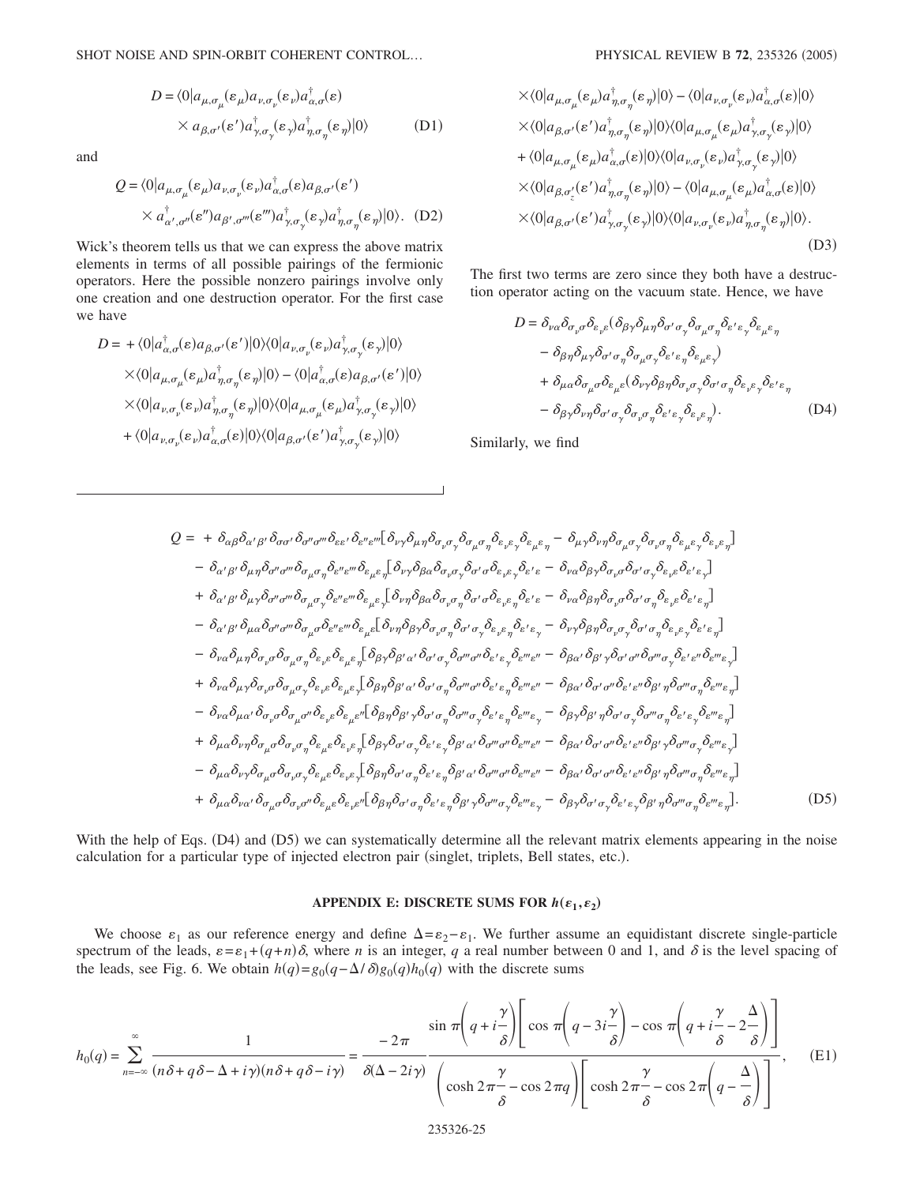$$D = \langle 0|a_{\mu,\sigma_\mu}(\varepsilon_\mu)a_{\nu,\sigma_\nu}(\varepsilon_\nu)a^\dagger_{\alpha,\sigma}(\varepsilon) \times a_{\beta,\sigma'}(\varepsilon')a^\dagger_{\gamma,\sigma_\gamma}(\varepsilon_\gamma)a^\dagger_{\eta,\sigma_\eta}(\varepsilon_\eta)|0\rangle \tag{D1}$$

and

$$Q = \langle 0|a_{\mu,\sigma_\mu}(\varepsilon_\mu)a_{\nu,\sigma_\nu}(\varepsilon_\nu)a^\dagger_{\alpha,\sigma}(\varepsilon)a_{\beta,\sigma'}(\varepsilon') \times a^\dagger_{\alpha',\sigma''}(\varepsilon'')a_{\beta',\sigma'''}(\varepsilon''')a^\dagger_{\gamma,\sigma_\gamma}(\varepsilon_\gamma)a^\dagger_{\eta,\sigma_\eta}(\varepsilon_\eta)|0\rangle. \tag{D2}$$

Wick's theorem tells us that we can express the above matrix elements in terms of all possible pairings of the fermionic operators. Here the possible nonzero pairings involve only one creation and one destruction operator. For the first case we have

$$\begin{aligned}
D = &+\langle 0|a^\dagger_{\alpha,\sigma}(\varepsilon)a_{\beta,\sigma'}(\varepsilon')|0\rangle\langle 0|a_{\nu,\sigma_\nu}(\varepsilon_\nu)a^\dagger_{\gamma,\sigma_\gamma}(\varepsilon_\gamma)|0\rangle \\
&\times\langle 0|a_{\mu,\sigma_\mu}(\varepsilon_\mu)a^\dagger_{\eta,\sigma_\eta}(\varepsilon_\eta)|0\rangle - \langle 0|a^\dagger_{\alpha,\sigma}(\varepsilon)a_{\beta,\sigma'}(\varepsilon')|0\rangle \\
&\times\langle 0|a_{\nu,\sigma_\nu}(\varepsilon_\nu)a^\dagger_{\eta,\sigma_\eta}(\varepsilon_\eta)|0\rangle\langle 0|a_{\mu,\sigma_\mu}(\varepsilon_\mu)a^\dagger_{\gamma,\sigma_\gamma}(\varepsilon_\gamma)|0\rangle \\
&+\langle 0|a_{\nu,\sigma_\nu}(\varepsilon_\nu)a^\dagger_{\alpha,\sigma}(\varepsilon)|0\rangle\langle 0|a_{\beta,\sigma'}(\varepsilon')a^\dagger_{\gamma,\sigma_\gamma}(\varepsilon_\gamma)|0\rangle \\
&\times\langle 0|a_{\mu,\sigma_\mu}(\varepsilon_\mu)a^\dagger_{\eta,\sigma_\eta}(\varepsilon_\eta)|0\rangle - \langle 0|a_{\nu,\sigma_\nu}(\varepsilon_\nu)a^\dagger_{\alpha,\sigma}(\varepsilon)|0\rangle \\
&\times\langle 0|a_{\beta,\sigma'}(\varepsilon')a^\dagger_{\eta,\sigma_\eta}(\varepsilon_\eta)|0\rangle\langle 0|a_{\mu,\sigma_\mu}(\varepsilon_\mu)a^\dagger_{\gamma,\sigma_\gamma}(\varepsilon_\gamma)|0\rangle \\
&+\langle 0|a_{\mu,\sigma_\mu}(\varepsilon_\mu)a^\dagger_{\alpha,\sigma}(\varepsilon)|0\rangle\langle 0|a_{\nu,\sigma_\nu}(\varepsilon_\nu)a^\dagger_{\gamma,\sigma_\gamma}(\varepsilon_\gamma)|0\rangle \\
&\times\langle 0|a_{\beta,\sigma'_z}(\varepsilon')a^\dagger_{\eta,\sigma_\eta}(\varepsilon_\eta)|0\rangle - \langle 0|a_{\mu,\sigma_\mu}(\varepsilon_\mu)a^\dagger_{\alpha,\sigma}(\varepsilon)|0\rangle \\
&\times\langle 0|a_{\beta,\sigma'}(\varepsilon')a^\dagger_{\gamma,\sigma_\gamma}(\varepsilon_\gamma)|0\rangle\langle 0|a_{\nu,\sigma_\nu}(\varepsilon_\nu)a^\dagger_{\eta,\sigma_\eta}(\varepsilon_\eta)|0\rangle.
\end{aligned} \tag{D3}$$

The first two terms are zero since they both have a destruction operator acting on the vacuum state. Hence, we have

$$\begin{aligned}
D = &\delta_{\nu\alpha}\delta_{\sigma_\nu\sigma}\delta_{\varepsilon_\nu\varepsilon}(\delta_{\beta\gamma}\delta_{\mu\eta}\delta_{\sigma'\sigma_\gamma}\delta_{\sigma_\mu\sigma_\eta}\delta_{\varepsilon'\varepsilon_\gamma}\delta_{\varepsilon_\mu\varepsilon_\eta} \\
&-\delta_{\beta\eta}\delta_{\mu\gamma}\delta_{\sigma'\sigma_\eta}\delta_{\sigma_\mu\sigma_\gamma}\delta_{\varepsilon'\varepsilon_\eta}\delta_{\varepsilon_\mu\varepsilon_\gamma}) \\
&+\delta_{\mu\alpha}\delta_{\sigma_\mu\sigma}\delta_{\varepsilon_\mu\varepsilon}(\delta_{\nu\gamma}\delta_{\beta\eta}\delta_{\sigma_\nu\sigma_\gamma}\delta_{\sigma'\sigma_\eta}\delta_{\varepsilon_\nu\varepsilon_\gamma}\delta_{\varepsilon'\varepsilon_\eta} \\
&-\delta_{\beta\gamma}\delta_{\nu\eta}\delta_{\sigma'\sigma_\gamma}\delta_{\sigma_\nu\sigma_\eta}\delta_{\varepsilon'\varepsilon_\gamma}\delta_{\varepsilon_\nu\varepsilon_\eta}).
\end{aligned} \tag{D4}$$

Similarly, we find

$$\begin{aligned}
Q = &+\delta_{\alpha\beta}\delta_{\alpha'\beta'}\delta_{\sigma\sigma'}\delta_{\sigma''\sigma'''}\delta_{\varepsilon\varepsilon'}\delta_{\varepsilon''\varepsilon'''}[\delta_{\nu\gamma}\delta_{\mu\eta}\delta_{\sigma_\nu\sigma_\gamma}\delta_{\sigma_\mu\sigma_\eta}\delta_{\varepsilon_\nu\varepsilon_\gamma}\delta_{\varepsilon_\mu\varepsilon_\eta} - \delta_{\mu\gamma}\delta_{\nu\eta}\delta_{\sigma_\mu\sigma_\gamma}\delta_{\sigma_\nu\sigma_\eta}\delta_{\varepsilon_\mu\varepsilon_\gamma}\delta_{\varepsilon_\nu\varepsilon_\eta}] \\
&-\delta_{\alpha'\beta'}\delta_{\mu\eta}\delta_{\sigma''\sigma'''}\delta_{\sigma_\mu\sigma_\eta}\delta_{\varepsilon''\varepsilon'''}\delta_{\varepsilon_\mu\varepsilon_\eta}[\delta_{\nu\gamma}\delta_{\beta\alpha}\delta_{\sigma_\nu\sigma_\gamma}\delta_{\sigma'\sigma}\delta_{\varepsilon_\nu\varepsilon_\gamma}\delta_{\varepsilon'\varepsilon} - \delta_{\nu\alpha}\delta_{\beta\gamma}\delta_{\sigma_\nu\sigma}\delta_{\sigma'\sigma_\gamma}\delta_{\varepsilon_\nu\varepsilon}\delta_{\varepsilon'\varepsilon_\gamma}] \\
&+\delta_{\alpha'\beta'}\delta_{\mu\gamma}\delta_{\sigma''\sigma'''}\delta_{\sigma_\mu\sigma_\gamma}\delta_{\varepsilon''\varepsilon'''}\delta_{\varepsilon_\mu\varepsilon_\gamma}[\delta_{\nu\eta}\delta_{\beta\alpha}\delta_{\sigma_\nu\sigma_\eta}\delta_{\sigma'\sigma}\delta_{\varepsilon_\nu\varepsilon_\eta}\delta_{\varepsilon'\varepsilon} - \delta_{\nu\alpha}\delta_{\beta\eta}\delta_{\sigma_\nu\sigma}\delta_{\sigma'\sigma_\eta}\delta_{\varepsilon_\nu\varepsilon}\delta_{\varepsilon'\varepsilon_\eta}] \\
&-\delta_{\alpha'\beta'}\delta_{\mu\alpha}\delta_{\sigma''\sigma'''}\delta_{\sigma_\mu\sigma}\delta_{\varepsilon''\varepsilon'''}\delta_{\varepsilon_\mu\varepsilon}[\delta_{\nu\eta}\delta_{\beta\gamma}\delta_{\sigma_\nu\sigma_\eta}\delta_{\sigma'\sigma_\gamma}\delta_{\varepsilon_\nu\varepsilon_\eta}\delta_{\varepsilon'\varepsilon_\gamma} - \delta_{\nu\gamma}\delta_{\beta\eta}\delta_{\sigma_\nu\sigma_\gamma}\delta_{\sigma'\sigma_\eta}\delta_{\varepsilon_\nu\varepsilon_\gamma}\delta_{\varepsilon'\varepsilon_\eta}] \\
&-\delta_{\nu\alpha}\delta_{\mu\eta}\delta_{\sigma_\nu\sigma}\delta_{\sigma_\mu\sigma_\eta}\delta_{\varepsilon_\nu\varepsilon}\delta_{\varepsilon_\mu\varepsilon_\eta}[\delta_{\beta\gamma}\delta_{\beta'\alpha'}\delta_{\sigma'\sigma_\gamma}\delta_{\sigma'''\sigma''}\delta_{\varepsilon'\varepsilon_\gamma}\delta_{\varepsilon'''\varepsilon''} - \delta_{\beta\alpha'}\delta_{\beta'\gamma}\delta_{\sigma'\sigma''}\delta_{\sigma'''\sigma_\gamma}\delta_{\varepsilon'\varepsilon''}\delta_{\varepsilon'''\varepsilon_\gamma}] \\
&+\delta_{\nu\alpha}\delta_{\mu\gamma}\delta_{\sigma_\nu\sigma}\delta_{\sigma_\mu\sigma_\gamma}\delta_{\varepsilon_\nu\varepsilon}\delta_{\varepsilon_\mu\varepsilon_\gamma}[\delta_{\beta\eta}\delta_{\beta'\alpha'}\delta_{\sigma'\sigma_\eta}\delta_{\sigma'''\sigma''}\delta_{\varepsilon'\varepsilon_\eta}\delta_{\varepsilon'''\varepsilon''} - \delta_{\beta\alpha'}\delta_{\sigma'\sigma''}\delta_{\varepsilon'\varepsilon''}\delta_{\beta'\eta}\delta_{\sigma'''\sigma_\eta}\delta_{\varepsilon'''\varepsilon_\eta}] \\
&-\delta_{\nu\alpha}\delta_{\mu\alpha'}\delta_{\sigma_\nu\sigma}\delta_{\sigma_\mu\sigma''}\delta_{\varepsilon_\nu\varepsilon}\delta_{\varepsilon_\mu\varepsilon''}[\delta_{\beta\eta}\delta_{\beta'\gamma}\delta_{\sigma'\sigma_\eta}\delta_{\sigma'''\sigma_\gamma}\delta_{\varepsilon'\varepsilon_\eta}\delta_{\varepsilon'''\varepsilon_\gamma} - \delta_{\beta\gamma}\delta_{\beta'\eta}\delta_{\sigma'\sigma_\gamma}\delta_{\sigma'''\sigma_\eta}\delta_{\varepsilon'\varepsilon_\gamma}\delta_{\varepsilon'''\varepsilon_\eta}] \\
&+\delta_{\mu\alpha}\delta_{\nu\eta}\delta_{\sigma_\mu\sigma}\delta_{\sigma_\nu\sigma_\eta}\delta_{\varepsilon_\mu\varepsilon}\delta_{\varepsilon_\nu\varepsilon_\eta}[\delta_{\beta\gamma}\delta_{\sigma'\sigma_\gamma}\delta_{\varepsilon'\varepsilon_\gamma}\delta_{\beta'\alpha'}\delta_{\sigma'''\sigma''}\delta_{\varepsilon'''\varepsilon''} - \delta_{\beta\alpha'}\delta_{\sigma'\sigma''}\delta_{\varepsilon'\varepsilon''}\delta_{\beta'\gamma}\delta_{\sigma'''\sigma_\gamma}\delta_{\varepsilon'''\varepsilon_\gamma}] \\
&-\delta_{\mu\alpha}\delta_{\nu\gamma}\delta_{\sigma_\mu\sigma}\delta_{\sigma_\nu\sigma_\gamma}\delta_{\varepsilon_\mu\varepsilon}\delta_{\varepsilon_\nu\varepsilon_\gamma}[\delta_{\beta\eta}\delta_{\sigma'\sigma_\eta}\delta_{\varepsilon'\varepsilon_\eta}\delta_{\beta'\alpha'}\delta_{\sigma'''\sigma''}\delta_{\varepsilon'''\varepsilon''} - \delta_{\beta\alpha'}\delta_{\sigma'\sigma''}\delta_{\varepsilon'\varepsilon''}\delta_{\beta'\eta}\delta_{\sigma'''\sigma_\eta}\delta_{\varepsilon'''\varepsilon_\eta}] \\
&+\delta_{\mu\alpha}\delta_{\nu\alpha'}\delta_{\sigma_\mu\sigma}\delta_{\sigma_\nu\sigma''}\delta_{\varepsilon_\mu\varepsilon}\delta_{\varepsilon_\nu\varepsilon''}[\delta_{\beta\eta}\delta_{\sigma'\sigma_\eta}\delta_{\varepsilon'\varepsilon_\eta}\delta_{\beta'\gamma}\delta_{\sigma'''\sigma_\gamma}\delta_{\varepsilon'''\varepsilon_\gamma} - \delta_{\beta\gamma}\delta_{\sigma'\sigma_\gamma}\delta_{\varepsilon'\varepsilon_\gamma}\delta_{\beta'\eta}\delta_{\sigma'''\sigma_\eta}\delta_{\varepsilon'''\varepsilon_\eta}].
\end{aligned} \tag{D5}$$

With the help of Eqs. (D4) and (D5) we can systematically determine all the relevant matrix elements appearing in the noise calculation for a particular type of injected electron pair (singlet, triplets, Bell states, etc.).

## APPENDIX E: DISCRETE SUMS FOR $h(\varepsilon_1,\varepsilon_2)$

We choose $\varepsilon_1$ as our reference energy and define $\Delta=\varepsilon_2-\varepsilon_1$. We further assume an equidistant discrete single-particle spectrum of the leads, $\varepsilon=\varepsilon_1+(q+n)\delta$, where $n$ is an integer, $q$ a real number between 0 and 1, and $\delta$ is the level spacing of the leads, see Fig. 6. We obtain $h(q)=g_0(q-\Delta/\delta)g_0(q)h_0(q)$ with the discrete sums

$$h_0(q)=\sum_{n=-\infty}^{\infty}\frac{1}{(n\delta+q\delta-\Delta+i\gamma)(n\delta+q\delta-i\gamma)}=\frac{-2\pi}{\delta(\Delta-2i\gamma)}\frac{\sin\pi\left(q+i\frac{\gamma}{\delta}\right)\left[\cos\pi\left(q-3i\frac{\gamma}{\delta}\right)-\cos\pi\left(q+i\frac{\gamma}{\delta}-2\frac{\Delta}{\delta}\right)\right]}{\left(\cosh 2\pi\frac{\gamma}{\delta}-\cos 2\pi q\right)\left[\cosh 2\pi\frac{\gamma}{\delta}-\cos 2\pi\left(q-\frac{\Delta}{\delta}\right)\right]}, \tag{E1}$$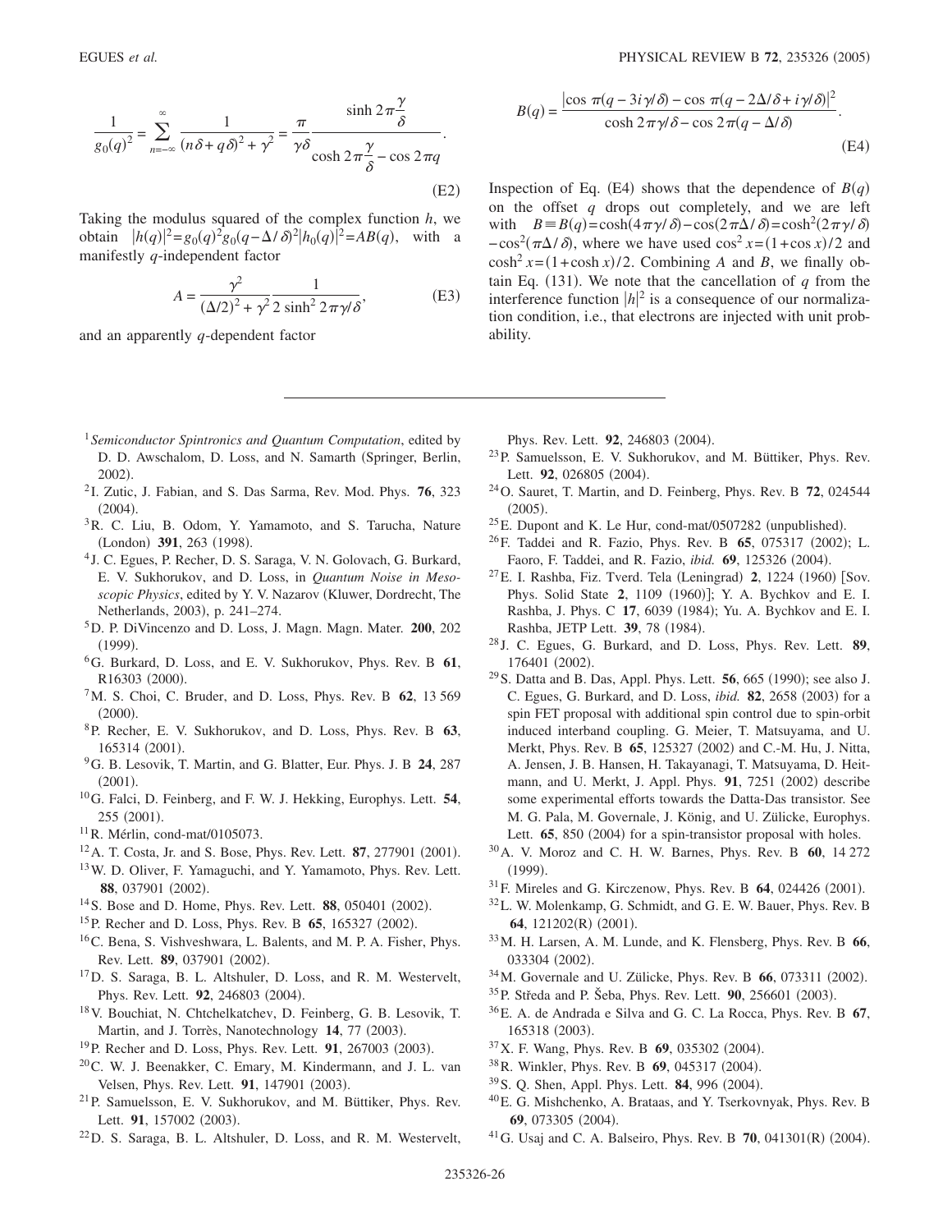$$\frac{1}{g_0(q)^2} = \sum_{n=-\infty}^{\infty} \frac{1}{(n\delta + q\delta)^2 + \gamma^2} = \frac{\pi}{\gamma\delta} \frac{\sinh 2\pi\frac{\gamma}{\delta}}{\cosh 2\pi\frac{\gamma}{\delta} - \cos 2\pi q}. \tag{E2}$$

Taking the modulus squared of the complex function $h$, we obtain $|h(q)|^2 = g_0(q)^2 g_0(q-\Delta/\delta)^2 |h_0(q)|^2 = AB(q)$, with a manifestly $q$-independent factor

$$A = \frac{\gamma^2}{(\Delta/2)^2 + \gamma^2} \frac{1}{2\sinh^2 2\pi\gamma/\delta}, \tag{E3}$$

and an apparently $q$-dependent factor

$$B(q) = \frac{|\cos \pi(q - 3i\gamma/\delta) - \cos \pi(q - 2\Delta/\delta + i\gamma/\delta)|^2}{\cosh 2\pi\gamma/\delta - \cos 2\pi(q - \Delta/\delta)}. \tag{E4}$$

Inspection of Eq. (E4) shows that the dependence of $B(q)$ on the offset $q$ drops out completely, and we are left with $B \equiv B(q) = \cosh(4\pi\gamma/\delta) - \cos(2\pi\Delta/\delta) = \cosh^2(2\pi\gamma/\delta) - \cos^2(\pi\Delta/\delta)$, where we have used $\cos^2 x = (1+\cos x)/2$ and $\cosh^2 x = (1+\cosh x)/2$. Combining $A$ and $B$, we finally obtain Eq. (131). We note that the cancellation of $q$ from the interference function $|h|^2$ is a consequence of our normalization condition, i.e., that electrons are injected with unit probability.

---

[1] *Semiconductor Spintronics and Quantum Computation*, edited by D. D. Awschalom, D. Loss, and N. Samarth (Springer, Berlin, 2002).

[2] I. Zutic, J. Fabian, and S. Das Sarma, Rev. Mod. Phys. **76**, 323 (2004).

[3] R. C. Liu, B. Odom, Y. Yamamoto, and S. Tarucha, Nature (London) **391**, 263 (1998).

[4] J. C. Egues, P. Recher, D. S. Saraga, V. N. Golovach, G. Burkard, E. V. Sukhorukov, and D. Loss, in *Quantum Noise in Mesoscopic Physics*, edited by Y. V. Nazarov (Kluwer, Dordrecht, The Netherlands, 2003), p. 241–274.

[5] D. P. DiVincenzo and D. Loss, J. Magn. Magn. Mater. **200**, 202 (1999).

[6] G. Burkard, D. Loss, and E. V. Sukhorukov, Phys. Rev. B **61**, R16303 (2000).

[7] M. S. Choi, C. Bruder, and D. Loss, Phys. Rev. B **62**, 13 569 (2000).

[8] P. Recher, E. V. Sukhorukov, and D. Loss, Phys. Rev. B **63**, 165314 (2001).

[9] G. B. Lesovik, T. Martin, and G. Blatter, Eur. Phys. J. B **24**, 287 (2001).

[10] G. Falci, D. Feinberg, and F. W. J. Hekking, Europhys. Lett. **54**, 255 (2001).

[11] R. Mérlin, cond-mat/0105073.

[12] A. T. Costa, Jr. and S. Bose, Phys. Rev. Lett. **87**, 277901 (2001).

[13] W. D. Oliver, F. Yamaguchi, and Y. Yamamoto, Phys. Rev. Lett. **88**, 037901 (2002).

[14] S. Bose and D. Home, Phys. Rev. Lett. **88**, 050401 (2002).

[15] P. Recher and D. Loss, Phys. Rev. B **65**, 165327 (2002).

[16] C. Bena, S. Vishveshwara, L. Balents, and M. P. A. Fisher, Phys. Rev. Lett. **89**, 037901 (2002).

[17] D. S. Saraga, B. L. Altshuler, D. Loss, and R. M. Westervelt, Phys. Rev. Lett. **92**, 246803 (2004).

[18] V. Bouchiat, N. Chtchelkatchev, D. Feinberg, G. B. Lesovik, T. Martin, and J. Torrès, Nanotechnology **14**, 77 (2003).

[19] P. Recher and D. Loss, Phys. Rev. Lett. **91**, 267003 (2003).

[20] C. W. J. Beenakker, C. Emary, M. Kindermann, and J. L. van Velsen, Phys. Rev. Lett. **91**, 147901 (2003).

[21] P. Samuelsson, E. V. Sukhorukov, and M. Büttiker, Phys. Rev. Lett. **91**, 157002 (2003).

[22] D. S. Saraga, B. L. Altshuler, D. Loss, and R. M. Westervelt, Phys. Rev. Lett. **92**, 246803 (2004).

[23] P. Samuelsson, E. V. Sukhorukov, and M. Büttiker, Phys. Rev. Lett. **92**, 026805 (2004).

[24] O. Sauret, T. Martin, and D. Feinberg, Phys. Rev. B **72**, 024544 (2005).

[25] E. Dupont and K. Le Hur, cond-mat/0507282 (unpublished).

[26] F. Taddei and R. Fazio, Phys. Rev. B **65**, 075317 (2002); L. Faoro, F. Taddei, and R. Fazio, *ibid.* **69**, 125326 (2004).

[27] E. I. Rashba, Fiz. Tverd. Tela (Leningrad) **2**, 1224 (1960) [Sov. Phys. Solid State **2**, 1109 (1960)]; Y. A. Bychkov and E. I. Rashba, J. Phys. C **17**, 6039 (1984); Yu. A. Bychkov and E. I. Rashba, JETP Lett. **39**, 78 (1984).

[28] J. C. Egues, G. Burkard, and D. Loss, Phys. Rev. Lett. **89**, 176401 (2002).

[29] S. Datta and B. Das, Appl. Phys. Lett. **56**, 665 (1990); see also J. C. Egues, G. Burkard, and D. Loss, *ibid.* **82**, 2658 (2003) for a spin FET proposal with additional spin control due to spin-orbit induced interband coupling. G. Meier, T. Matsuyama, and U. Merkt, Phys. Rev. B **65**, 125327 (2002) and C.-M. Hu, J. Nitta, A. Jensen, J. B. Hansen, H. Takayanagi, T. Matsuyama, D. Heitmann, and U. Merkt, J. Appl. Phys. **91**, 7251 (2002) describe some experimental efforts towards the Datta-Das transistor. See M. G. Pala, M. Governale, J. König, and U. Zülicke, Europhys. Lett. **65**, 850 (2004) for a spin-transistor proposal with holes.

[30] A. V. Moroz and C. H. W. Barnes, Phys. Rev. B **60**, 14 272 (1999).

[31] F. Mireles and G. Kirczenow, Phys. Rev. B **64**, 024426 (2001).

[32] L. W. Molenkamp, G. Schmidt, and G. E. W. Bauer, Phys. Rev. B **64**, 121202(R) (2001).

[33] M. H. Larsen, A. M. Lunde, and K. Flensberg, Phys. Rev. B **66**, 033304 (2002).

[34] M. Governale and U. Zülicke, Phys. Rev. B **66**, 073311 (2002).

[35] P. Středa and P. Šeba, Phys. Rev. Lett. **90**, 256601 (2003).

[36] E. A. de Andrada e Silva and G. C. La Rocca, Phys. Rev. B **67**, 165318 (2003).

[37] X. F. Wang, Phys. Rev. B **69**, 035302 (2004).

[38] R. Winkler, Phys. Rev. B **69**, 045317 (2004).

[39] S. Q. Shen, Appl. Phys. Lett. **84**, 996 (2004).

[40] E. G. Mishchenko, A. Brataas, and Y. Tserkovnyak, Phys. Rev. B **69**, 073305 (2004).

[41] G. Usaj and C. A. Balseiro, Phys. Rev. B **70**, 041301(R) (2004).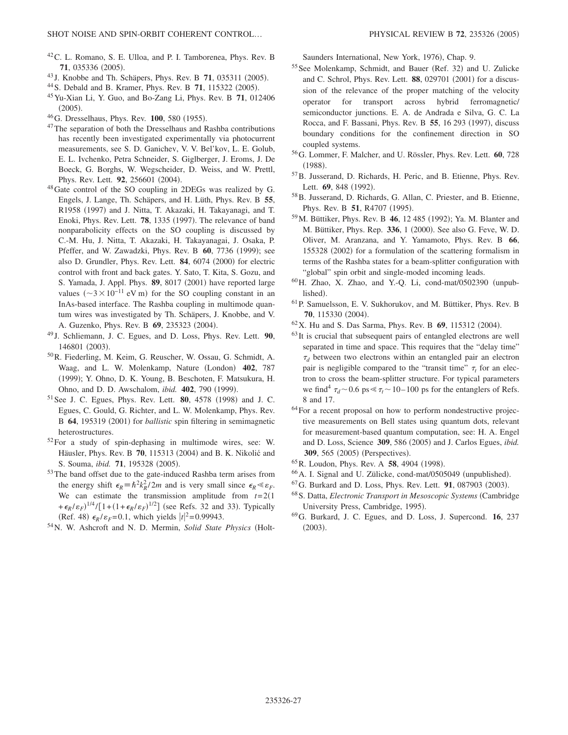[42] C. L. Romano, S. E. Ulloa, and P. I. Tamborenea, Phys. Rev. B **71**, 035336 (2005).

[43] J. Knobbe and Th. Schäpers, Phys. Rev. B **71**, 035311 (2005).

[44] S. Debald and B. Kramer, Phys. Rev. B **71**, 115322 (2005).

[45] Yu-Xian Li, Y. Guo, and Bo-Zang Li, Phys. Rev. B **71**, 012406 (2005).

[46] G. Dresselhaus, Phys. Rev. **100**, 580 (1955).

[47] The separation of both the Dresselhaus and Rashba contributions has recently been investigated experimentally via photocurrent measurements, see S. D. Ganichev, V. V. Bel'kov, L. E. Golub, E. L. Ivchenko, Petra Schneider, S. Giglberger, J. Eroms, J. De Boeck, G. Borghs, W. Wegscheider, D. Weiss, and W. Prettl, Phys. Rev. Lett. **92**, 256601 (2004).

[48] Gate control of the SO coupling in 2DEGs was realized by G. Engels, J. Lange, Th. Schäpers, and H. Lüth, Phys. Rev. B **55**, R1958 (1997) and J. Nitta, T. Akazaki, H. Takayanagi, and T. Enoki, Phys. Rev. Lett. **78**, 1335 (1997). The relevance of band nonparabolicity effects on the SO coupling is discussed by C.-M. Hu, J. Nitta, T. Akazaki, H. Takayanagai, J. Osaka, P. Pfeffer, and W. Zawadzki, Phys. Rev. B **60**, 7736 (1999); see also D. Grundler, Phys. Rev. Lett. **84**, 6074 (2000) for electric control with front and back gates. Y. Sato, T. Kita, S. Gozu, and S. Yamada, J. Appl. Phys. **89**, 8017 (2001) have reported large values ($\sim 3\times10^{-11}$ eV m) for the SO coupling constant in an InAs-based interface. The Rashba coupling in multimode quantum wires was investigated by Th. Schäpers, J. Knobbe, and V. A. Guzenko, Phys. Rev. B **69**, 235323 (2004).

[49] J. Schliemann, J. C. Egues, and D. Loss, Phys. Rev. Lett. **90**, 146801 (2003).

[50] R. Fiederling, M. Keim, G. Reuscher, W. Ossau, G. Schmidt, A. Waag, and L. W. Molenkamp, Nature (London) **402**, 787 (1999); Y. Ohno, D. K. Young, B. Beschoten, F. Matsukura, H. Ohno, and D. D. Awschalom, *ibid.* **402**, 790 (1999).

[51] See J. C. Egues, Phys. Rev. Lett. **80**, 4578 (1998) and J. C. Egues, C. Gould, G. Richter, and L. W. Molenkamp, Phys. Rev. B **64**, 195319 (2001) for *ballistic* spin filtering in semimagnetic heterostructures.

[52] For a study of spin-dephasing in multimode wires, see: W. Häusler, Phys. Rev. B **70**, 115313 (2004) and B. K. Nikolić and S. Souma, *ibid.* **71**, 195328 (2005).

[53] The band offset due to the gate-induced Rashba term arises from the energy shift $\epsilon_R \equiv \hbar^2 k_R^2/2m$ and is very small since $\epsilon_R \ll \varepsilon_F$. We can estimate the transmission amplitude from $t=2(1+\epsilon_R/\varepsilon_F)^{1/4}/[1+(1+\epsilon_R/\varepsilon_F)^{1/2}]$ (see Refs. 32 and 33). Typically (Ref. 48) $\epsilon_R/\varepsilon_F=0.1$, which yields $|t|^2=0.99943$.

[54] N. W. Ashcroft and N. D. Mermin, *Solid State Physics* (Holt-Saunders International, New York, 1976), Chap. 9.

[55] See Molenkamp, Schmidt, and Bauer (Ref. 32) and U. Zulicke and C. Schrol, Phys. Rev. Lett. **88**, 029701 (2001) for a discussion of the relevance of the proper matching of the velocity operator for transport across hybrid ferromagnetic/semiconductor junctions. E. A. de Andrada e Silva, G. C. La Rocca, and F. Bassani, Phys. Rev. B **55**, 16 293 (1997), discuss boundary conditions for the confinement direction in SO coupled systems.

[56] G. Lommer, F. Malcher, and U. Rössler, Phys. Rev. Lett. **60**, 728 (1988).

[57] B. Jusserand, D. Richards, H. Peric, and B. Etienne, Phys. Rev. Lett. **69**, 848 (1992).

[58] B. Jusserand, D. Richards, G. Allan, C. Priester, and B. Etienne, Phys. Rev. B **51**, R4707 (1995).

[59] M. Büttiker, Phys. Rev. B **46**, 12 485 (1992); Ya. M. Blanter and M. Büttiker, Phys. Rep. **336**, 1 (2000). See also G. Feve, W. D. Oliver, M. Aranzana, and Y. Yamamoto, Phys. Rev. B **66**, 155328 (2002) for a formulation of the scattering formalism in terms of the Rashba states for a beam-splitter configuration with "global" spin orbit and single-moded incoming leads.

[60] H. Zhao, X. Zhao, and Y.-Q. Li, cond-mat/0502390 (unpublished).

[61] P. Samuelsson, E. V. Sukhorukov, and M. Büttiker, Phys. Rev. B **70**, 115330 (2004).

[62] X. Hu and S. Das Sarma, Phys. Rev. B **69**, 115312 (2004).

[63] It is crucial that subsequent pairs of entangled electrons are well separated in time and space. This requires that the "delay time" $\tau_d$ between two electrons within an entangled pair an electron pair is negligible compared to the "transit time" $\tau_t$ for an electron to cross the beam-splitter structure. For typical parameters we find[4] $\tau_d \sim 0.6$ ps $\ll \tau_t \sim 10$–$100$ ps for the entanglers of Refs. 8 and 17.

[64] For a recent proposal on how to perform nondestructive projective measurements on Bell states using quantum dots, relevant for measurement-based quantum computation, see: H. A. Engel and D. Loss, Science **309**, 586 (2005) and J. Carlos Egues, *ibid.* **309**, 565 (2005) (Perspectives).

[65] R. Loudon, Phys. Rev. A **58**, 4904 (1998).

[66] A. I. Signal and U. Zülicke, cond-mat/0505049 (unpublished).

[67] G. Burkard and D. Loss, Phys. Rev. Lett. **91**, 087903 (2003).

[68] S. Datta, *Electronic Transport in Mesoscopic Systems* (Cambridge University Press, Cambridge, 1995).

[69] G. Burkard, J. C. Egues, and D. Loss, J. Supercond. **16**, 237 (2003).